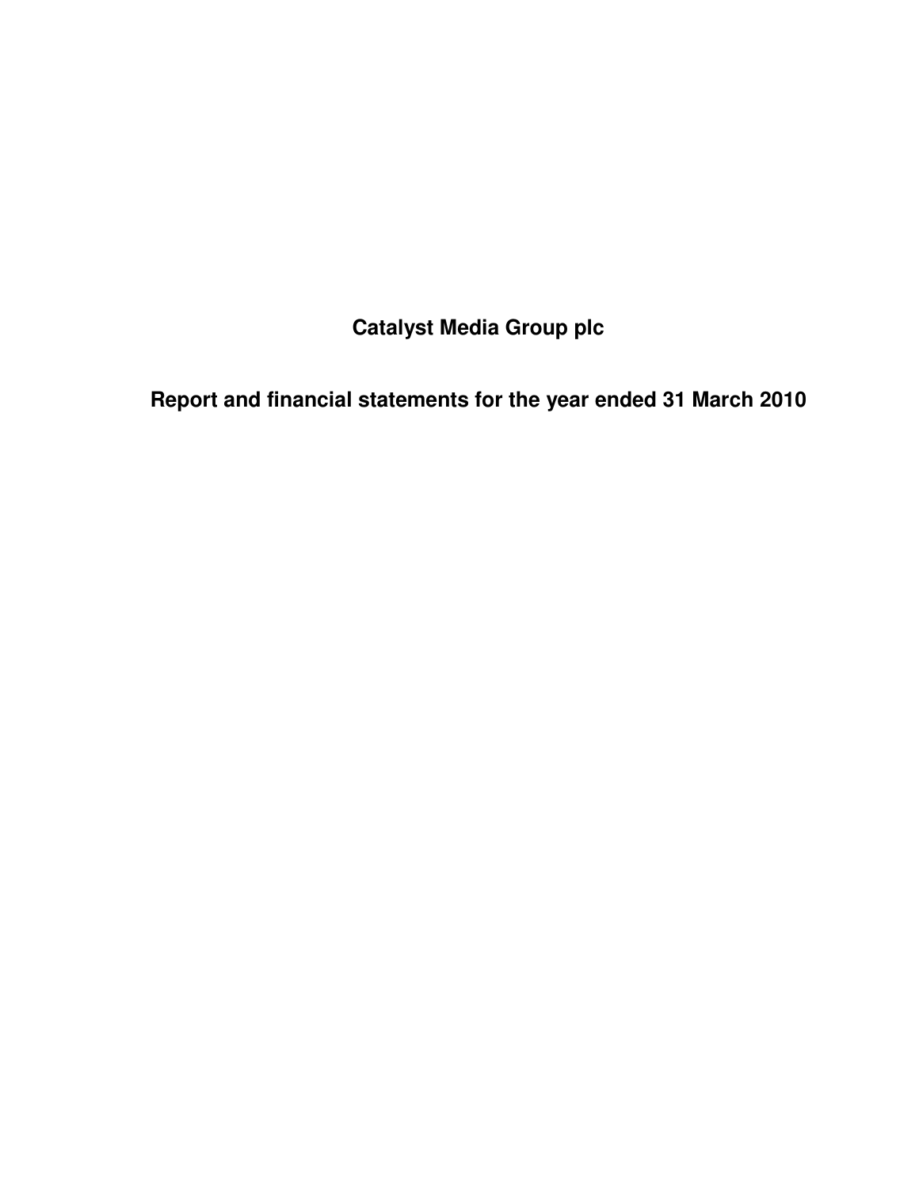# Catalyst Media Group plc

## Report and financial statements for the year ended 31 March 2010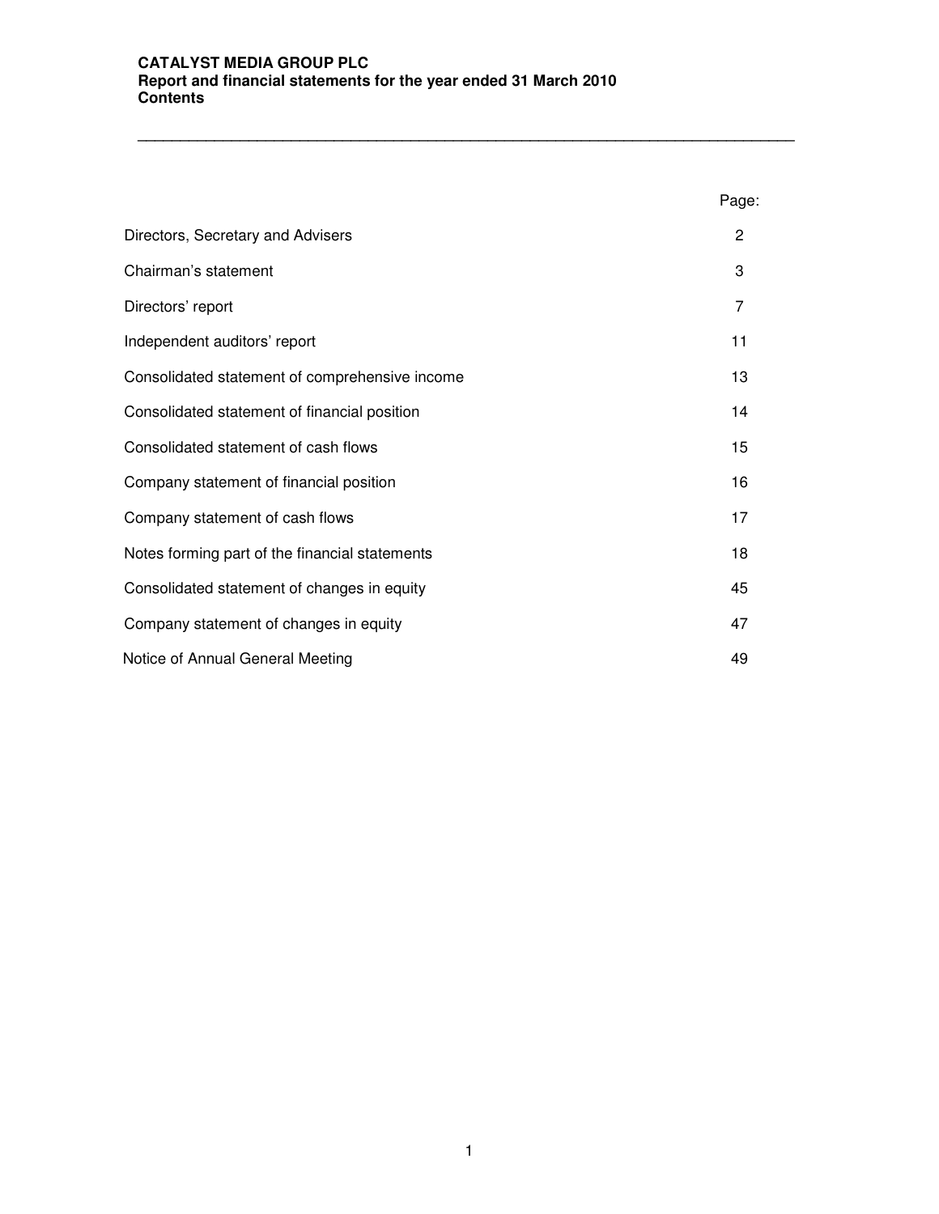**CATALYST MEDIA GROUP PLC**
**Report and financial statements for the year ended 31 March 2010**
**Contents**

| | Page: |
|---|---|
| Directors, Secretary and Advisers | 2 |
| Chairman's statement | 3 |
| Directors' report | 7 |
| Independent auditors' report | 11 |
| Consolidated statement of comprehensive income | 13 |
| Consolidated statement of financial position | 14 |
| Consolidated statement of cash flows | 15 |
| Company statement of financial position | 16 |
| Company statement of cash flows | 17 |
| Notes forming part of the financial statements | 18 |
| Consolidated statement of changes in equity | 45 |
| Company statement of changes in equity | 47 |
| Notice of Annual General Meeting | 49 |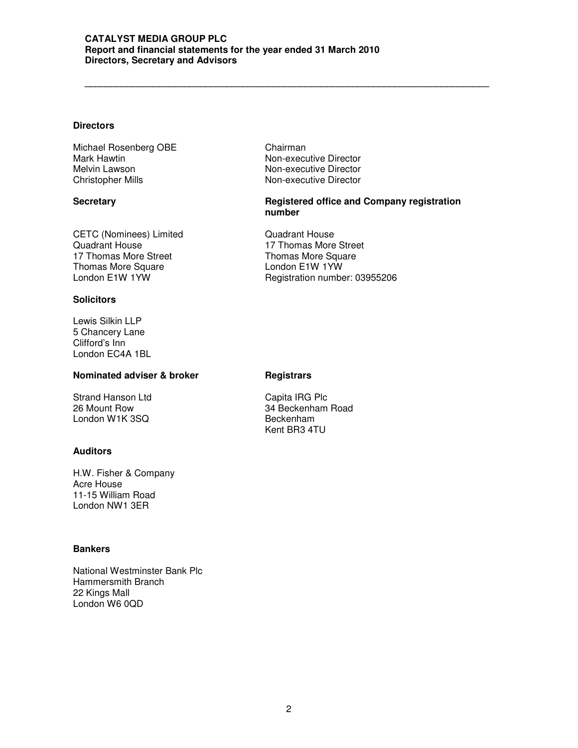# CATALYST MEDIA GROUP PLC
## Report and financial statements for the year ended 31 March 2010
## Directors, Secretary and Advisors

### Directors

| | |
|---|---|
| Michael Rosenberg OBE | Chairman |
| Mark Hawtin | Non-executive Director |
| Melvin Lawson | Non-executive Director |
| Christopher Mills | Non-executive Director |

### Secretary

CETC (Nominees) Limited
Quadrant House
17 Thomas More Street
Thomas More Square
London E1W 1YW

### Registered office and Company registration number

Quadrant House
17 Thomas More Street
Thomas More Square
London E1W 1YW
Registration number: 03955206

### Solicitors

Lewis Silkin LLP
5 Chancery Lane
Clifford's Inn
London EC4A 1BL

### Nominated adviser & broker

Strand Hanson Ltd
26 Mount Row
London W1K 3SQ

### Registrars

Capita IRG Plc
34 Beckenham Road
Beckenham
Kent BR3 4TU

### Auditors

H.W. Fisher & Company
Acre House
11-15 William Road
London NW1 3ER

### Bankers

National Westminster Bank Plc
Hammersmith Branch
22 Kings Mall
London W6 0QD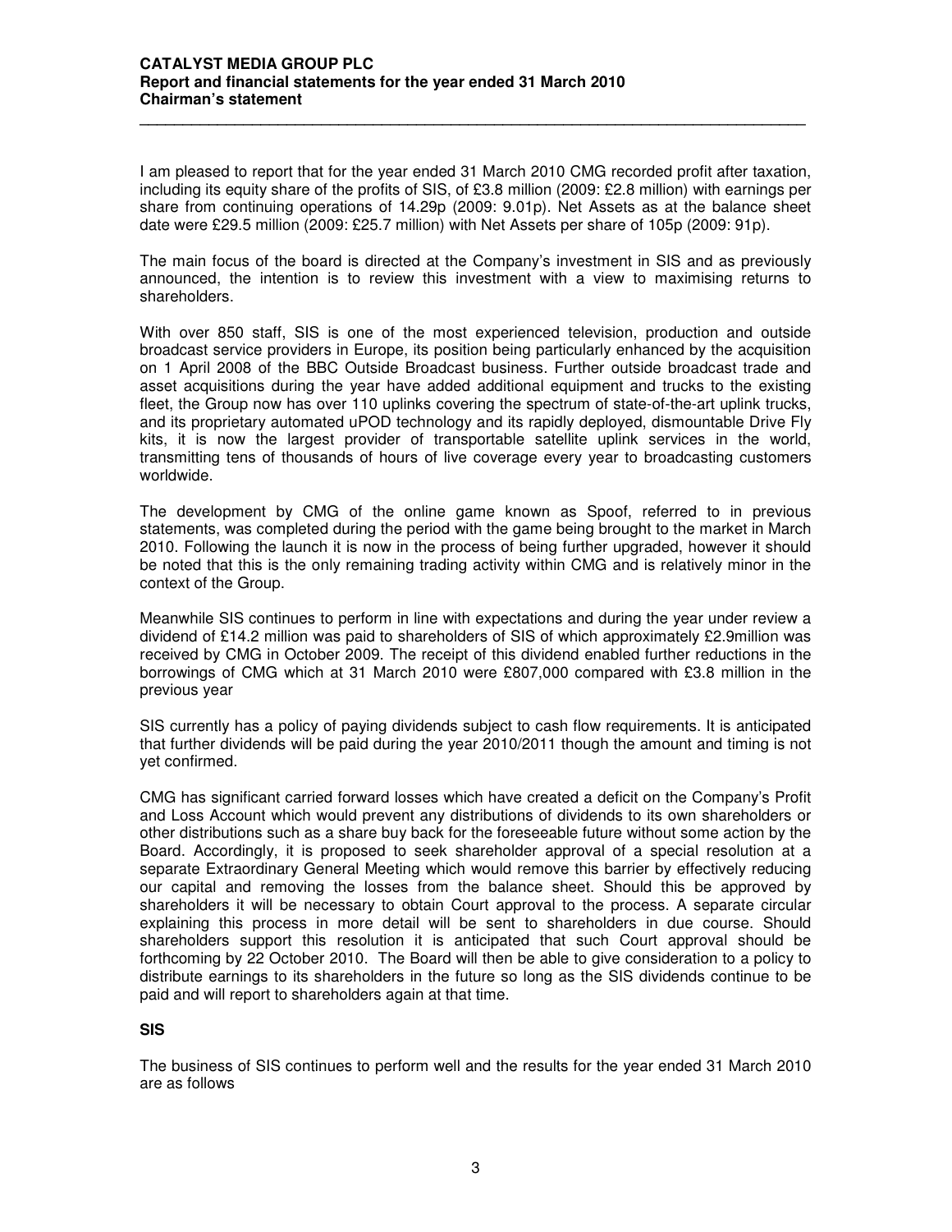I am pleased to report that for the year ended 31 March 2010 CMG recorded profit after taxation, including its equity share of the profits of SIS, of £3.8 million (2009: £2.8 million) with earnings per share from continuing operations of 14.29p (2009: 9.01p). Net Assets as at the balance sheet date were £29.5 million (2009: £25.7 million) with Net Assets per share of 105p (2009: 91p).

The main focus of the board is directed at the Company's investment in SIS and as previously announced, the intention is to review this investment with a view to maximising returns to shareholders.

With over 850 staff, SIS is one of the most experienced television, production and outside broadcast service providers in Europe, its position being particularly enhanced by the acquisition on 1 April 2008 of the BBC Outside Broadcast business. Further outside broadcast trade and asset acquisitions during the year have added additional equipment and trucks to the existing fleet, the Group now has over 110 uplinks covering the spectrum of state-of-the-art uplink trucks, and its proprietary automated uPOD technology and its rapidly deployed, dismountable Drive Fly kits, it is now the largest provider of transportable satellite uplink services in the world, transmitting tens of thousands of hours of live coverage every year to broadcasting customers worldwide.

The development by CMG of the online game known as Spoof, referred to in previous statements, was completed during the period with the game being brought to the market in March 2010. Following the launch it is now in the process of being further upgraded, however it should be noted that this is the only remaining trading activity within CMG and is relatively minor in the context of the Group.

Meanwhile SIS continues to perform in line with expectations and during the year under review a dividend of £14.2 million was paid to shareholders of SIS of which approximately £2.9million was received by CMG in October 2009. The receipt of this dividend enabled further reductions in the borrowings of CMG which at 31 March 2010 were £807,000 compared with £3.8 million in the previous year

SIS currently has a policy of paying dividends subject to cash flow requirements. It is anticipated that further dividends will be paid during the year 2010/2011 though the amount and timing is not yet confirmed.

CMG has significant carried forward losses which have created a deficit on the Company's Profit and Loss Account which would prevent any distributions of dividends to its own shareholders or other distributions such as a share buy back for the foreseeable future without some action by the Board. Accordingly, it is proposed to seek shareholder approval of a special resolution at a separate Extraordinary General Meeting which would remove this barrier by effectively reducing our capital and removing the losses from the balance sheet. Should this be approved by shareholders it will be necessary to obtain Court approval to the process. A separate circular explaining this process in more detail will be sent to shareholders in due course. Should shareholders support this resolution it is anticipated that such Court approval should be forthcoming by 22 October 2010. The Board will then be able to give consideration to a policy to distribute earnings to its shareholders in the future so long as the SIS dividends continue to be paid and will report to shareholders again at that time.

**SIS**

The business of SIS continues to perform well and the results for the year ended 31 March 2010 are as follows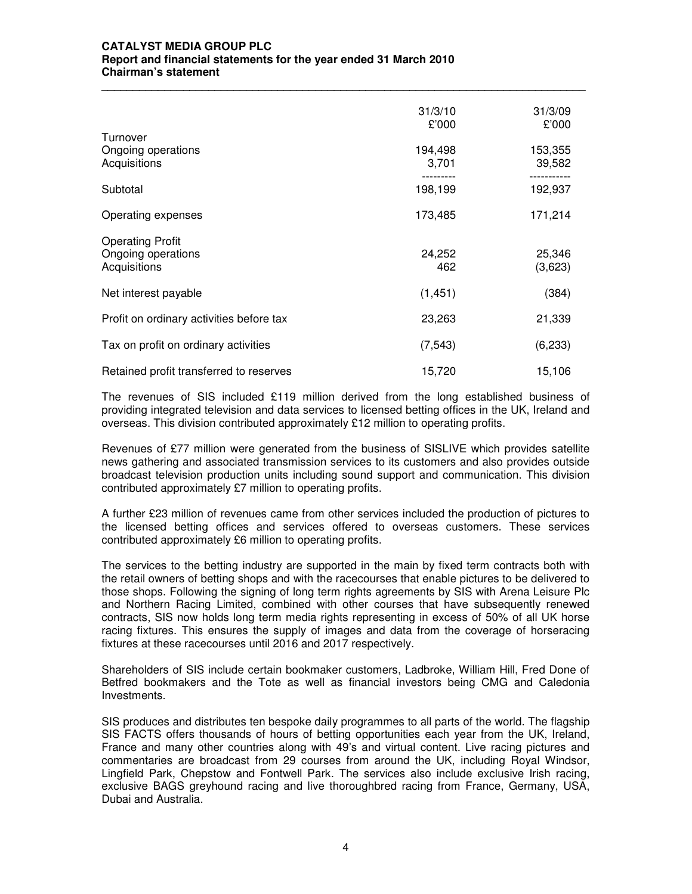| | 31/3/10 £'000 | 31/3/09 £'000 |
|---|---|---|
| Turnover | | |
| Ongoing operations | 194,498 | 153,355 |
| Acquisitions | 3,701 | 39,582 |
| Subtotal | 198,199 | 192,937 |
| Operating expenses | 173,485 | 171,214 |
| Operating Profit | | |
| Ongoing operations | 24,252 | 25,346 |
| Acquisitions | 462 | (3,623) |
| Net interest payable | (1,451) | (384) |
| Profit on ordinary activities before tax | 23,263 | 21,339 |
| Tax on profit on ordinary activities | (7,543) | (6,233) |
| Retained profit transferred to reserves | 15,720 | 15,106 |

The revenues of SIS included £119 million derived from the long established business of providing integrated television and data services to licensed betting offices in the UK, Ireland and overseas. This division contributed approximately £12 million to operating profits.

Revenues of £77 million were generated from the business of SISLIVE which provides satellite news gathering and associated transmission services to its customers and also provides outside broadcast television production units including sound support and communication. This division contributed approximately £7 million to operating profits.

A further £23 million of revenues came from other services included the production of pictures to the licensed betting offices and services offered to overseas customers. These services contributed approximately £6 million to operating profits.

The services to the betting industry are supported in the main by fixed term contracts both with the retail owners of betting shops and with the racecourses that enable pictures to be delivered to those shops. Following the signing of long term rights agreements by SIS with Arena Leisure Plc and Northern Racing Limited, combined with other courses that have subsequently renewed contracts, SIS now holds long term media rights representing in excess of 50% of all UK horse racing fixtures. This ensures the supply of images and data from the coverage of horseracing fixtures at these racecourses until 2016 and 2017 respectively.

Shareholders of SIS include certain bookmaker customers, Ladbroke, William Hill, Fred Done of Betfred bookmakers and the Tote as well as financial investors being CMG and Caledonia Investments.

SIS produces and distributes ten bespoke daily programmes to all parts of the world. The flagship SIS FACTS offers thousands of hours of betting opportunities each year from the UK, Ireland, France and many other countries along with 49's and virtual content. Live racing pictures and commentaries are broadcast from 29 courses from around the UK, including Royal Windsor, Lingfield Park, Chepstow and Fontwell Park. The services also include exclusive Irish racing, exclusive BAGS greyhound racing and live thoroughbred racing from France, Germany, USA, Dubai and Australia.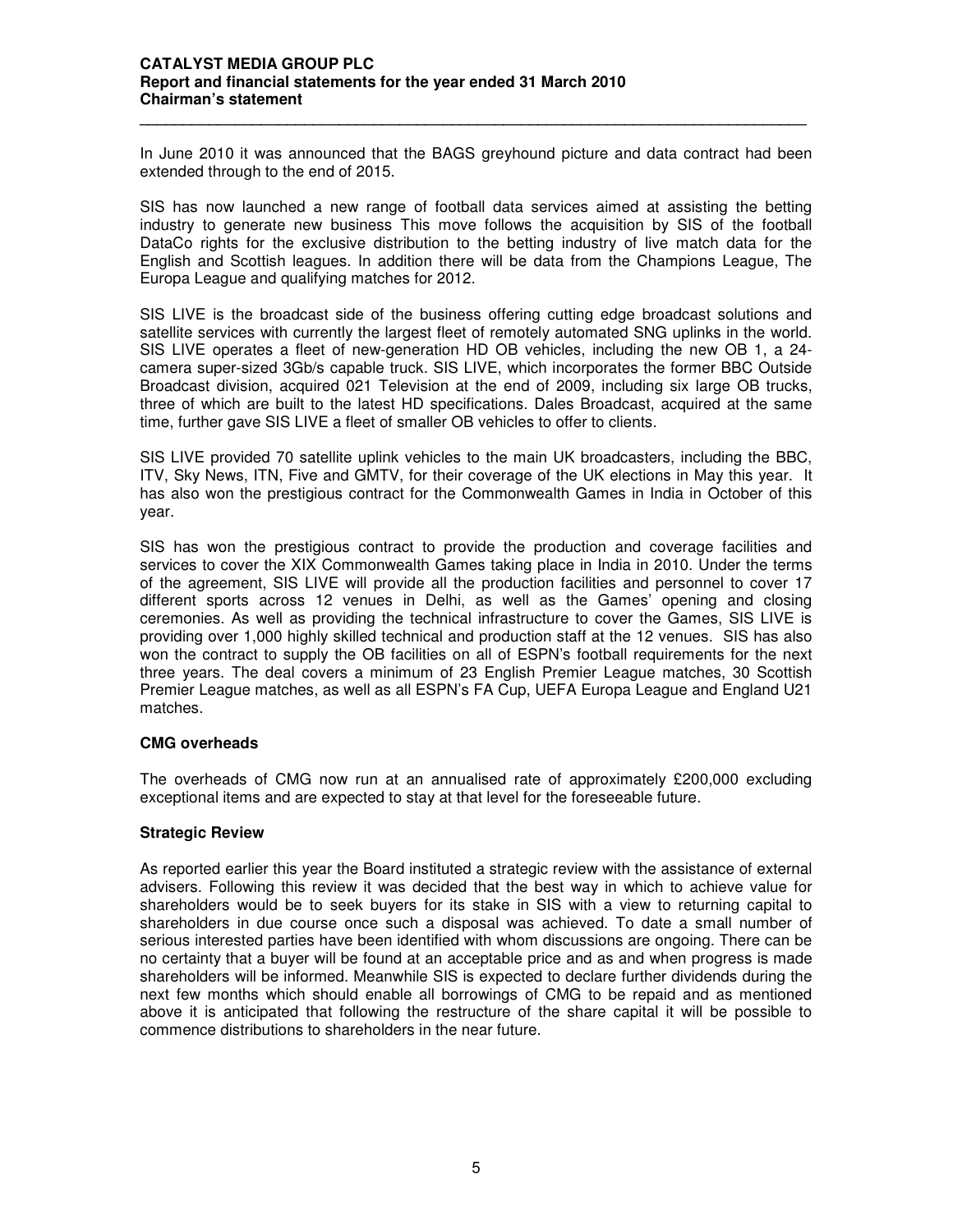In June 2010 it was announced that the BAGS greyhound picture and data contract had been extended through to the end of 2015.

SIS has now launched a new range of football data services aimed at assisting the betting industry to generate new business This move follows the acquisition by SIS of the football DataCo rights for the exclusive distribution to the betting industry of live match data for the English and Scottish leagues. In addition there will be data from the Champions League, The Europa League and qualifying matches for 2012.

SIS LIVE is the broadcast side of the business offering cutting edge broadcast solutions and satellite services with currently the largest fleet of remotely automated SNG uplinks in the world. SIS LIVE operates a fleet of new-generation HD OB vehicles, including the new OB 1, a 24-camera super-sized 3Gb/s capable truck. SIS LIVE, which incorporates the former BBC Outside Broadcast division, acquired 021 Television at the end of 2009, including six large OB trucks, three of which are built to the latest HD specifications. Dales Broadcast, acquired at the same time, further gave SIS LIVE a fleet of smaller OB vehicles to offer to clients.

SIS LIVE provided 70 satellite uplink vehicles to the main UK broadcasters, including the BBC, ITV, Sky News, ITN, Five and GMTV, for their coverage of the UK elections in May this year. It has also won the prestigious contract for the Commonwealth Games in India in October of this year.

SIS has won the prestigious contract to provide the production and coverage facilities and services to cover the XIX Commonwealth Games taking place in India in 2010. Under the terms of the agreement, SIS LIVE will provide all the production facilities and personnel to cover 17 different sports across 12 venues in Delhi, as well as the Games' opening and closing ceremonies. As well as providing the technical infrastructure to cover the Games, SIS LIVE is providing over 1,000 highly skilled technical and production staff at the 12 venues. SIS has also won the contract to supply the OB facilities on all of ESPN's football requirements for the next three years. The deal covers a minimum of 23 English Premier League matches, 30 Scottish Premier League matches, as well as all ESPN's FA Cup, UEFA Europa League and England U21 matches.

**CMG overheads**

The overheads of CMG now run at an annualised rate of approximately £200,000 excluding exceptional items and are expected to stay at that level for the foreseeable future.

**Strategic Review**

As reported earlier this year the Board instituted a strategic review with the assistance of external advisers. Following this review it was decided that the best way in which to achieve value for shareholders would be to seek buyers for its stake in SIS with a view to returning capital to shareholders in due course once such a disposal was achieved. To date a small number of serious interested parties have been identified with whom discussions are ongoing. There can be no certainty that a buyer will be found at an acceptable price and as and when progress is made shareholders will be informed. Meanwhile SIS is expected to declare further dividends during the next few months which should enable all borrowings of CMG to be repaid and as mentioned above it is anticipated that following the restructure of the share capital it will be possible to commence distributions to shareholders in the near future.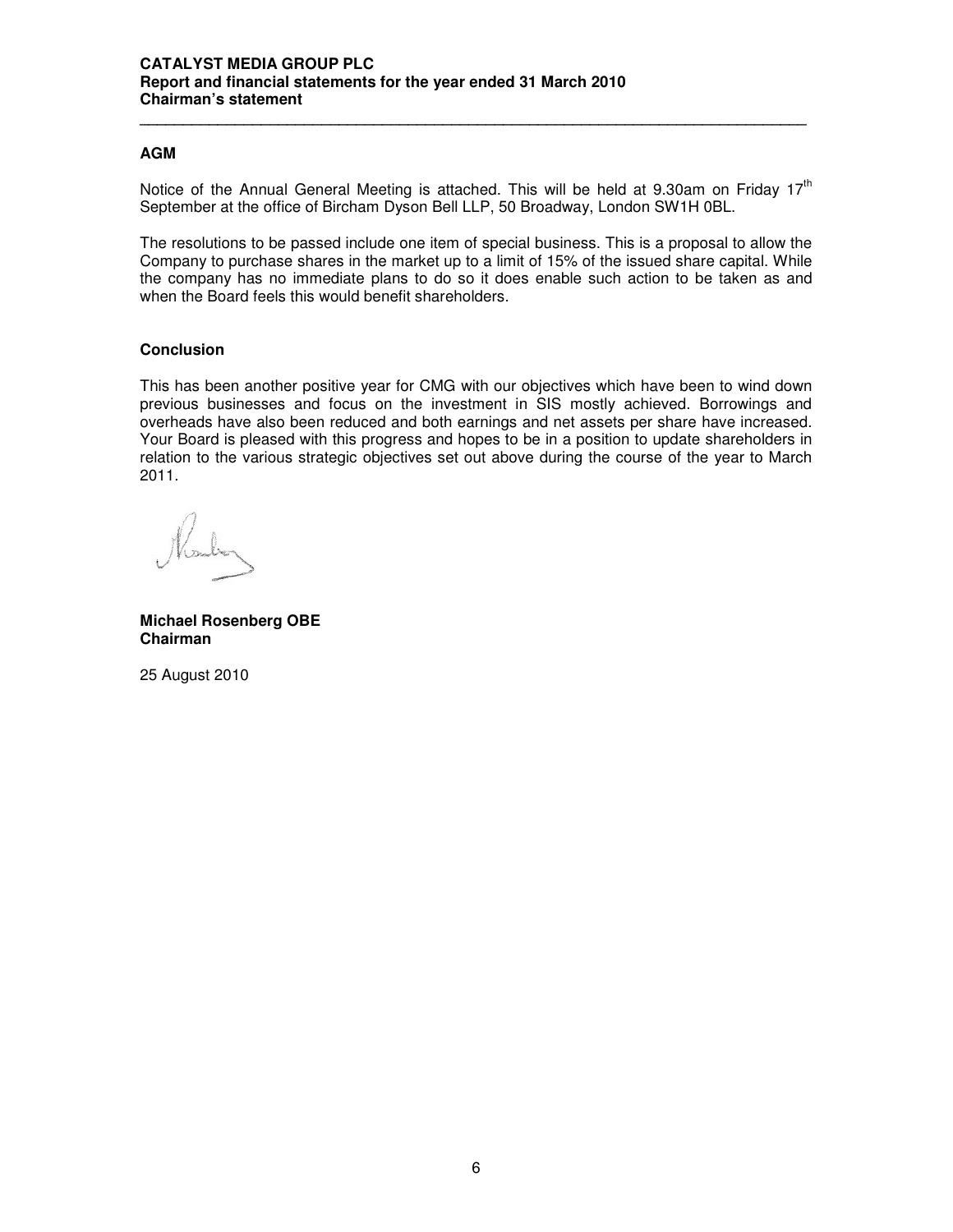## AGM

Notice of the Annual General Meeting is attached. This will be held at 9.30am on Friday 17th September at the office of Bircham Dyson Bell LLP, 50 Broadway, London SW1H 0BL.

The resolutions to be passed include one item of special business. This is a proposal to allow the Company to purchase shares in the market up to a limit of 15% of the issued share capital. While the company has no immediate plans to do so it does enable such action to be taken as and when the Board feels this would benefit shareholders.

## Conclusion

This has been another positive year for CMG with our objectives which have been to wind down previous businesses and focus on the investment in SIS mostly achieved. Borrowings and overheads have also been reduced and both earnings and net assets per share have increased. Your Board is pleased with this progress and hopes to be in a position to update shareholders in relation to the various strategic objectives set out above during the course of the year to March 2011.

**Michael Rosenberg OBE**
**Chairman**

25 August 2010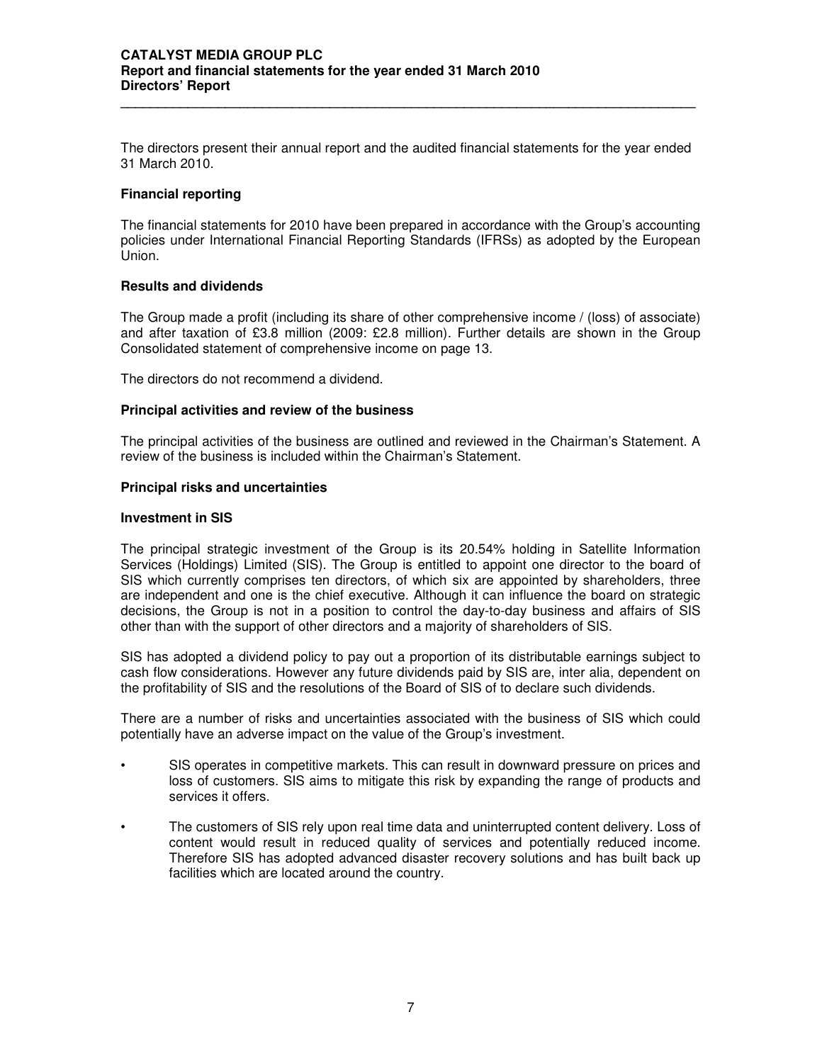The directors present their annual report and the audited financial statements for the year ended 31 March 2010.

### Financial reporting

The financial statements for 2010 have been prepared in accordance with the Group's accounting policies under International Financial Reporting Standards (IFRSs) as adopted by the European Union.

### Results and dividends

The Group made a profit (including its share of other comprehensive income / (loss) of associate) and after taxation of £3.8 million (2009: £2.8 million). Further details are shown in the Group Consolidated statement of comprehensive income on page 13.

The directors do not recommend a dividend.

### Principal activities and review of the business

The principal activities of the business are outlined and reviewed in the Chairman's Statement. A review of the business is included within the Chairman's Statement.

### Principal risks and uncertainties

### Investment in SIS

The principal strategic investment of the Group is its 20.54% holding in Satellite Information Services (Holdings) Limited (SIS). The Group is entitled to appoint one director to the board of SIS which currently comprises ten directors, of which six are appointed by shareholders, three are independent and one is the chief executive. Although it can influence the board on strategic decisions, the Group is not in a position to control the day-to-day business and affairs of SIS other than with the support of other directors and a majority of shareholders of SIS.

SIS has adopted a dividend policy to pay out a proportion of its distributable earnings subject to cash flow considerations. However any future dividends paid by SIS are, inter alia, dependent on the profitability of SIS and the resolutions of the Board of SIS of to declare such dividends.

There are a number of risks and uncertainties associated with the business of SIS which could potentially have an adverse impact on the value of the Group's investment.

- SIS operates in competitive markets. This can result in downward pressure on prices and loss of customers. SIS aims to mitigate this risk by expanding the range of products and services it offers.
- The customers of SIS rely upon real time data and uninterrupted content delivery. Loss of content would result in reduced quality of services and potentially reduced income. Therefore SIS has adopted advanced disaster recovery solutions and has built back up facilities which are located around the country.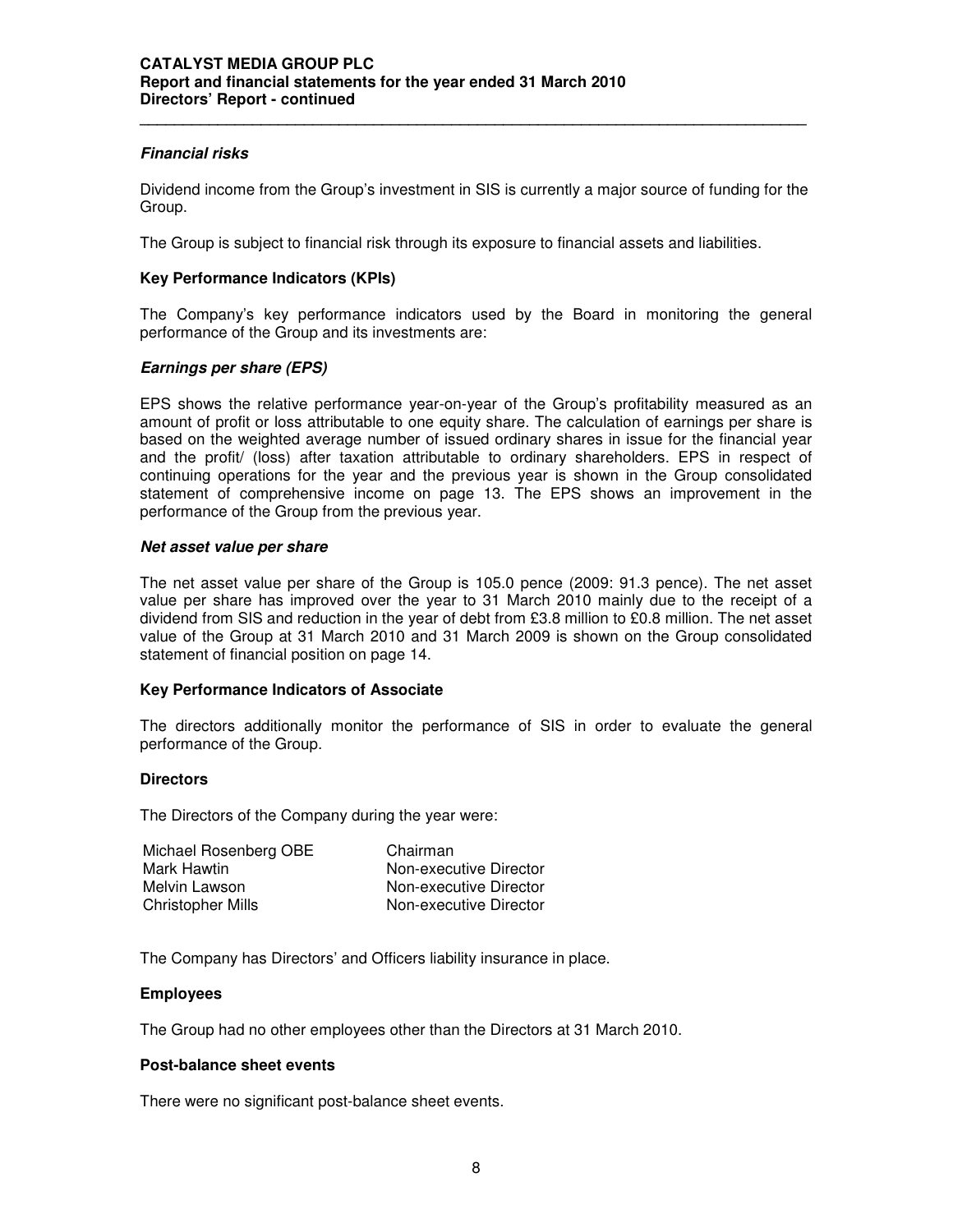### *Financial risks*

Dividend income from the Group's investment in SIS is currently a major source of funding for the Group.

The Group is subject to financial risk through its exposure to financial assets and liabilities.

### Key Performance Indicators (KPIs)

The Company's key performance indicators used by the Board in monitoring the general performance of the Group and its investments are:

### *Earnings per share (EPS)*

EPS shows the relative performance year-on-year of the Group's profitability measured as an amount of profit or loss attributable to one equity share. The calculation of earnings per share is based on the weighted average number of issued ordinary shares in issue for the financial year and the profit/ (loss) after taxation attributable to ordinary shareholders. EPS in respect of continuing operations for the year and the previous year is shown in the Group consolidated statement of comprehensive income on page 13. The EPS shows an improvement in the performance of the Group from the previous year.

### *Net asset value per share*

The net asset value per share of the Group is 105.0 pence (2009: 91.3 pence). The net asset value per share has improved over the year to 31 March 2010 mainly due to the receipt of a dividend from SIS and reduction in the year of debt from £3.8 million to £0.8 million. The net asset value of the Group at 31 March 2010 and 31 March 2009 is shown on the Group consolidated statement of financial position on page 14.

### Key Performance Indicators of Associate

The directors additionally monitor the performance of SIS in order to evaluate the general performance of the Group.

### Directors

The Directors of the Company during the year were:

| | |
|---|---|
| Michael Rosenberg OBE | Chairman |
| Mark Hawtin | Non-executive Director |
| Melvin Lawson | Non-executive Director |
| Christopher Mills | Non-executive Director |

The Company has Directors' and Officers liability insurance in place.

### Employees

The Group had no other employees other than the Directors at 31 March 2010.

### Post-balance sheet events

There were no significant post-balance sheet events.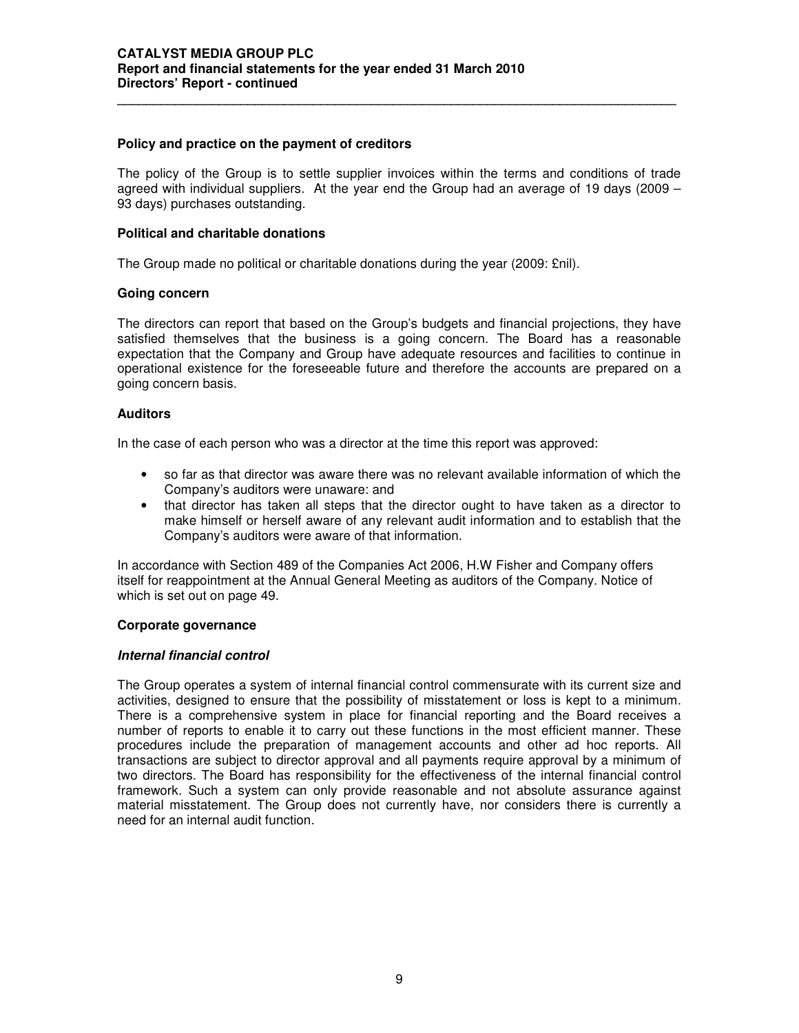### Policy and practice on the payment of creditors

The policy of the Group is to settle supplier invoices within the terms and conditions of trade agreed with individual suppliers. At the year end the Group had an average of 19 days (2009 – 93 days) purchases outstanding.

### Political and charitable donations

The Group made no political or charitable donations during the year (2009: £nil).

### Going concern

The directors can report that based on the Group's budgets and financial projections, they have satisfied themselves that the business is a going concern. The Board has a reasonable expectation that the Company and Group have adequate resources and facilities to continue in operational existence for the foreseeable future and therefore the accounts are prepared on a going concern basis.

### Auditors

In the case of each person who was a director at the time this report was approved:

- so far as that director was aware there was no relevant available information of which the Company's auditors were unaware: and
- that director has taken all steps that the director ought to have taken as a director to make himself or herself aware of any relevant audit information and to establish that the Company's auditors were aware of that information.

In accordance with Section 489 of the Companies Act 2006, H.W Fisher and Company offers itself for reappointment at the Annual General Meeting as auditors of the Company. Notice of which is set out on page 49.

### Corporate governance

#### *Internal financial control*

The Group operates a system of internal financial control commensurate with its current size and activities, designed to ensure that the possibility of misstatement or loss is kept to a minimum. There is a comprehensive system in place for financial reporting and the Board receives a number of reports to enable it to carry out these functions in the most efficient manner. These procedures include the preparation of management accounts and other ad hoc reports. All transactions are subject to director approval and all payments require approval by a minimum of two directors. The Board has responsibility for the effectiveness of the internal financial control framework. Such a system can only provide reasonable and not absolute assurance against material misstatement. The Group does not currently have, nor considers there is currently a need for an internal audit function.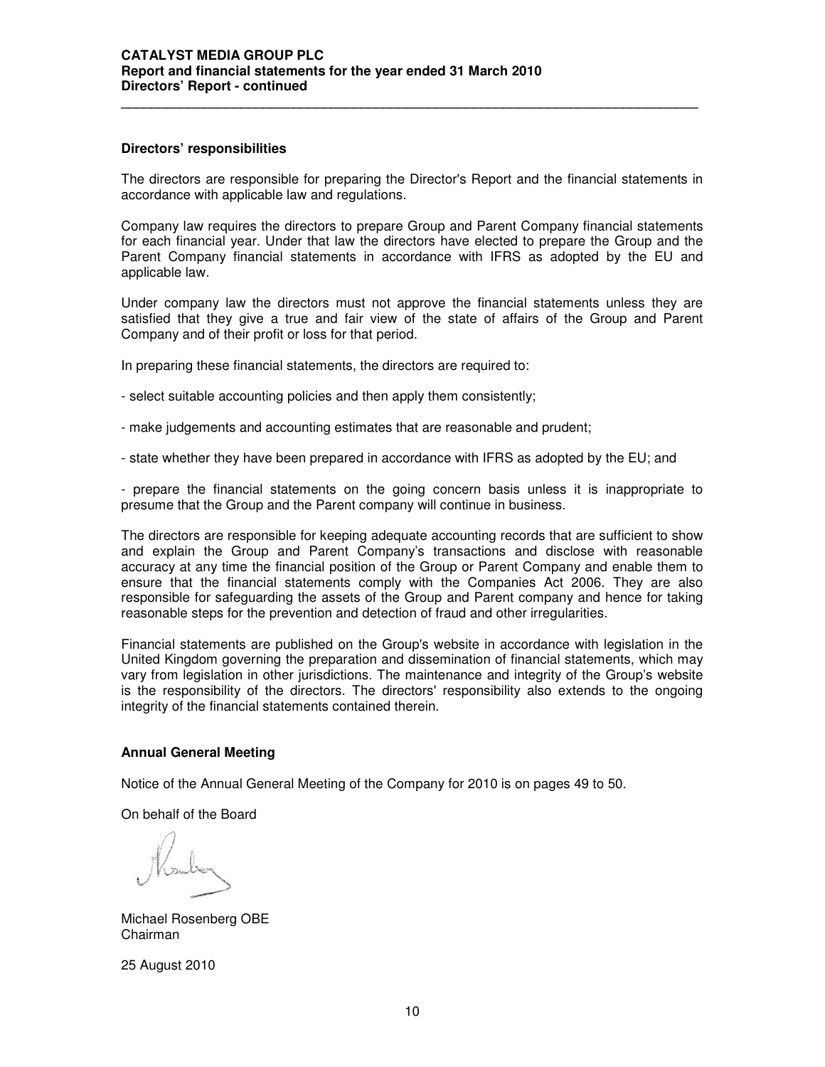## Directors' responsibilities

The directors are responsible for preparing the Director's Report and the financial statements in accordance with applicable law and regulations.

Company law requires the directors to prepare Group and Parent Company financial statements for each financial year. Under that law the directors have elected to prepare the Group and the Parent Company financial statements in accordance with IFRS as adopted by the EU and applicable law.

Under company law the directors must not approve the financial statements unless they are satisfied that they give a true and fair view of the state of affairs of the Group and Parent Company and of their profit or loss for that period.

In preparing these financial statements, the directors are required to:

- select suitable accounting policies and then apply them consistently;

- make judgements and accounting estimates that are reasonable and prudent;

- state whether they have been prepared in accordance with IFRS as adopted by the EU; and

- prepare the financial statements on the going concern basis unless it is inappropriate to presume that the Group and the Parent company will continue in business.

The directors are responsible for keeping adequate accounting records that are sufficient to show and explain the Group and Parent Company's transactions and disclose with reasonable accuracy at any time the financial position of the Group or Parent Company and enable them to ensure that the financial statements comply with the Companies Act 2006. They are also responsible for safeguarding the assets of the Group and Parent company and hence for taking reasonable steps for the prevention and detection of fraud and other irregularities.

Financial statements are published on the Group's website in accordance with legislation in the United Kingdom governing the preparation and dissemination of financial statements, which may vary from legislation in other jurisdictions. The maintenance and integrity of the Group's website is the responsibility of the directors. The directors' responsibility also extends to the ongoing integrity of the financial statements contained therein.

## Annual General Meeting

Notice of the Annual General Meeting of the Company for 2010 is on pages 49 to 50.

On behalf of the Board

Michael Rosenberg OBE
Chairman

25 August 2010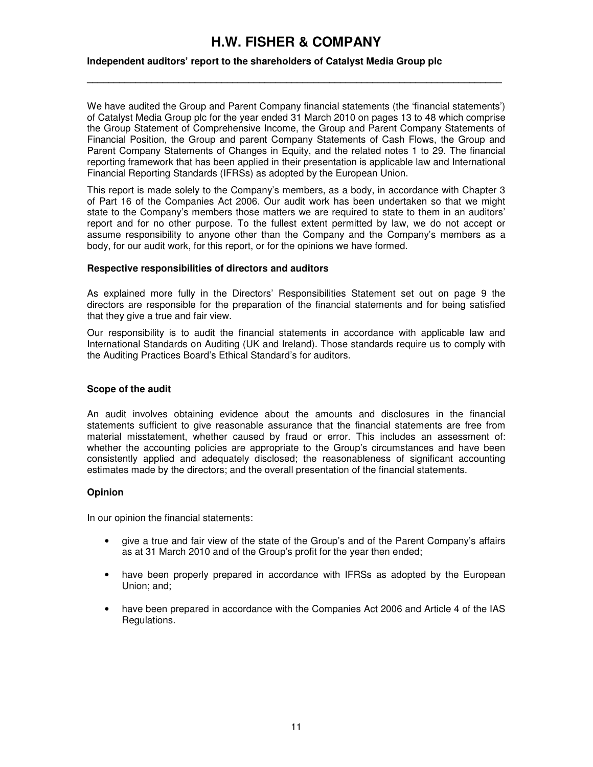# H.W. FISHER & COMPANY

**Independent auditors' report to the shareholders of Catalyst Media Group plc**

We have audited the Group and Parent Company financial statements (the 'financial statements') of Catalyst Media Group plc for the year ended 31 March 2010 on pages 13 to 48 which comprise the Group Statement of Comprehensive Income, the Group and Parent Company Statements of Financial Position, the Group and parent Company Statements of Cash Flows, the Group and Parent Company Statements of Changes in Equity, and the related notes 1 to 29. The financial reporting framework that has been applied in their presentation is applicable law and International Financial Reporting Standards (IFRSs) as adopted by the European Union.

This report is made solely to the Company's members, as a body, in accordance with Chapter 3 of Part 16 of the Companies Act 2006. Our audit work has been undertaken so that we might state to the Company's members those matters we are required to state to them in an auditors' report and for no other purpose. To the fullest extent permitted by law, we do not accept or assume responsibility to anyone other than the Company and the Company's members as a body, for our audit work, for this report, or for the opinions we have formed.

**Respective responsibilities of directors and auditors**

As explained more fully in the Directors' Responsibilities Statement set out on page 9 the directors are responsible for the preparation of the financial statements and for being satisfied that they give a true and fair view.

Our responsibility is to audit the financial statements in accordance with applicable law and International Standards on Auditing (UK and Ireland). Those standards require us to comply with the Auditing Practices Board's Ethical Standard's for auditors.

**Scope of the audit**

An audit involves obtaining evidence about the amounts and disclosures in the financial statements sufficient to give reasonable assurance that the financial statements are free from material misstatement, whether caused by fraud or error. This includes an assessment of: whether the accounting policies are appropriate to the Group's circumstances and have been consistently applied and adequately disclosed; the reasonableness of significant accounting estimates made by the directors; and the overall presentation of the financial statements.

**Opinion**

In our opinion the financial statements:

- give a true and fair view of the state of the Group's and of the Parent Company's affairs as at 31 March 2010 and of the Group's profit for the year then ended;
- have been properly prepared in accordance with IFRSs as adopted by the European Union; and;
- have been prepared in accordance with the Companies Act 2006 and Article 4 of the IAS Regulations.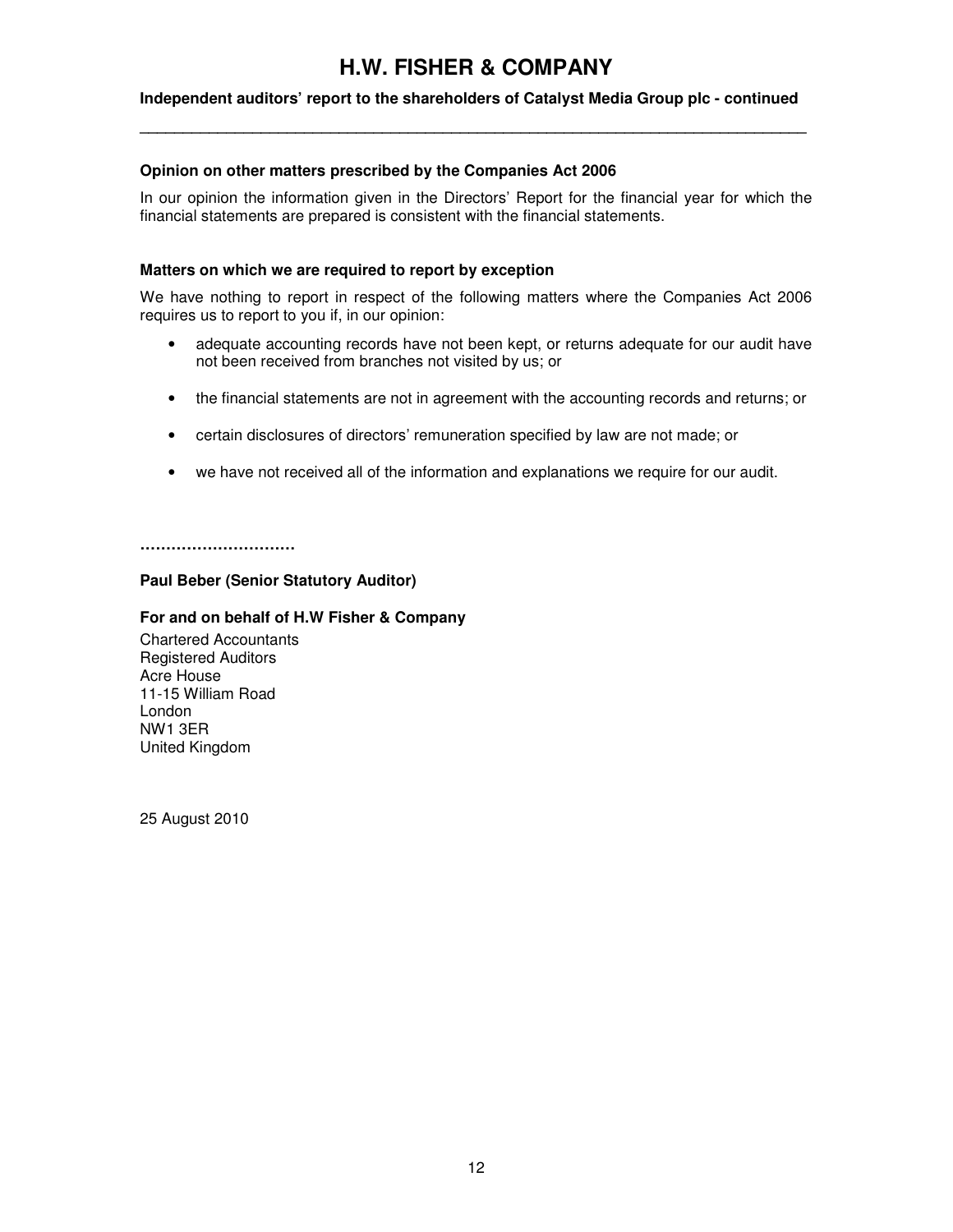# H.W. FISHER & COMPANY

**Independent auditors' report to the shareholders of Catalyst Media Group plc - continued**

---

**Opinion on other matters prescribed by the Companies Act 2006**

In our opinion the information given in the Directors' Report for the financial year for which the financial statements are prepared is consistent with the financial statements.

**Matters on which we are required to report by exception**

We have nothing to report in respect of the following matters where the Companies Act 2006 requires us to report to you if, in our opinion:

- adequate accounting records have not been kept, or returns adequate for our audit have not been received from branches not visited by us; or
- the financial statements are not in agreement with the accounting records and returns; or
- certain disclosures of directors' remuneration specified by law are not made; or
- we have not received all of the information and explanations we require for our audit.

…………………………

**Paul Beber (Senior Statutory Auditor)**

**For and on behalf of H.W Fisher & Company**

Chartered Accountants
Registered Auditors
Acre House
11-15 William Road
London
NW1 3ER
United Kingdom

25 August 2010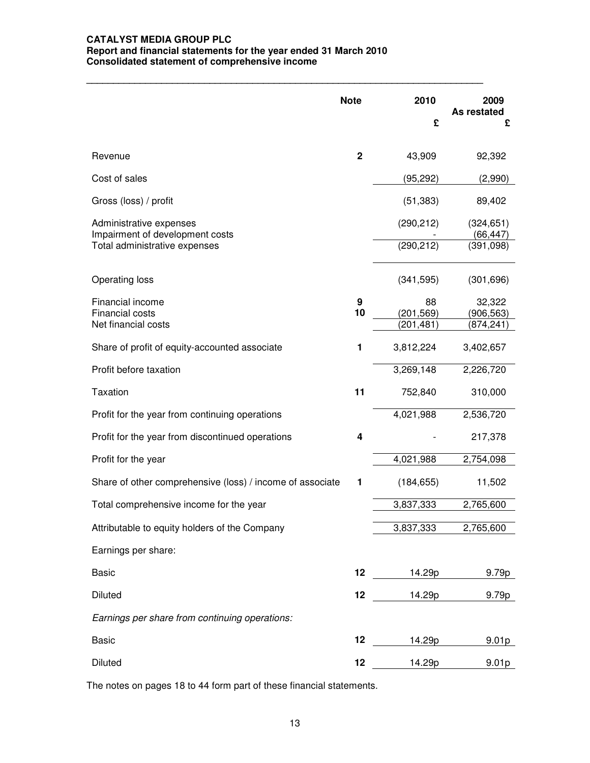**CATALYST MEDIA GROUP PLC**
**Report and financial statements for the year ended 31 March 2010**
**Consolidated statement of comprehensive income**

| | Note | 2010 | 2009 As restated |
|---|---|---|---|
| | | £ | £ |
| Revenue | 2 | 43,909 | 92,392 |
| Cost of sales | | (95,292) | (2,990) |
| Gross (loss) / profit | | (51,383) | 89,402 |
| Administrative expenses | | (290,212) | (324,651) |
| Impairment of development costs | | - | (66,447) |
| Total administrative expenses | | (290,212) | (391,098) |
| Operating loss | | (341,595) | (301,696) |
| Financial income | 9 | 88 | 32,322 |
| Financial costs | 10 | (201,569) | (906,563) |
| Net financial costs | | (201,481) | (874,241) |
| Share of profit of equity-accounted associate | 1 | 3,812,224 | 3,402,657 |
| Profit before taxation | | 3,269,148 | 2,226,720 |
| Taxation | 11 | 752,840 | 310,000 |
| Profit for the year from continuing operations | | 4,021,988 | 2,536,720 |
| Profit for the year from discontinued operations | 4 | - | 217,378 |
| Profit for the year | | 4,021,988 | 2,754,098 |
| Share of other comprehensive (loss) / income of associate | 1 | (184,655) | 11,502 |
| Total comprehensive income for the year | | 3,837,333 | 2,765,600 |
| Attributable to equity holders of the Company | | 3,837,333 | 2,765,600 |
| Earnings per share: | | | |
| Basic | 12 | 14.29p | 9.79p |
| Diluted | 12 | 14.29p | 9.79p |
| *Earnings per share from continuing operations:* | | | |
| Basic | 12 | 14.29p | 9.01p |
| Diluted | 12 | 14.29p | 9.01p |

The notes on pages 18 to 44 form part of these financial statements.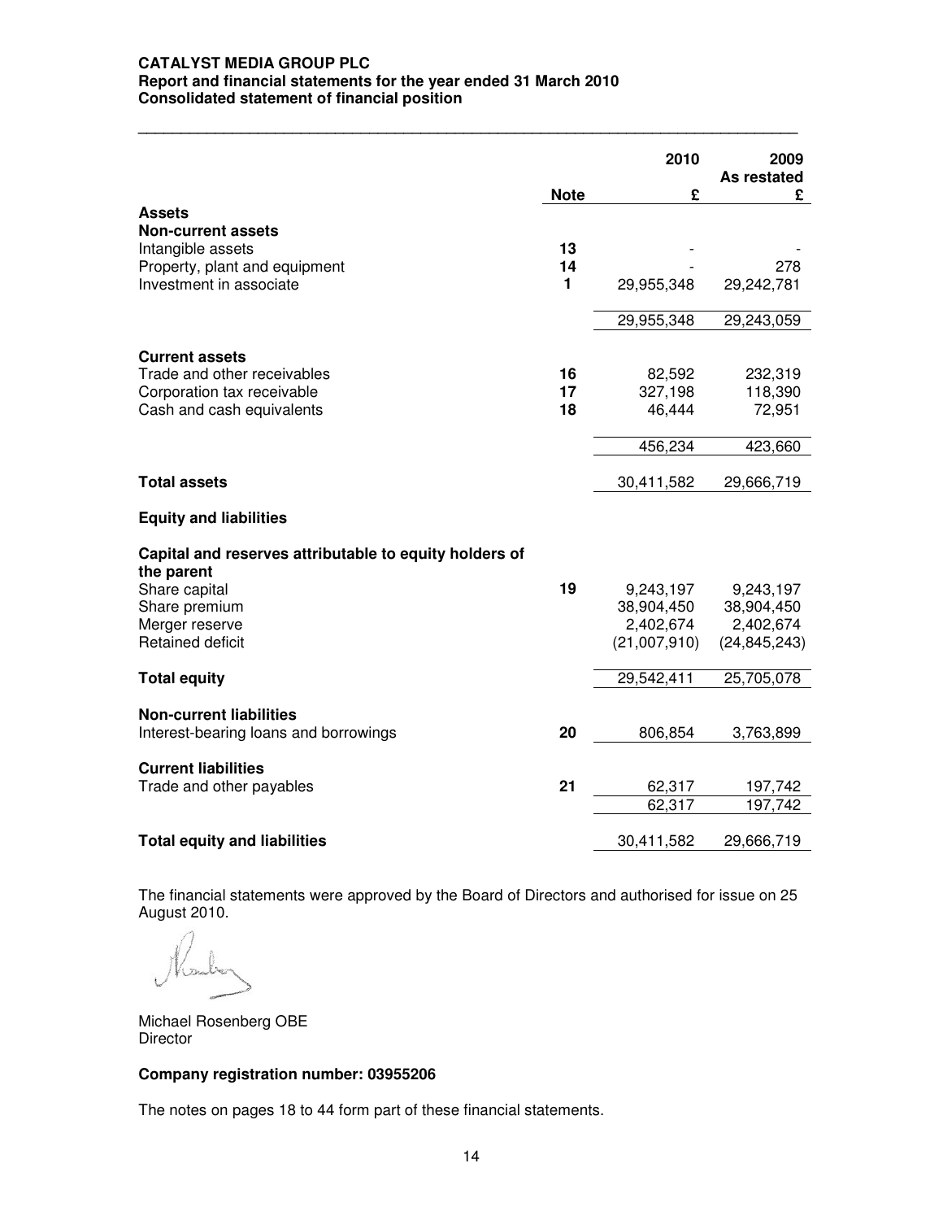**CATALYST MEDIA GROUP PLC**
**Report and financial statements for the year ended 31 March 2010**
**Consolidated statement of financial position**

| | Note | 2010 £ | 2009 As restated £ |
|---|---|---|---|
| **Assets** | | | |
| **Non-current assets** | | | |
| Intangible assets | 13 | - | - |
| Property, plant and equipment | 14 | - | 278 |
| Investment in associate | 1 | 29,955,348 | 29,242,781 |
| | | 29,955,348 | 29,243,059 |
| **Current assets** | | | |
| Trade and other receivables | 16 | 82,592 | 232,319 |
| Corporation tax receivable | 17 | 327,198 | 118,390 |
| Cash and cash equivalents | 18 | 46,444 | 72,951 |
| | | 456,234 | 423,660 |
| **Total assets** | | 30,411,582 | 29,666,719 |
| **Equity and liabilities** | | | |
| **Capital and reserves attributable to equity holders of the parent** | | | |
| Share capital | 19 | 9,243,197 | 9,243,197 |
| Share premium | | 38,904,450 | 38,904,450 |
| Merger reserve | | 2,402,674 | 2,402,674 |
| Retained deficit | | (21,007,910) | (24,845,243) |
| **Total equity** | | 29,542,411 | 25,705,078 |
| **Non-current liabilities** | | | |
| Interest-bearing loans and borrowings | 20 | 806,854 | 3,763,899 |
| **Current liabilities** | | | |
| Trade and other payables | 21 | 62,317 | 197,742 |
| | | 62,317 | 197,742 |
| **Total equity and liabilities** | | 30,411,582 | 29,666,719 |

The financial statements were approved by the Board of Directors and authorised for issue on 25 August 2010.

Michael Rosenberg OBE
Director

**Company registration number: 03955206**

The notes on pages 18 to 44 form part of these financial statements.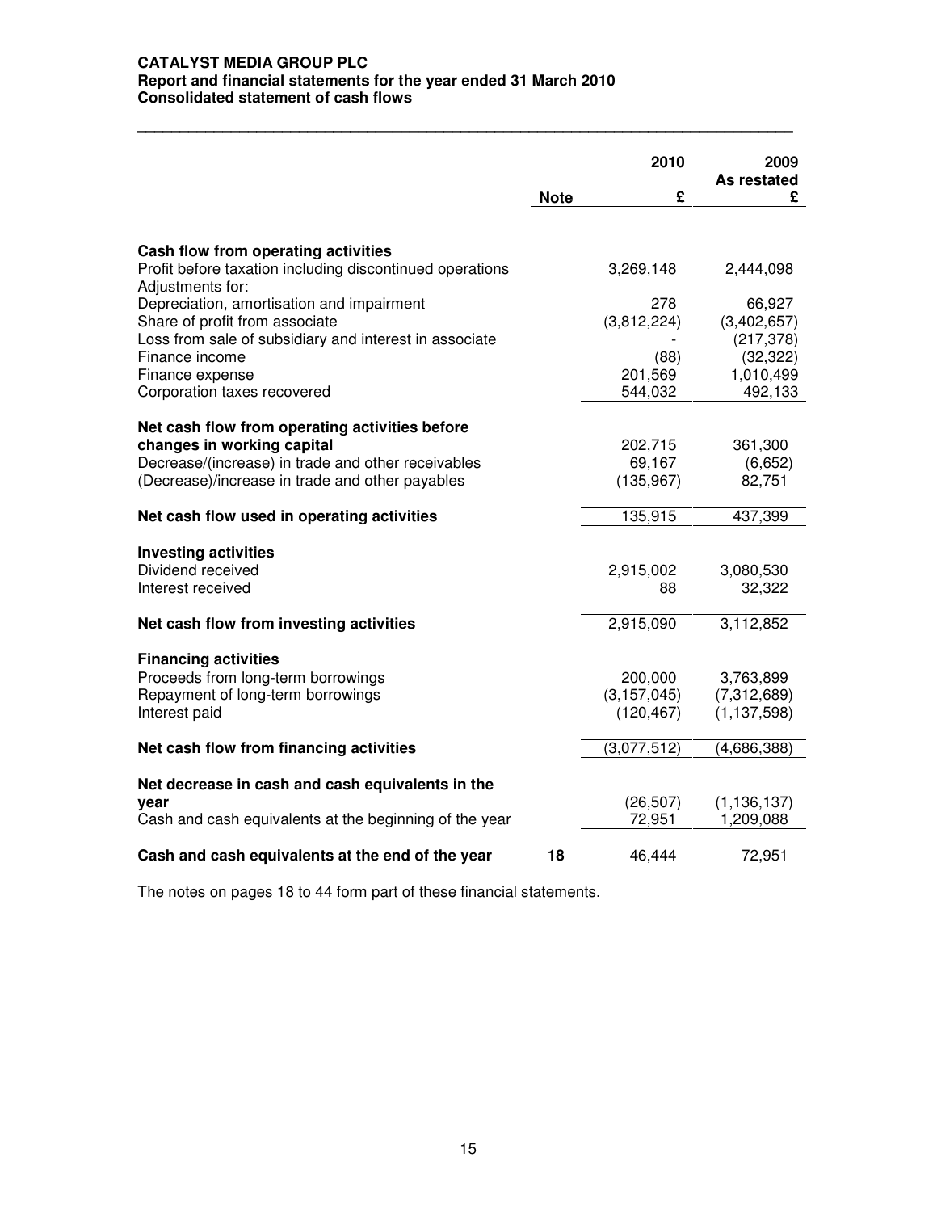**CATALYST MEDIA GROUP PLC**
**Report and financial statements for the year ended 31 March 2010**
**Consolidated statement of cash flows**

| | Note | 2010<br>£ | 2009<br>As restated<br>£ |
|---|---|---|---|
| **Cash flow from operating activities** | | | |
| Profit before taxation including discontinued operations | | 3,269,148 | 2,444,098 |
| Adjustments for: | | | |
| Depreciation, amortisation and impairment | | 278 | 66,927 |
| Share of profit from associate | | (3,812,224) | (3,402,657) |
| Loss from sale of subsidiary and interest in associate | | - | (217,378) |
| Finance income | | (88) | (32,322) |
| Finance expense | | 201,569 | 1,010,499 |
| Corporation taxes recovered | | 544,032 | 492,133 |
| **Net cash flow from operating activities before changes in working capital** | | 202,715 | 361,300 |
| Decrease/(increase) in trade and other receivables | | 69,167 | (6,652) |
| (Decrease)/increase in trade and other payables | | (135,967) | 82,751 |
| **Net cash flow used in operating activities** | | 135,915 | 437,399 |
| **Investing activities** | | | |
| Dividend received | | 2,915,002 | 3,080,530 |
| Interest received | | 88 | 32,322 |
| **Net cash flow from investing activities** | | 2,915,090 | 3,112,852 |
| **Financing activities** | | | |
| Proceeds from long-term borrowings | | 200,000 | 3,763,899 |
| Repayment of long-term borrowings | | (3,157,045) | (7,312,689) |
| Interest paid | | (120,467) | (1,137,598) |
| **Net cash flow from financing activities** | | (3,077,512) | (4,686,388) |
| **Net decrease in cash and cash equivalents in the year** | | (26,507) | (1,136,137) |
| Cash and cash equivalents at the beginning of the year | | 72,951 | 1,209,088 |
| **Cash and cash equivalents at the end of the year** | 18 | 46,444 | 72,951 |

The notes on pages 18 to 44 form part of these financial statements.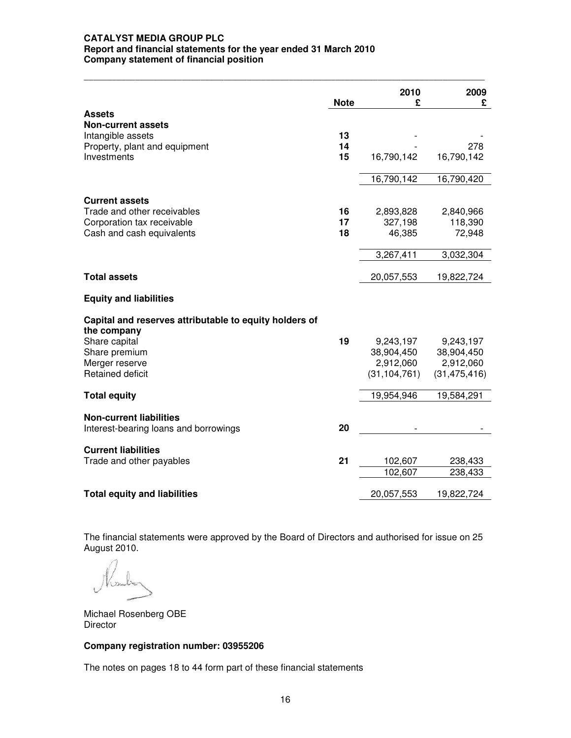**CATALYST MEDIA GROUP PLC**
**Report and financial statements for the year ended 31 March 2010**
**Company statement of financial position**

| | Note | 2010 £ | 2009 £ |
|---|---|---|---|
| **Assets** | | | |
| **Non-current assets** | | | |
| Intangible assets | 13 | - | - |
| Property, plant and equipment | 14 | - | 278 |
| Investments | 15 | 16,790,142 | 16,790,142 |
| | | 16,790,142 | 16,790,420 |
| **Current assets** | | | |
| Trade and other receivables | 16 | 2,893,828 | 2,840,966 |
| Corporation tax receivable | 17 | 327,198 | 118,390 |
| Cash and cash equivalents | 18 | 46,385 | 72,948 |
| | | 3,267,411 | 3,032,304 |
| **Total assets** | | 20,057,553 | 19,822,724 |
| **Equity and liabilities** | | | |
| **Capital and reserves attributable to equity holders of the company** | | | |
| Share capital | 19 | 9,243,197 | 9,243,197 |
| Share premium | | 38,904,450 | 38,904,450 |
| Merger reserve | | 2,912,060 | 2,912,060 |
| Retained deficit | | (31,104,761) | (31,475,416) |
| **Total equity** | | 19,954,946 | 19,584,291 |
| **Non-current liabilities** | | | |
| Interest-bearing loans and borrowings | 20 | - | - |
| **Current liabilities** | | | |
| Trade and other payables | 21 | 102,607 | 238,433 |
| | | 102,607 | 238,433 |
| **Total equity and liabilities** | | 20,057,553 | 19,822,724 |

The financial statements were approved by the Board of Directors and authorised for issue on 25 August 2010.

Michael Rosenberg OBE
Director

**Company registration number: 03955206**

The notes on pages 18 to 44 form part of these financial statements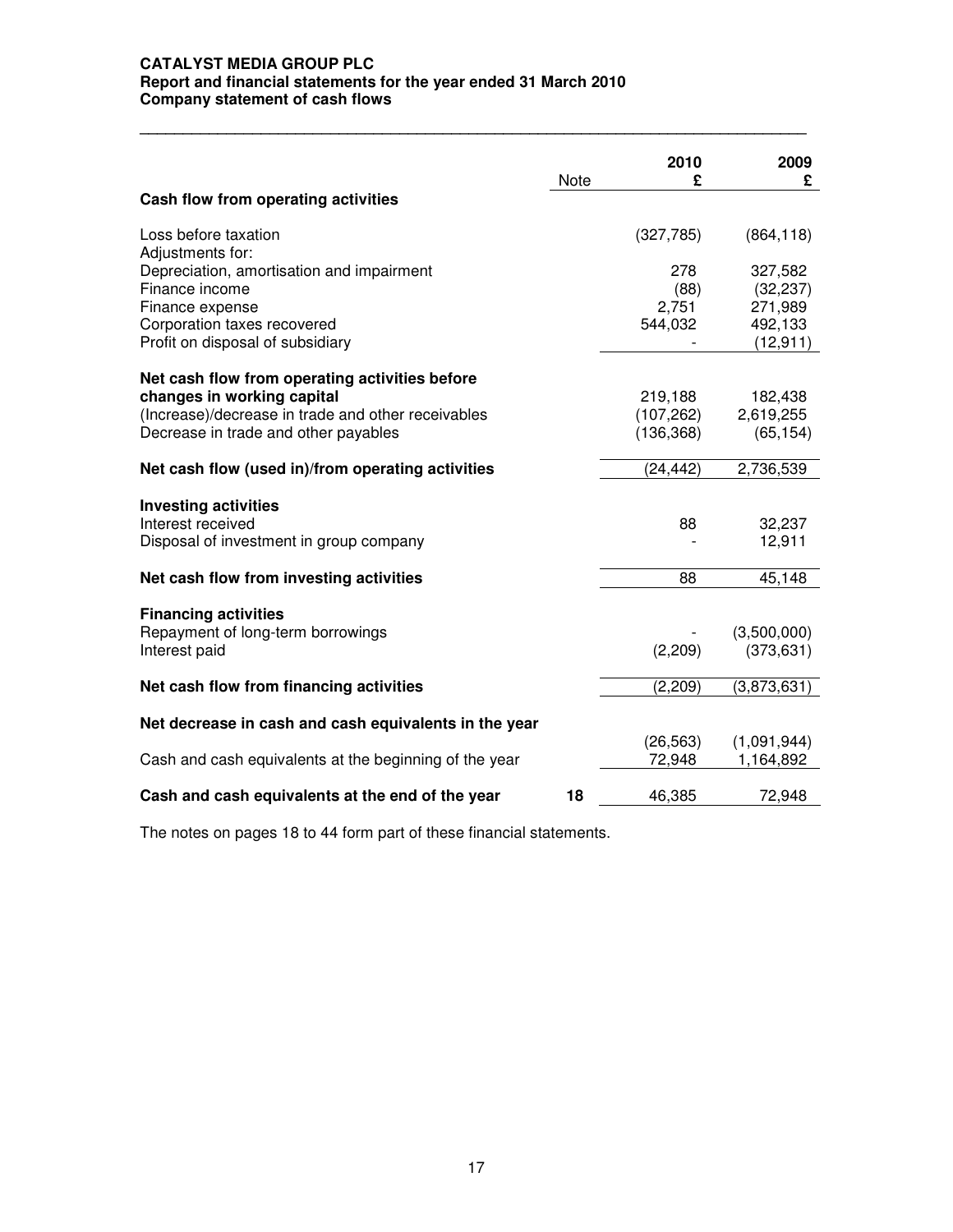**CATALYST MEDIA GROUP PLC**
**Report and financial statements for the year ended 31 March 2010**
**Company statement of cash flows**

| | Note | 2010 £ | 2009 £ |
|---|---|---|---|
| **Cash flow from operating activities** | | | |
| Loss before taxation | | (327,785) | (864,118) |
| Adjustments for: | | | |
| Depreciation, amortisation and impairment | | 278 | 327,582 |
| Finance income | | (88) | (32,237) |
| Finance expense | | 2,751 | 271,989 |
| Corporation taxes recovered | | 544,032 | 492,133 |
| Profit on disposal of subsidiary | | - | (12,911) |
| **Net cash flow from operating activities before changes in working capital** | | 219,188 | 182,438 |
| (Increase)/decrease in trade and other receivables | | (107,262) | 2,619,255 |
| Decrease in trade and other payables | | (136,368) | (65,154) |
| **Net cash flow (used in)/from operating activities** | | (24,442) | 2,736,539 |
| **Investing activities** | | | |
| Interest received | | 88 | 32,237 |
| Disposal of investment in group company | | - | 12,911 |
| **Net cash flow from investing activities** | | 88 | 45,148 |
| **Financing activities** | | | |
| Repayment of long-term borrowings | | - | (3,500,000) |
| Interest paid | | (2,209) | (373,631) |
| **Net cash flow from financing activities** | | (2,209) | (3,873,631) |
| **Net decrease in cash and cash equivalents in the year** | | (26,563) | (1,091,944) |
| Cash and cash equivalents at the beginning of the year | | 72,948 | 1,164,892 |
| **Cash and cash equivalents at the end of the year** | **18** | 46,385 | 72,948 |

The notes on pages 18 to 44 form part of these financial statements.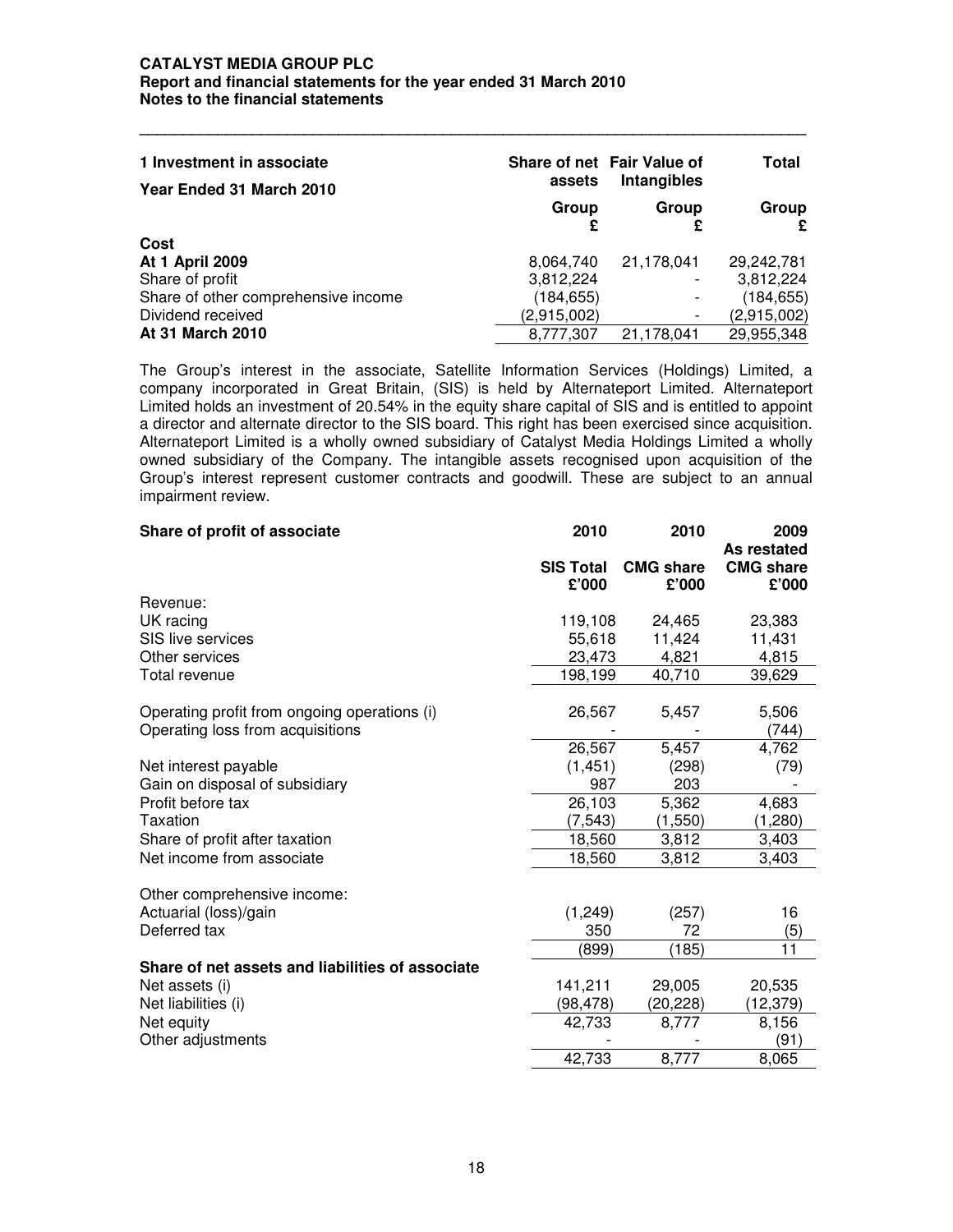**CATALYST MEDIA GROUP PLC**
**Report and financial statements for the year ended 31 March 2010**
**Notes to the financial statements**

| **1 Investment in associate** | **Share of net assets** | **Fair Value of Intangibles** | **Total** |
|---|---|---|---|
| **Year Ended 31 March 2010** | **Group £** | **Group £** | **Group £** |
| **Cost** | | | |
| **At 1 April 2009** | 8,064,740 | 21,178,041 | 29,242,781 |
| Share of profit | 3,812,224 | - | 3,812,224 |
| Share of other comprehensive income | (184,655) | - | (184,655) |
| Dividend received | (2,915,002) | - | (2,915,002) |
| **At 31 March 2010** | 8,777,307 | 21,178,041 | 29,955,348 |

The Group's interest in the associate, Satellite Information Services (Holdings) Limited, a company incorporated in Great Britain, (SIS) is held by Alternateport Limited. Alternateport Limited holds an investment of 20.54% in the equity share capital of SIS and is entitled to appoint a director and alternate director to the SIS board. This right has been exercised since acquisition. Alternateport Limited is a wholly owned subsidiary of Catalyst Media Holdings Limited a wholly owned subsidiary of the Company. The intangible assets recognised upon acquisition of the Group's interest represent customer contracts and goodwill. These are subject to an annual impairment review.

| **Share of profit of associate** | **2010** | **2010** | **2009 As restated** |
|---|---|---|---|
| | **SIS Total £'000** | **CMG share £'000** | **CMG share £'000** |
| Revenue: | | | |
| UK racing | 119,108 | 24,465 | 23,383 |
| SIS live services | 55,618 | 11,424 | 11,431 |
| Other services | 23,473 | 4,821 | 4,815 |
| Total revenue | 198,199 | 40,710 | 39,629 |
| | | | |
| Operating profit from ongoing operations (i) | 26,567 | 5,457 | 5,506 |
| Operating loss from acquisitions | - | - | (744) |
| | 26,567 | 5,457 | 4,762 |
| Net interest payable | (1,451) | (298) | (79) |
| Gain on disposal of subsidiary | 987 | 203 | - |
| Profit before tax | 26,103 | 5,362 | 4,683 |
| Taxation | (7,543) | (1,550) | (1,280) |
| Share of profit after taxation | 18,560 | 3,812 | 3,403 |
| Net income from associate | 18,560 | 3,812 | 3,403 |
| | | | |
| Other comprehensive income: | | | |
| Actuarial (loss)/gain | (1,249) | (257) | 16 |
| Deferred tax | 350 | 72 | (5) |
| | (899) | (185) | 11 |
| **Share of net assets and liabilities of associate** | | | |
| Net assets (i) | 141,211 | 29,005 | 20,535 |
| Net liabilities (i) | (98,478) | (20,228) | (12,379) |
| Net equity | 42,733 | 8,777 | 8,156 |
| Other adjustments | - | - | (91) |
| | 42,733 | 8,777 | 8,065 |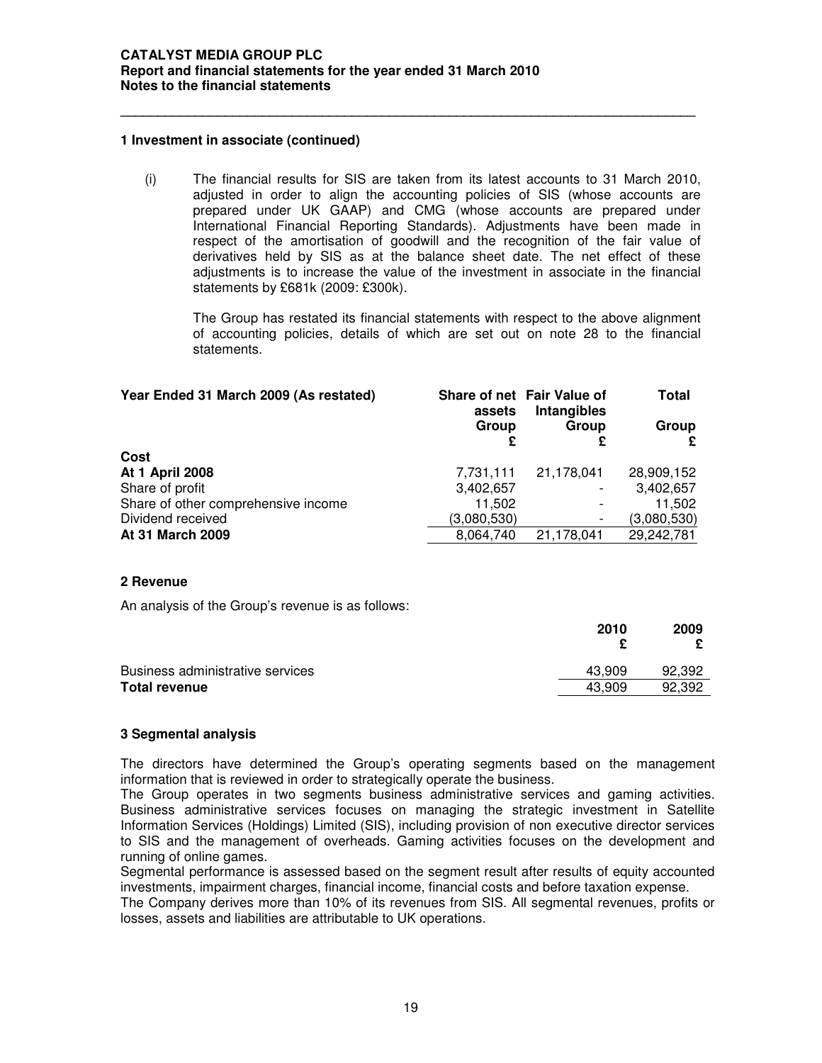### 1 Investment in associate (continued)

(i) The financial results for SIS are taken from its latest accounts to 31 March 2010, adjusted in order to align the accounting policies of SIS (whose accounts are prepared under UK GAAP) and CMG (whose accounts are prepared under International Financial Reporting Standards). Adjustments have been made in respect of the amortisation of goodwill and the recognition of the fair value of derivatives held by SIS as at the balance sheet date. The net effect of these adjustments is to increase the value of the investment in associate in the financial statements by £681k (2009: £300k).

The Group has restated its financial statements with respect to the above alignment of accounting policies, details of which are set out on note 28 to the financial statements.

| Year Ended 31 March 2009 (As restated) | Share of net assets Group £ | Fair Value of Intangibles Group £ | Total Group £ |
|---|---|---|---|
| **Cost** | | | |
| **At 1 April 2008** | 7,731,111 | 21,178,041 | 28,909,152 |
| Share of profit | 3,402,657 | - | 3,402,657 |
| Share of other comprehensive income | 11,502 | - | 11,502 |
| Dividend received | (3,080,530) | - | (3,080,530) |
| **At 31 March 2009** | 8,064,740 | 21,178,041 | 29,242,781 |

### 2 Revenue

An analysis of the Group's revenue is as follows:

| | 2010 £ | 2009 £ |
|---|---|---|
| Business administrative services | 43,909 | 92,392 |
| **Total revenue** | 43,909 | 92,392 |

### 3 Segmental analysis

The directors have determined the Group's operating segments based on the management information that is reviewed in order to strategically operate the business.

The Group operates in two segments business administrative services and gaming activities. Business administrative services focuses on managing the strategic investment in Satellite Information Services (Holdings) Limited (SIS), including provision of non executive director services to SIS and the management of overheads. Gaming activities focuses on the development and running of online games.

Segmental performance is assessed based on the segment result after results of equity accounted investments, impairment charges, financial income, financial costs and before taxation expense.

The Company derives more than 10% of its revenues from SIS. All segmental revenues, profits or losses, assets and liabilities are attributable to UK operations.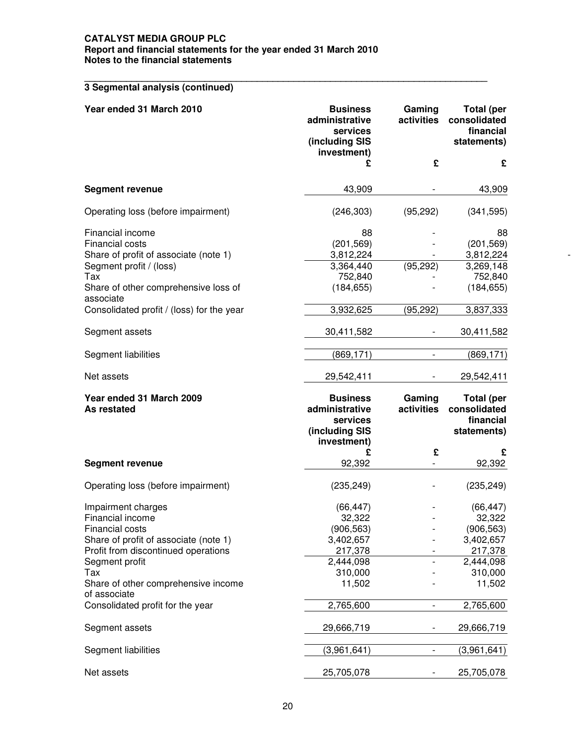**CATALYST MEDIA GROUP PLC**
**Report and financial statements for the year ended 31 March 2010**
**Notes to the financial statements**

### 3 Segmental analysis (continued)

| Year ended 31 March 2010 | Business administrative services (including SIS investment) | Gaming activities | Total (per consolidated financial statements) |
|---|---|---|---|
| | £ | £ | £ |
| **Segment revenue** | 43,909 | - | 43,909 |
| Operating loss (before impairment) | (246,303) | (95,292) | (341,595) |
| Financial income | 88 | - | 88 |
| Financial costs | (201,569) | - | (201,569) |
| Share of profit of associate (note 1) | 3,812,224 | - | 3,812,224 |
| Segment profit / (loss) | 3,364,440 | (95,292) | 3,269,148 |
| Tax | 752,840 | - | 752,840 |
| Share of other comprehensive loss of associate | (184,655) | - | (184,655) |
| Consolidated profit / (loss) for the year | 3,932,625 | (95,292) | 3,837,333 |
| Segment assets | 30,411,582 | - | 30,411,582 |
| Segment liabilities | (869,171) | - | (869,171) |
| Net assets | 29,542,411 | - | 29,542,411 |

| Year ended 31 March 2009 As restated | Business administrative services (including SIS investment) | Gaming activities | Total (per consolidated financial statements) |
|---|---|---|---|
| | £ | £ | £ |
| **Segment revenue** | 92,392 | - | 92,392 |
| Operating loss (before impairment) | (235,249) | - | (235,249) |
| Impairment charges | (66,447) | - | (66,447) |
| Financial income | 32,322 | - | 32,322 |
| Financial costs | (906,563) | - | (906,563) |
| Share of profit of associate (note 1) | 3,402,657 | - | 3,402,657 |
| Profit from discontinued operations | 217,378 | - | 217,378 |
| Segment profit | 2,444,098 | - | 2,444,098 |
| Tax | 310,000 | - | 310,000 |
| Share of other comprehensive income of associate | 11,502 | - | 11,502 |
| Consolidated profit for the year | 2,765,600 | - | 2,765,600 |
| Segment assets | 29,666,719 | - | 29,666,719 |
| Segment liabilities | (3,961,641) | - | (3,961,641) |
| Net assets | 25,705,078 | - | 25,705,078 |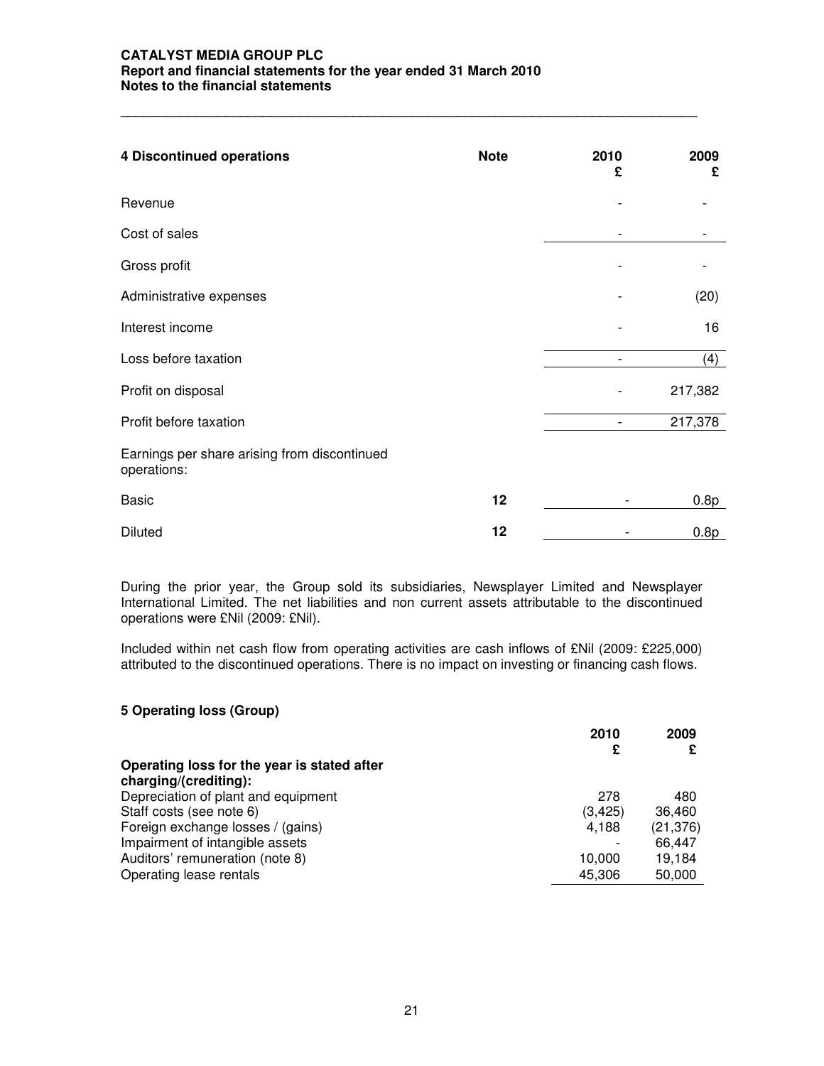## 4 Discontinued operations

| | Note | 2010 £ | 2009 £ |
|---|---|---|---|
| Revenue | | - | - |
| Cost of sales | | - | - |
| Gross profit | | - | - |
| Administrative expenses | | - | (20) |
| Interest income | | - | 16 |
| Loss before taxation | | - | (4) |
| Profit on disposal | | - | 217,382 |
| Profit before taxation | | - | 217,378 |
| Earnings per share arising from discontinued operations: | | | |
| Basic | 12 | - | 0.8p |
| Diluted | 12 | - | 0.8p |

During the prior year, the Group sold its subsidiaries, Newsplayer Limited and Newsplayer International Limited. The net liabilities and non current assets attributable to the discontinued operations were £Nil (2009: £Nil).

Included within net cash flow from operating activities are cash inflows of £Nil (2009: £225,000) attributed to the discontinued operations. There is no impact on investing or financing cash flows.

## 5 Operating loss (Group)

| | 2010 £ | 2009 £ |
|---|---|---|
| **Operating loss for the year is stated after charging/(crediting):** | | |
| Depreciation of plant and equipment | 278 | 480 |
| Staff costs (see note 6) | (3,425) | 36,460 |
| Foreign exchange losses / (gains) | 4,188 | (21,376) |
| Impairment of intangible assets | - | 66,447 |
| Auditors' remuneration (note 8) | 10,000 | 19,184 |
| Operating lease rentals | 45,306 | 50,000 |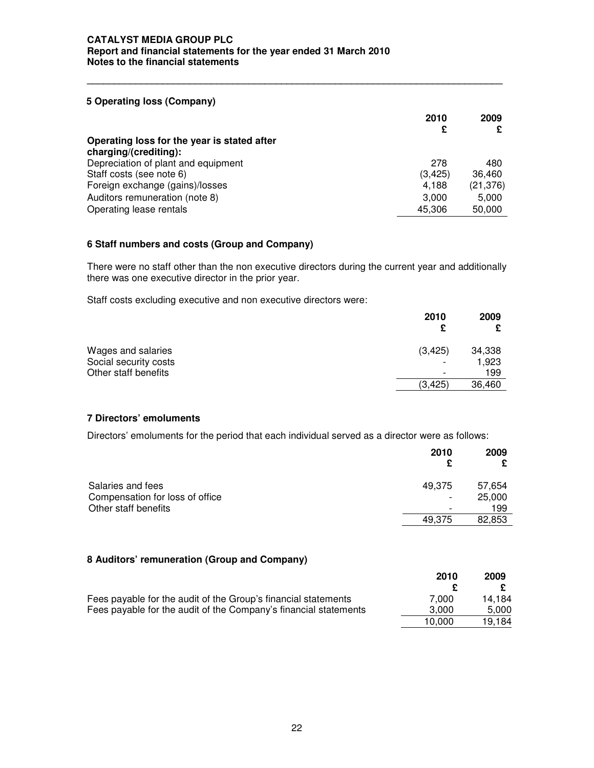## 5 Operating loss (Company)

| | 2010<br>£ | 2009<br>£ |
|---|---|---|
| **Operating loss for the year is stated after charging/(crediting):** | | |
| Depreciation of plant and equipment | 278 | 480 |
| Staff costs (see note 6) | (3,425) | 36,460 |
| Foreign exchange (gains)/losses | 4,188 | (21,376) |
| Auditors remuneration (note 8) | 3,000 | 5,000 |
| Operating lease rentals | 45,306 | 50,000 |

## 6 Staff numbers and costs (Group and Company)

There were no staff other than the non executive directors during the current year and additionally there was one executive director in the prior year.

Staff costs excluding executive and non executive directors were:

| | 2010<br>£ | 2009<br>£ |
|---|---|---|
| Wages and salaries | (3,425) | 34,338 |
| Social security costs | - | 1,923 |
| Other staff benefits | - | 199 |
| | (3,425) | 36,460 |

## 7 Directors' emoluments

Directors' emoluments for the period that each individual served as a director were as follows:

| | 2010<br>£ | 2009<br>£ |
|---|---|---|
| Salaries and fees | 49,375 | 57,654 |
| Compensation for loss of office | - | 25,000 |
| Other staff benefits | - | 199 |
| | 49,375 | 82,853 |

## 8 Auditors' remuneration (Group and Company)

| | 2010<br>£ | 2009<br>£ |
|---|---|---|
| Fees payable for the audit of the Group's financial statements | 7,000 | 14,184 |
| Fees payable for the audit of the Company's financial statements | 3,000 | 5,000 |
| | 10,000 | 19,184 |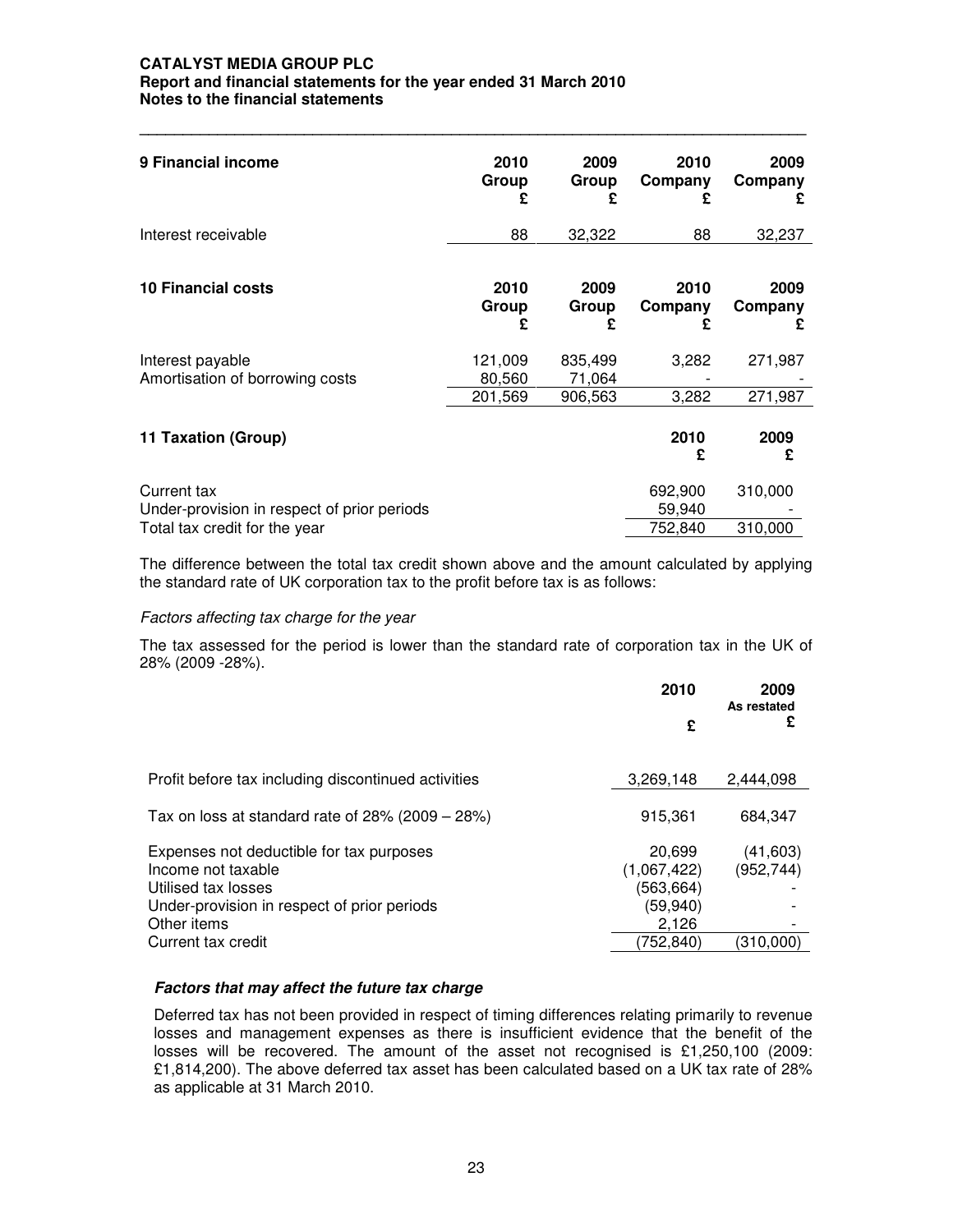**CATALYST MEDIA GROUP PLC**
**Report and financial statements for the year ended 31 March 2010**
**Notes to the financial statements**

| **9 Financial income** | **2010 Group £** | **2009 Group £** | **2010 Company £** | **2009 Company £** |
|---|---|---|---|---|
| Interest receivable | 88 | 32,322 | 88 | 32,237 |

| **10 Financial costs** | **2010 Group £** | **2009 Group £** | **2010 Company £** | **2009 Company £** |
|---|---|---|---|---|
| Interest payable | 121,009 | 835,499 | 3,282 | 271,987 |
| Amortisation of borrowing costs | 80,560 | 71,064 | - | - |
| | 201,569 | 906,563 | 3,282 | 271,987 |

| **11 Taxation (Group)** | **2010 £** | **2009 £** |
|---|---|---|
| Current tax | 692,900 | 310,000 |
| Under-provision in respect of prior periods | 59,940 | - |
| Total tax credit for the year | 752,840 | 310,000 |

The difference between the total tax credit shown above and the amount calculated by applying the standard rate of UK corporation tax to the profit before tax is as follows:

*Factors affecting tax charge for the year*

The tax assessed for the period is lower than the standard rate of corporation tax in the UK of 28% (2009 -28%).

| | **2010 £** | **2009 As restated £** |
|---|---|---|
| Profit before tax including discontinued activities | 3,269,148 | 2,444,098 |
| Tax on loss at standard rate of 28% (2009 – 28%) | 915,361 | 684,347 |
| Expenses not deductible for tax purposes | 20,699 | (41,603) |
| Income not taxable | (1,067,422) | (952,744) |
| Utilised tax losses | (563,664) | - |
| Under-provision in respect of prior periods | (59,940) | - |
| Other items | 2,126 | - |
| Current tax credit | (752,840) | (310,000) |

***Factors that may affect the future tax charge***

Deferred tax has not been provided in respect of timing differences relating primarily to revenue losses and management expenses as there is insufficient evidence that the benefit of the losses will be recovered. The amount of the asset not recognised is £1,250,100 (2009: £1,814,200). The above deferred tax asset has been calculated based on a UK tax rate of 28% as applicable at 31 March 2010.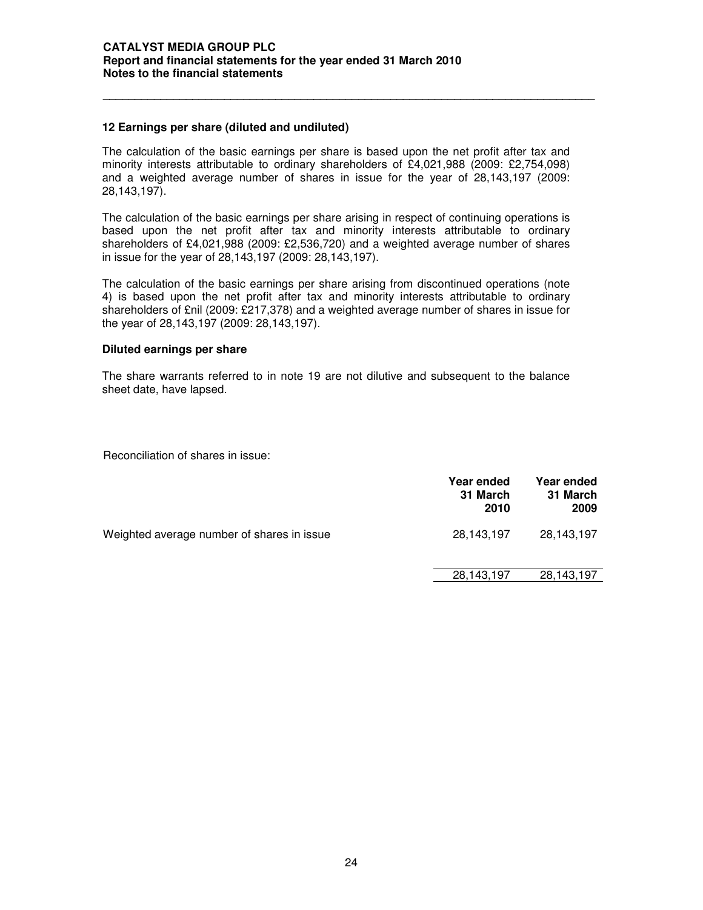## 12 Earnings per share (diluted and undiluted)

The calculation of the basic earnings per share is based upon the net profit after tax and minority interests attributable to ordinary shareholders of £4,021,988 (2009: £2,754,098) and a weighted average number of shares in issue for the year of 28,143,197 (2009: 28,143,197).

The calculation of the basic earnings per share arising in respect of continuing operations is based upon the net profit after tax and minority interests attributable to ordinary shareholders of £4,021,988 (2009: £2,536,720) and a weighted average number of shares in issue for the year of 28,143,197 (2009: 28,143,197).

The calculation of the basic earnings per share arising from discontinued operations (note 4) is based upon the net profit after tax and minority interests attributable to ordinary shareholders of £nil (2009: £217,378) and a weighted average number of shares in issue for the year of 28,143,197 (2009: 28,143,197).

### Diluted earnings per share

The share warrants referred to in note 19 are not dilutive and subsequent to the balance sheet date, have lapsed.

Reconciliation of shares in issue:

| | Year ended 31 March 2010 | Year ended 31 March 2009 |
|---|---|---|
| Weighted average number of shares in issue | 28,143,197 | 28,143,197 |
| | 28,143,197 | 28,143,197 |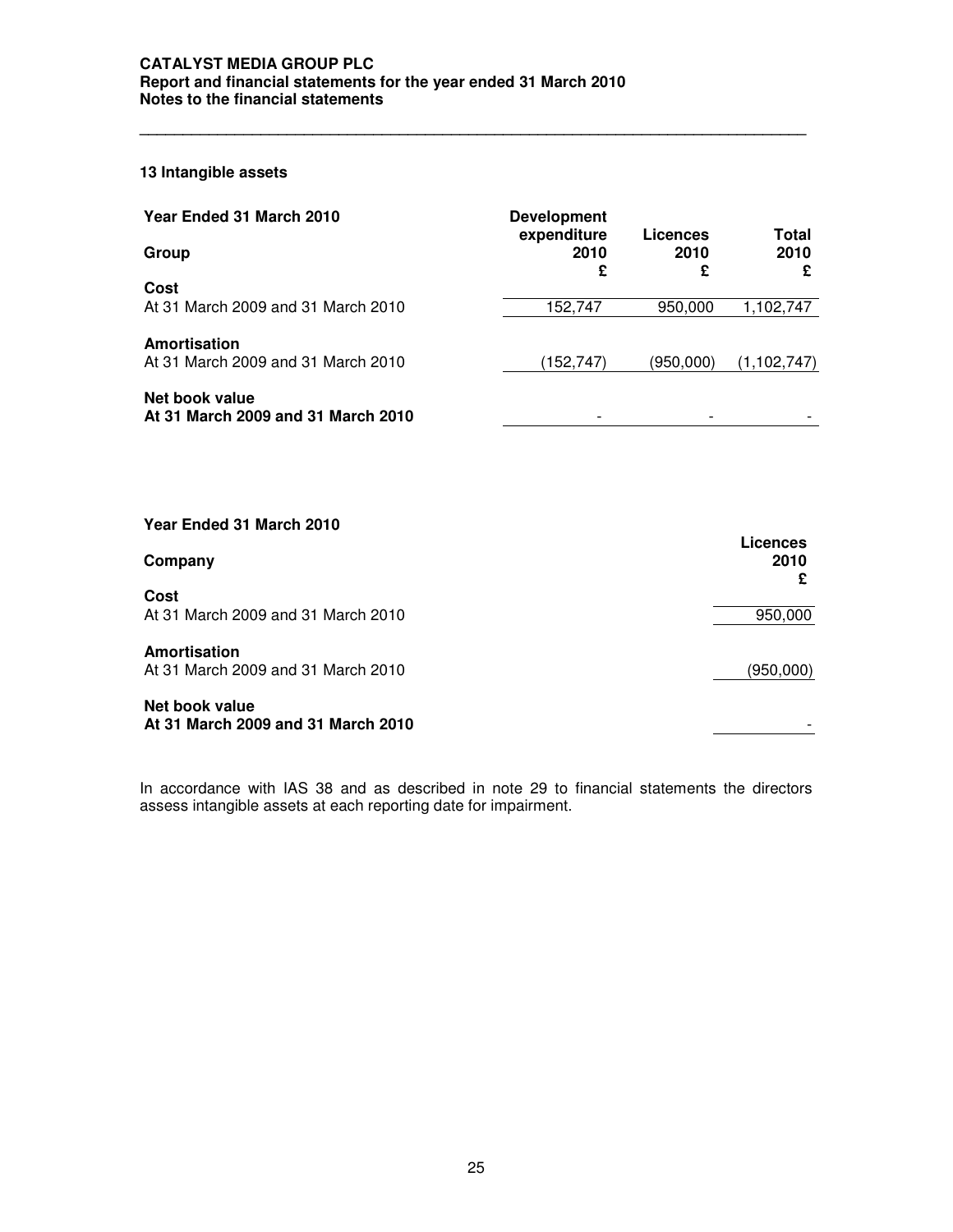## 13 Intangible assets

| Year Ended 31 March 2010<br>Group | Development expenditure 2010 £ | Licences 2010 £ | Total 2010 £ |
|---|---|---|---|
| **Cost** | | | |
| At 31 March 2009 and 31 March 2010 | 152,747 | 950,000 | 1,102,747 |
| **Amortisation** | | | |
| At 31 March 2009 and 31 March 2010 | (152,747) | (950,000) | (1,102,747) |
| **Net book value** | | | |
| **At 31 March 2009 and 31 March 2010** | - | - | - |

| Year Ended 31 March 2010<br>Company | Licences 2010 £ |
|---|---|
| **Cost** | |
| At 31 March 2009 and 31 March 2010 | 950,000 |
| **Amortisation** | |
| At 31 March 2009 and 31 March 2010 | (950,000) |
| **Net book value** | |
| **At 31 March 2009 and 31 March 2010** | - |

In accordance with IAS 38 and as described in note 29 to financial statements the directors assess intangible assets at each reporting date for impairment.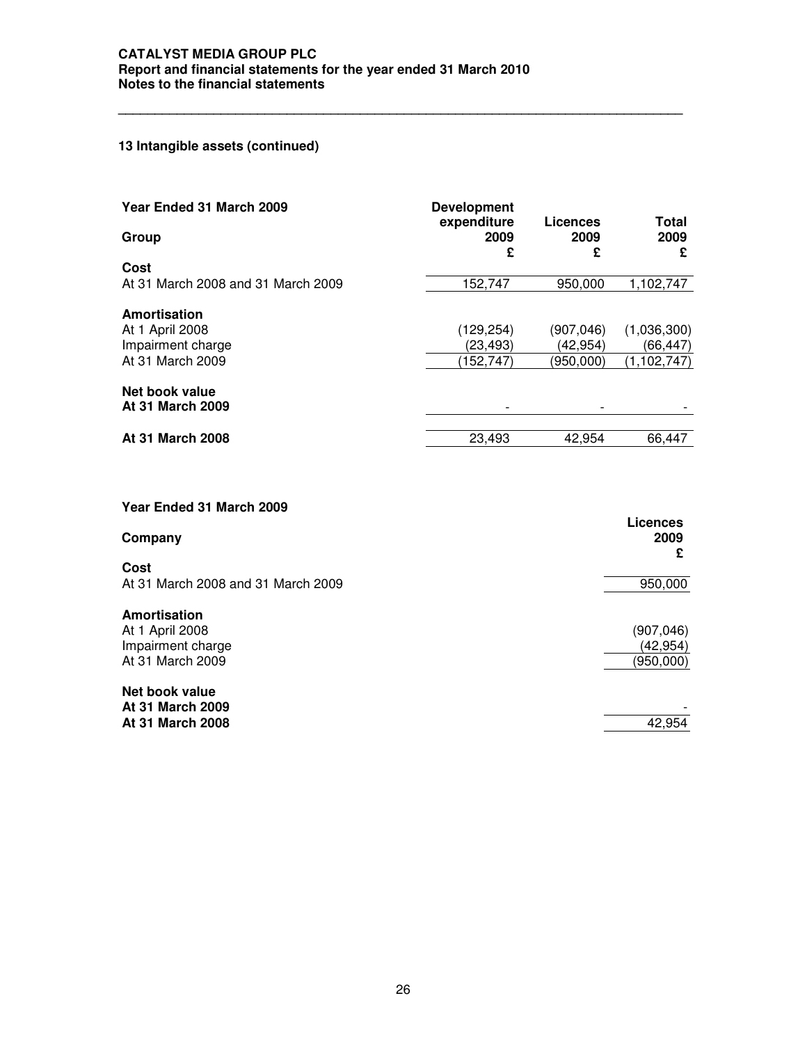## 13 Intangible assets (continued)

| Year Ended 31 March 2009 | Development expenditure | Licences | Total |
|---|---|---|---|
| Group | 2009 | 2009 | 2009 |
| | £ | £ | £ |
| **Cost** | | | |
| At 31 March 2008 and 31 March 2009 | 152,747 | 950,000 | 1,102,747 |
| **Amortisation** | | | |
| At 1 April 2008 | (129,254) | (907,046) | (1,036,300) |
| Impairment charge | (23,493) | (42,954) | (66,447) |
| At 31 March 2009 | (152,747) | (950,000) | (1,102,747) |
| **Net book value** | | | |
| **At 31 March 2009** | - | - | - |
| **At 31 March 2008** | 23,493 | 42,954 | 66,447 |

| Year Ended 31 March 2009 | Licences |
|---|---|
| Company | 2009 |
| | £ |
| **Cost** | |
| At 31 March 2008 and 31 March 2009 | 950,000 |
| **Amortisation** | |
| At 1 April 2008 | (907,046) |
| Impairment charge | (42,954) |
| At 31 March 2009 | (950,000) |
| **Net book value** | |
| **At 31 March 2009** | - |
| **At 31 March 2008** | 42,954 |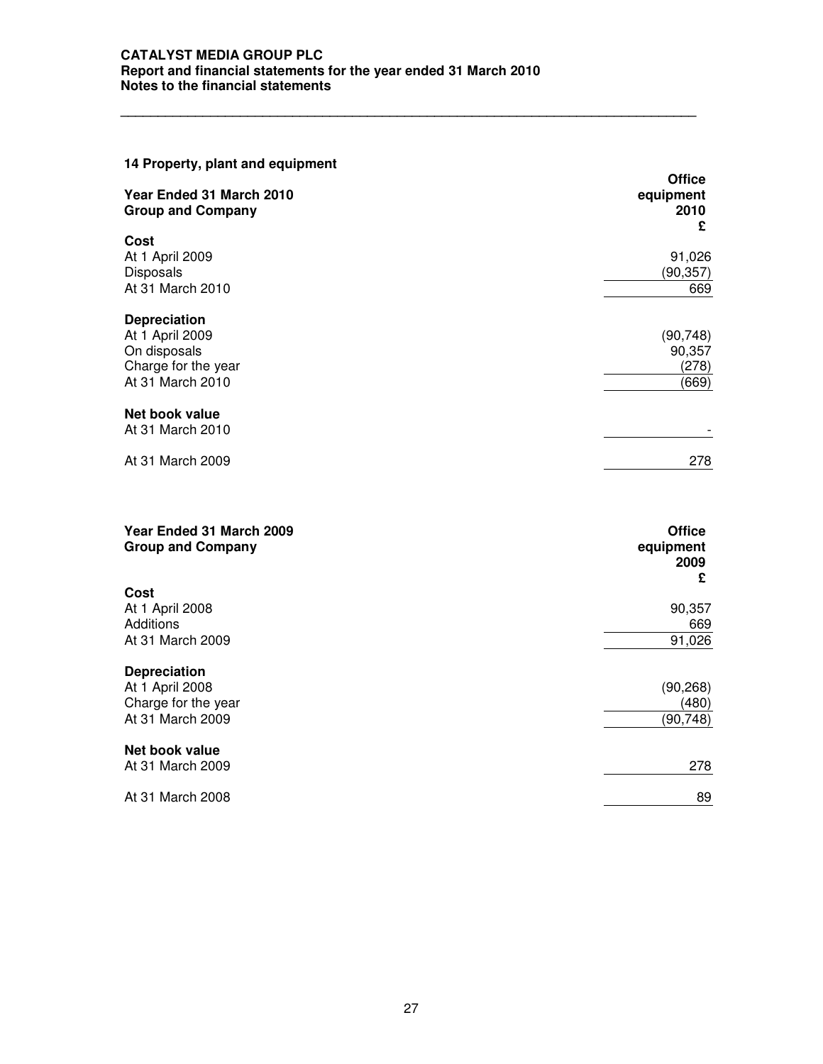## 14 Property, plant and equipment

| Year Ended 31 March 2010<br>Group and Company | Office equipment<br>2010<br>£ |
|---|---|
| **Cost** | |
| At 1 April 2009 | 91,026 |
| Disposals | (90,357) |
| At 31 March 2010 | 669 |
| **Depreciation** | |
| At 1 April 2009 | (90,748) |
| On disposals | 90,357 |
| Charge for the year | (278) |
| At 31 March 2010 | (669) |
| **Net book value** | |
| At 31 March 2010 | - |
| At 31 March 2009 | 278 |

| Year Ended 31 March 2009<br>Group and Company | Office equipment<br>2009<br>£ |
|---|---|
| **Cost** | |
| At 1 April 2008 | 90,357 |
| Additions | 669 |
| At 31 March 2009 | 91,026 |
| **Depreciation** | |
| At 1 April 2008 | (90,268) |
| Charge for the year | (480) |
| At 31 March 2009 | (90,748) |
| **Net book value** | |
| At 31 March 2009 | 278 |
| At 31 March 2008 | 89 |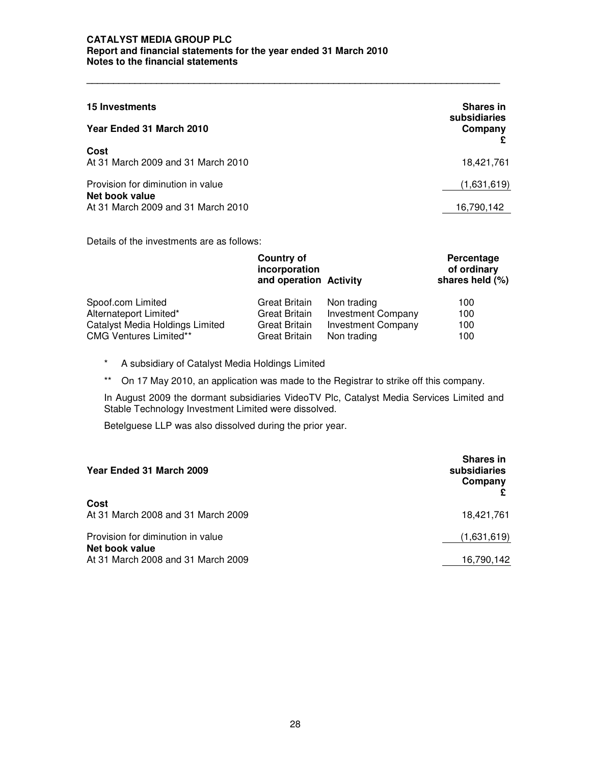## 15 Investments

| Year Ended 31 March 2010 | Shares in subsidiaries Company £ |
|---|---|
| **Cost** | |
| At 31 March 2009 and 31 March 2010 | 18,421,761 |
| Provision for diminution in value | (1,631,619) |
| **Net book value** | |
| At 31 March 2009 and 31 March 2010 | 16,790,142 |

Details of the investments are as follows:

| | Country of incorporation and operation | Activity | Percentage of ordinary shares held (%) |
|---|---|---|---|
| Spoof.com Limited | Great Britain | Non trading | 100 |
| Alternateport Limited* | Great Britain | Investment Company | 100 |
| Catalyst Media Holdings Limited | Great Britain | Investment Company | 100 |
| CMG Ventures Limited** | Great Britain | Non trading | 100 |

\* A subsidiary of Catalyst Media Holdings Limited

\** On 17 May 2010, an application was made to the Registrar to strike off this company.

In August 2009 the dormant subsidiaries VideoTV Plc, Catalyst Media Services Limited and Stable Technology Investment Limited were dissolved.

Betelguese LLP was also dissolved during the prior year.

| Year Ended 31 March 2009 | Shares in subsidiaries Company £ |
|---|---|
| **Cost** | |
| At 31 March 2008 and 31 March 2009 | 18,421,761 |
| Provision for diminution in value | (1,631,619) |
| **Net book value** | |
| At 31 March 2008 and 31 March 2009 | 16,790,142 |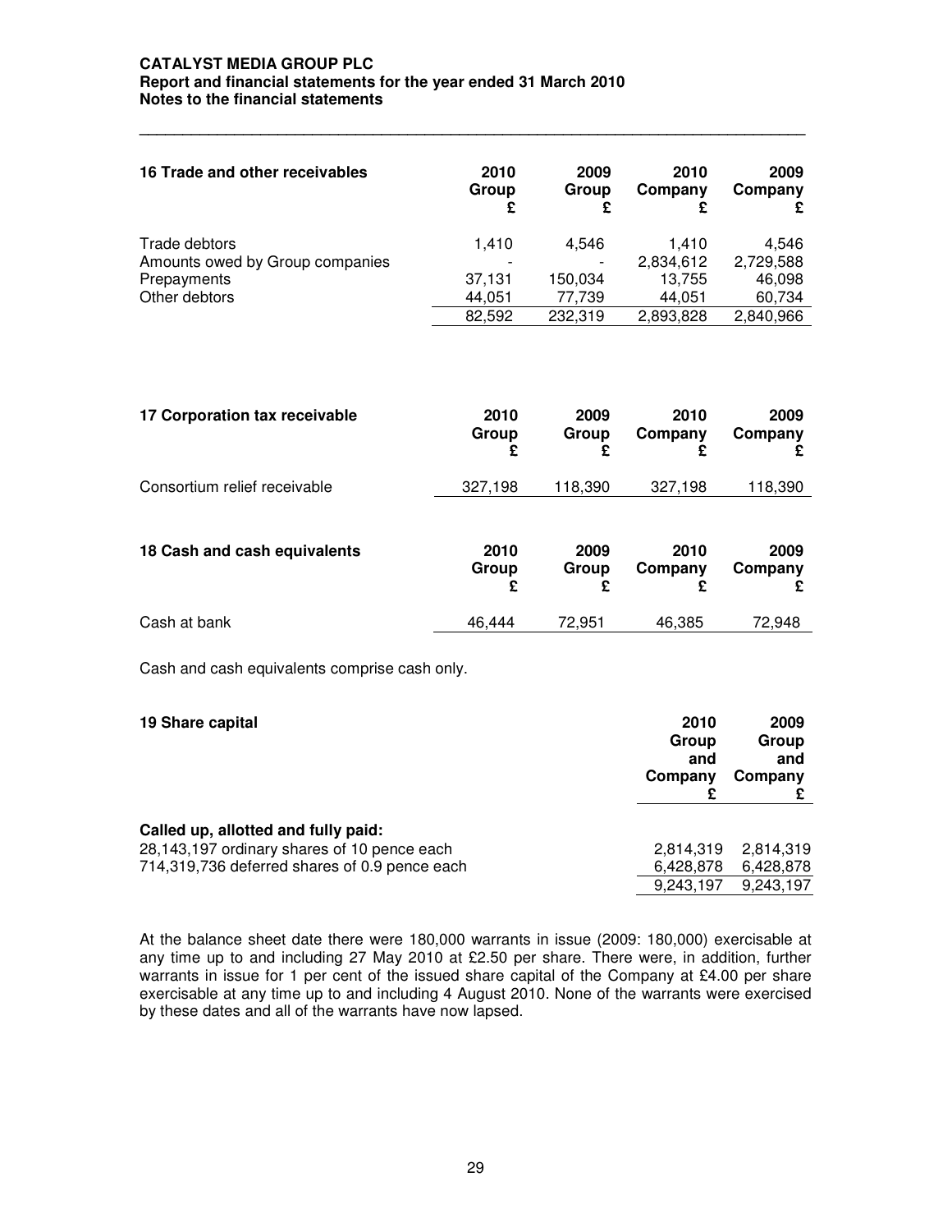## 16 Trade and other receivables

| | 2010 Group £ | 2009 Group £ | 2010 Company £ | 2009 Company £ |
|---|---|---|---|---|
| Trade debtors | 1,410 | 4,546 | 1,410 | 4,546 |
| Amounts owed by Group companies | - | - | 2,834,612 | 2,729,588 |
| Prepayments | 37,131 | 150,034 | 13,755 | 46,098 |
| Other debtors | 44,051 | 77,739 | 44,051 | 60,734 |
| | 82,592 | 232,319 | 2,893,828 | 2,840,966 |

## 17 Corporation tax receivable

| | 2010 Group £ | 2009 Group £ | 2010 Company £ | 2009 Company £ |
|---|---|---|---|---|
| Consortium relief receivable | 327,198 | 118,390 | 327,198 | 118,390 |

## 18 Cash and cash equivalents

| | 2010 Group £ | 2009 Group £ | 2010 Company £ | 2009 Company £ |
|---|---|---|---|---|
| Cash at bank | 46,444 | 72,951 | 46,385 | 72,948 |

Cash and cash equivalents comprise cash only.

## 19 Share capital

| | 2010 Group and Company £ | 2009 Group and Company £ |
|---|---|---|
| **Called up, allotted and fully paid:** | | |
| 28,143,197 ordinary shares of 10 pence each | 2,814,319 | 2,814,319 |
| 714,319,736 deferred shares of 0.9 pence each | 6,428,878 | 6,428,878 |
| | 9,243,197 | 9,243,197 |

At the balance sheet date there were 180,000 warrants in issue (2009: 180,000) exercisable at any time up to and including 27 May 2010 at £2.50 per share. There were, in addition, further warrants in issue for 1 per cent of the issued share capital of the Company at £4.00 per share exercisable at any time up to and including 4 August 2010. None of the warrants were exercised by these dates and all of the warrants have now lapsed.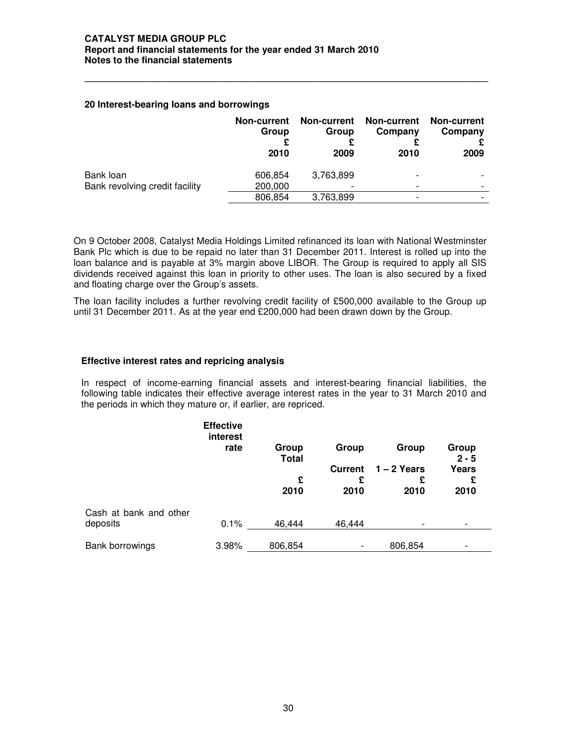## 20 Interest-bearing loans and borrowings

| | Non-current Group £ 2010 | Non-current Group £ 2009 | Non-current Company £ 2010 | Non-current Company £ 2009 |
|---|---|---|---|---|
| Bank loan | 606,854 | 3,763,899 | - | - |
| Bank revolving credit facility | 200,000 | - | - | - |
| | 806,854 | 3,763,899 | - | - |

On 9 October 2008, Catalyst Media Holdings Limited refinanced its loan with National Westminster Bank Plc which is due to be repaid no later than 31 December 2011. Interest is rolled up into the loan balance and is payable at 3% margin above LIBOR. The Group is required to apply all SIS dividends received against this loan in priority to other uses. The loan is also secured by a fixed and floating charge over the Group's assets.

The loan facility includes a further revolving credit facility of £500,000 available to the Group up until 31 December 2011. As at the year end £200,000 had been drawn down by the Group.

### Effective interest rates and repricing analysis

In respect of income-earning financial assets and interest-bearing financial liabilities, the following table indicates their effective average interest rates in the year to 31 March 2010 and the periods in which they mature or, if earlier, are repriced.

| | Effective interest rate | Group Total £ 2010 | Group Current £ 2010 | Group 1 – 2 Years £ 2010 | Group 2 - 5 Years £ 2010 |
|---|---|---|---|---|---|
| Cash at bank and other deposits | 0.1% | 46,444 | 46,444 | - | - |
| Bank borrowings | 3.98% | 806,854 | - | 806,854 | - |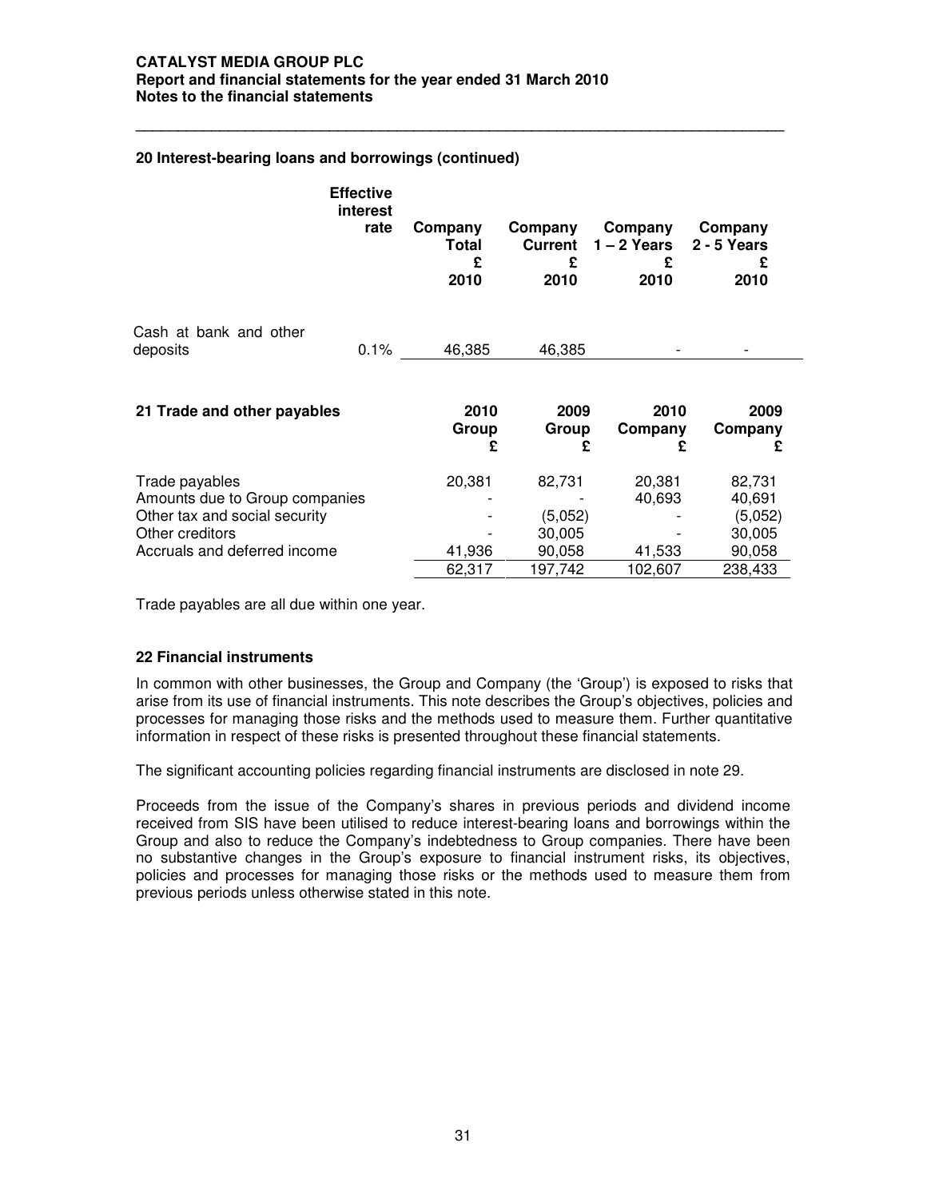### 20 Interest-bearing loans and borrowings (continued)

| | Effective interest rate | Company Total £ 2010 | Company Current £ 2010 | Company 1 – 2 Years £ 2010 | Company 2 - 5 Years £ 2010 |
|---|---|---|---|---|---|
| Cash at bank and other deposits | 0.1% | 46,385 | 46,385 | - | - |

### 21 Trade and other payables

| | 2010 Group £ | 2009 Group £ | 2010 Company £ | 2009 Company £ |
|---|---|---|---|---|
| Trade payables | 20,381 | 82,731 | 20,381 | 82,731 |
| Amounts due to Group companies | - | - | 40,693 | 40,691 |
| Other tax and social security | - | (5,052) | - | (5,052) |
| Other creditors | - | 30,005 | - | 30,005 |
| Accruals and deferred income | 41,936 | 90,058 | 41,533 | 90,058 |
| | 62,317 | 197,742 | 102,607 | 238,433 |

Trade payables are all due within one year.

### 22 Financial instruments

In common with other businesses, the Group and Company (the 'Group') is exposed to risks that arise from its use of financial instruments. This note describes the Group's objectives, policies and processes for managing those risks and the methods used to measure them. Further quantitative information in respect of these risks is presented throughout these financial statements.

The significant accounting policies regarding financial instruments are disclosed in note 29.

Proceeds from the issue of the Company's shares in previous periods and dividend income received from SIS have been utilised to reduce interest-bearing loans and borrowings within the Group and also to reduce the Company's indebtedness to Group companies. There have been no substantive changes in the Group's exposure to financial instrument risks, its objectives, policies and processes for managing those risks or the methods used to measure them from previous periods unless otherwise stated in this note.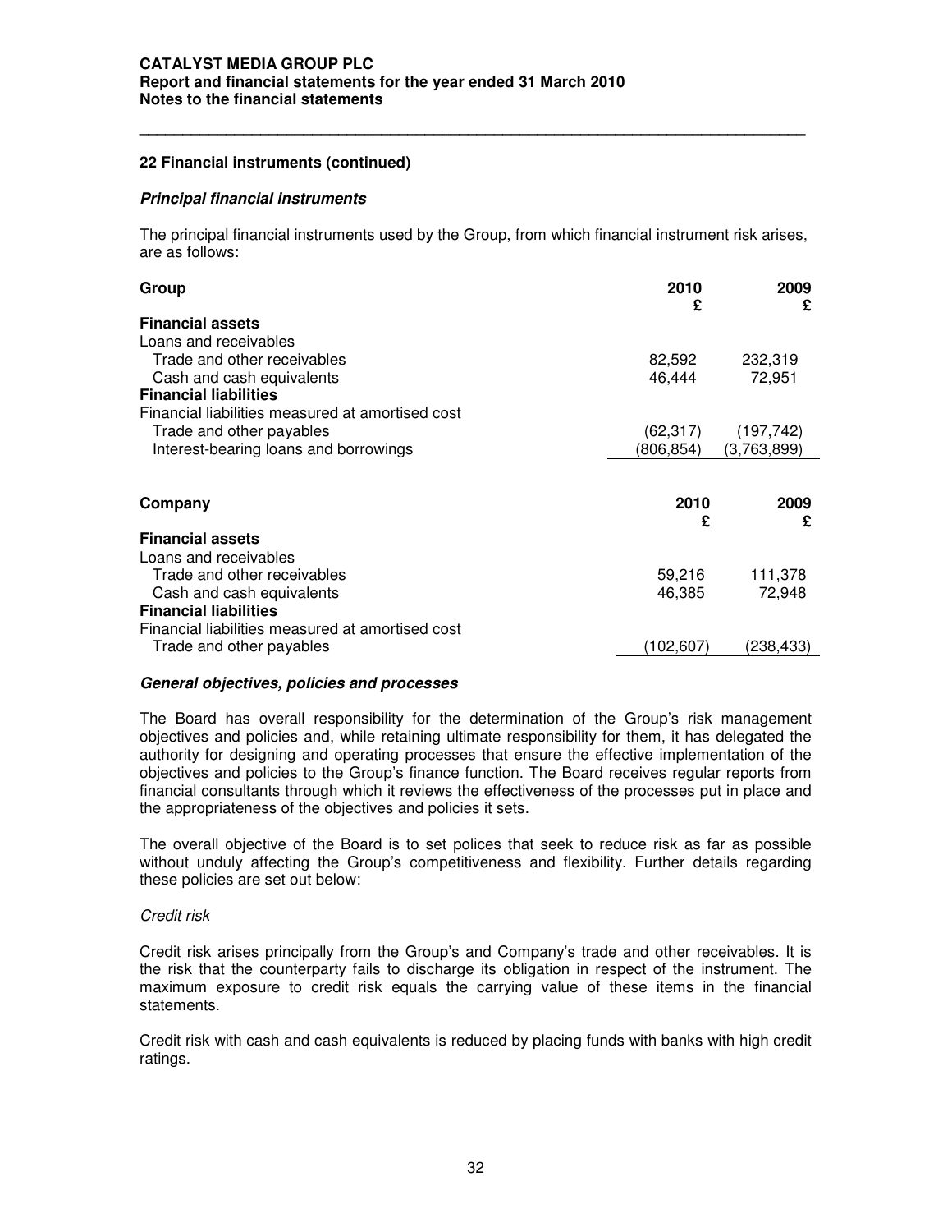## 22 Financial instruments (continued)

### *Principal financial instruments*

The principal financial instruments used by the Group, from which financial instrument risk arises, are as follows:

| Group | 2010 £ | 2009 £ |
|---|---|---|
| **Financial assets** | | |
| Loans and receivables | | |
| Trade and other receivables | 82,592 | 232,319 |
| Cash and cash equivalents | 46,444 | 72,951 |
| **Financial liabilities** | | |
| Financial liabilities measured at amortised cost | | |
| Trade and other payables | (62,317) | (197,742) |
| Interest-bearing loans and borrowings | (806,854) | (3,763,899) |

| Company | 2010 £ | 2009 £ |
|---|---|---|
| **Financial assets** | | |
| Loans and receivables | | |
| Trade and other receivables | 59,216 | 111,378 |
| Cash and cash equivalents | 46,385 | 72,948 |
| **Financial liabilities** | | |
| Financial liabilities measured at amortised cost | | |
| Trade and other payables | (102,607) | (238,433) |

### *General objectives, policies and processes*

The Board has overall responsibility for the determination of the Group's risk management objectives and policies and, while retaining ultimate responsibility for them, it has delegated the authority for designing and operating processes that ensure the effective implementation of the objectives and policies to the Group's finance function. The Board receives regular reports from financial consultants through which it reviews the effectiveness of the processes put in place and the appropriateness of the objectives and policies it sets.

The overall objective of the Board is to set polices that seek to reduce risk as far as possible without unduly affecting the Group's competitiveness and flexibility. Further details regarding these policies are set out below:

*Credit risk*

Credit risk arises principally from the Group's and Company's trade and other receivables. It is the risk that the counterparty fails to discharge its obligation in respect of the instrument. The maximum exposure to credit risk equals the carrying value of these items in the financial statements.

Credit risk with cash and cash equivalents is reduced by placing funds with banks with high credit ratings.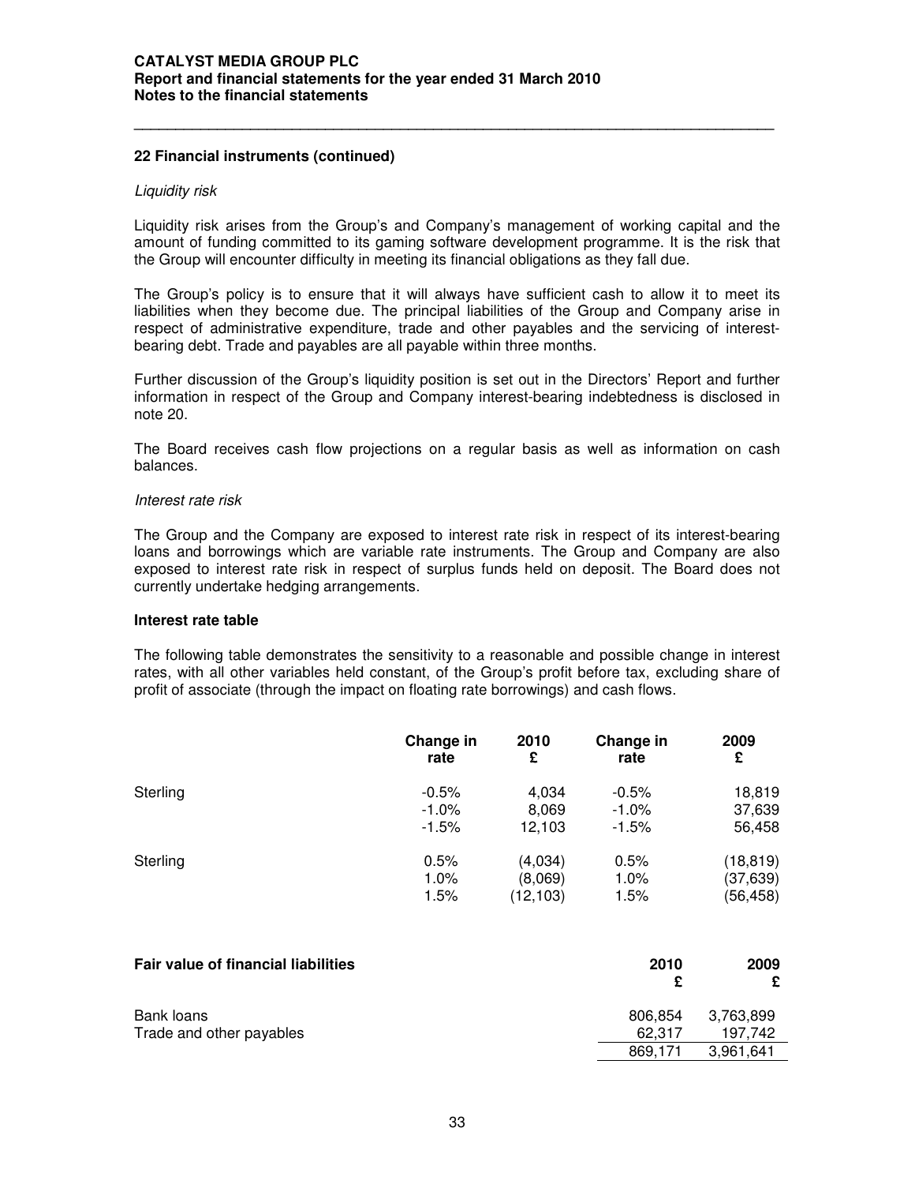## 22 Financial instruments (continued)

*Liquidity risk*

Liquidity risk arises from the Group's and Company's management of working capital and the amount of funding committed to its gaming software development programme. It is the risk that the Group will encounter difficulty in meeting its financial obligations as they fall due.

The Group's policy is to ensure that it will always have sufficient cash to allow it to meet its liabilities when they become due. The principal liabilities of the Group and Company arise in respect of administrative expenditure, trade and other payables and the servicing of interest-bearing debt. Trade and payables are all payable within three months.

Further discussion of the Group's liquidity position is set out in the Directors' Report and further information in respect of the Group and Company interest-bearing indebtedness is disclosed in note 20.

The Board receives cash flow projections on a regular basis as well as information on cash balances.

*Interest rate risk*

The Group and the Company are exposed to interest rate risk in respect of its interest-bearing loans and borrowings which are variable rate instruments. The Group and Company are also exposed to interest rate risk in respect of surplus funds held on deposit. The Board does not currently undertake hedging arrangements.

**Interest rate table**

The following table demonstrates the sensitivity to a reasonable and possible change in interest rates, with all other variables held constant, of the Group's profit before tax, excluding share of profit of associate (through the impact on floating rate borrowings) and cash flows.

| | Change in rate | 2010 £ | Change in rate | 2009 £ |
|---|---|---|---|---|
| Sterling | -0.5% | 4,034 | -0.5% | 18,819 |
| | -1.0% | 8,069 | -1.0% | 37,639 |
| | -1.5% | 12,103 | -1.5% | 56,458 |
| Sterling | 0.5% | (4,034) | 0.5% | (18,819) |
| | 1.0% | (8,069) | 1.0% | (37,639) |
| | 1.5% | (12,103) | 1.5% | (56,458) |

| **Fair value of financial liabilities** | **2010 £** | **2009 £** |
|---|---|---|
| Bank loans | 806,854 | 3,763,899 |
| Trade and other payables | 62,317 | 197,742 |
| | 869,171 | 3,961,641 |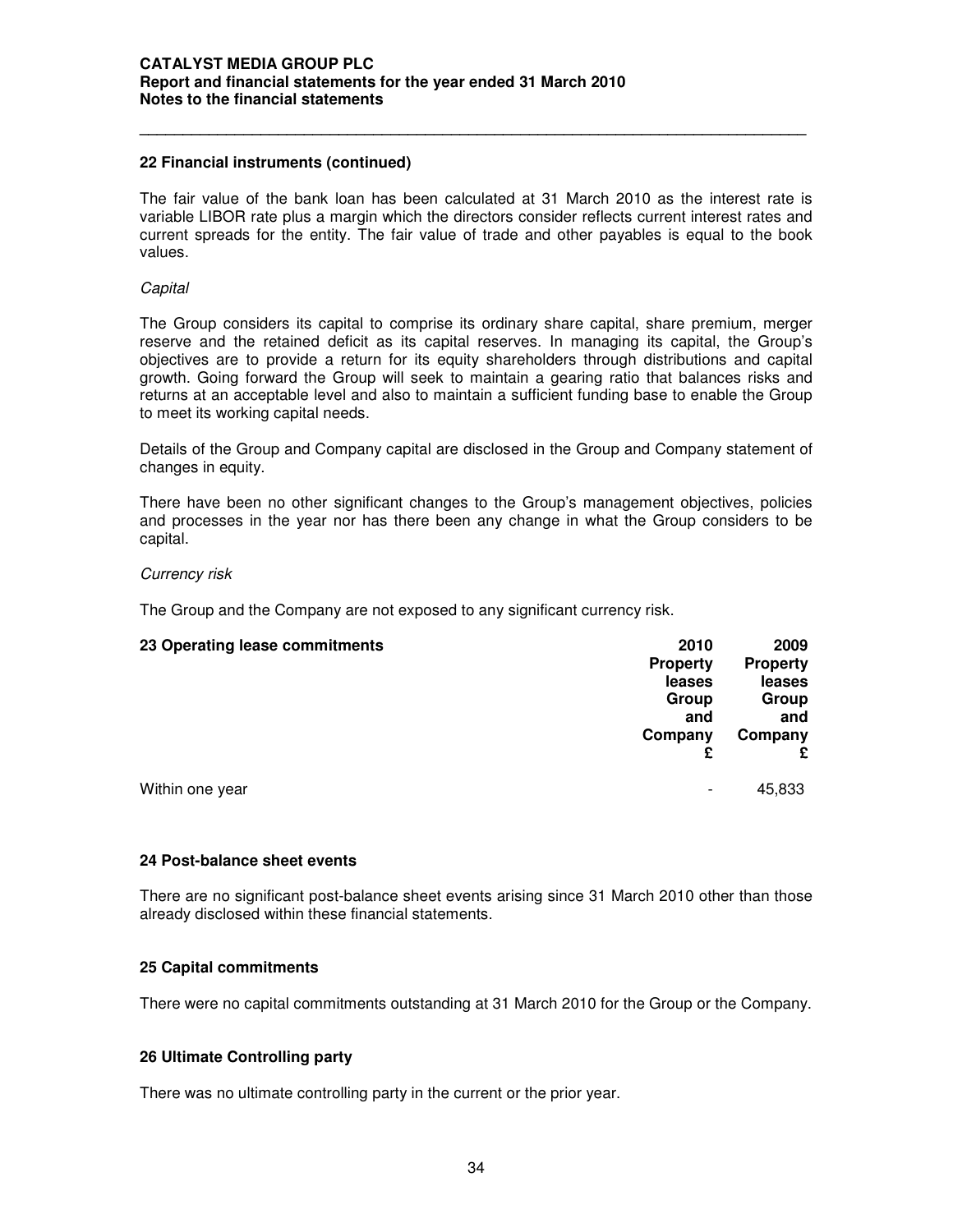## 22 Financial instruments (continued)

The fair value of the bank loan has been calculated at 31 March 2010 as the interest rate is variable LIBOR rate plus a margin which the directors consider reflects current interest rates and current spreads for the entity. The fair value of trade and other payables is equal to the book values.

*Capital*

The Group considers its capital to comprise its ordinary share capital, share premium, merger reserve and the retained deficit as its capital reserves. In managing its capital, the Group's objectives are to provide a return for its equity shareholders through distributions and capital growth. Going forward the Group will seek to maintain a gearing ratio that balances risks and returns at an acceptable level and also to maintain a sufficient funding base to enable the Group to meet its working capital needs.

Details of the Group and Company capital are disclosed in the Group and Company statement of changes in equity.

There have been no other significant changes to the Group's management objectives, policies and processes in the year nor has there been any change in what the Group considers to be capital.

*Currency risk*

The Group and the Company are not exposed to any significant currency risk.

## 23 Operating lease commitments

| | 2010 Property leases Group and Company £ | 2009 Property leases Group and Company £ |
|---|---|---|
| Within one year | - | 45,833 |

## 24 Post-balance sheet events

There are no significant post-balance sheet events arising since 31 March 2010 other than those already disclosed within these financial statements.

## 25 Capital commitments

There were no capital commitments outstanding at 31 March 2010 for the Group or the Company.

## 26 Ultimate Controlling party

There was no ultimate controlling party in the current or the prior year.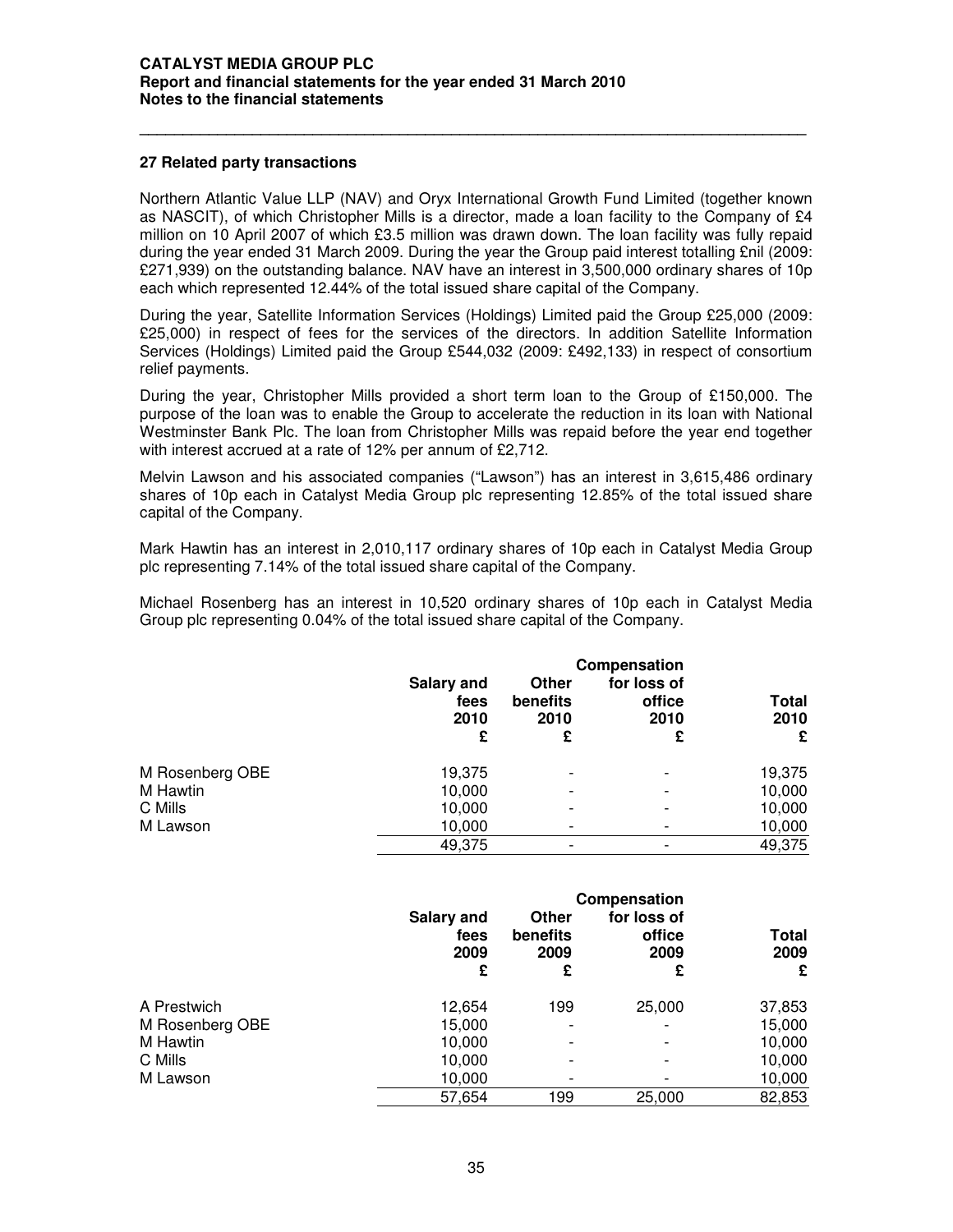## 27 Related party transactions

Northern Atlantic Value LLP (NAV) and Oryx International Growth Fund Limited (together known as NASCIT), of which Christopher Mills is a director, made a loan facility to the Company of £4 million on 10 April 2007 of which £3.5 million was drawn down. The loan facility was fully repaid during the year ended 31 March 2009. During the year the Group paid interest totalling £nil (2009: £271,939) on the outstanding balance. NAV have an interest in 3,500,000 ordinary shares of 10p each which represented 12.44% of the total issued share capital of the Company.

During the year, Satellite Information Services (Holdings) Limited paid the Group £25,000 (2009: £25,000) in respect of fees for the services of the directors. In addition Satellite Information Services (Holdings) Limited paid the Group £544,032 (2009: £492,133) in respect of consortium relief payments.

During the year, Christopher Mills provided a short term loan to the Group of £150,000. The purpose of the loan was to enable the Group to accelerate the reduction in its loan with National Westminster Bank Plc. The loan from Christopher Mills was repaid before the year end together with interest accrued at a rate of 12% per annum of £2,712.

Melvin Lawson and his associated companies ("Lawson") has an interest in 3,615,486 ordinary shares of 10p each in Catalyst Media Group plc representing 12.85% of the total issued share capital of the Company.

Mark Hawtin has an interest in 2,010,117 ordinary shares of 10p each in Catalyst Media Group plc representing 7.14% of the total issued share capital of the Company.

Michael Rosenberg has an interest in 10,520 ordinary shares of 10p each in Catalyst Media Group plc representing 0.04% of the total issued share capital of the Company.

| | Salary and fees 2010 £ | Other benefits 2010 £ | Compensation for loss of office 2010 £ | Total 2010 £ |
|---|---|---|---|---|
| M Rosenberg OBE | 19,375 | - | - | 19,375 |
| M Hawtin | 10,000 | - | - | 10,000 |
| C Mills | 10,000 | - | - | 10,000 |
| M Lawson | 10,000 | - | - | 10,000 |
| | 49,375 | - | - | 49,375 |

| | Salary and fees 2009 £ | Other benefits 2009 £ | Compensation for loss of office 2009 £ | Total 2009 £ |
|---|---|---|---|---|
| A Prestwich | 12,654 | 199 | 25,000 | 37,853 |
| M Rosenberg OBE | 15,000 | - | - | 15,000 |
| M Hawtin | 10,000 | - | - | 10,000 |
| C Mills | 10,000 | - | - | 10,000 |
| M Lawson | 10,000 | - | - | 10,000 |
| | 57,654 | 199 | 25,000 | 82,853 |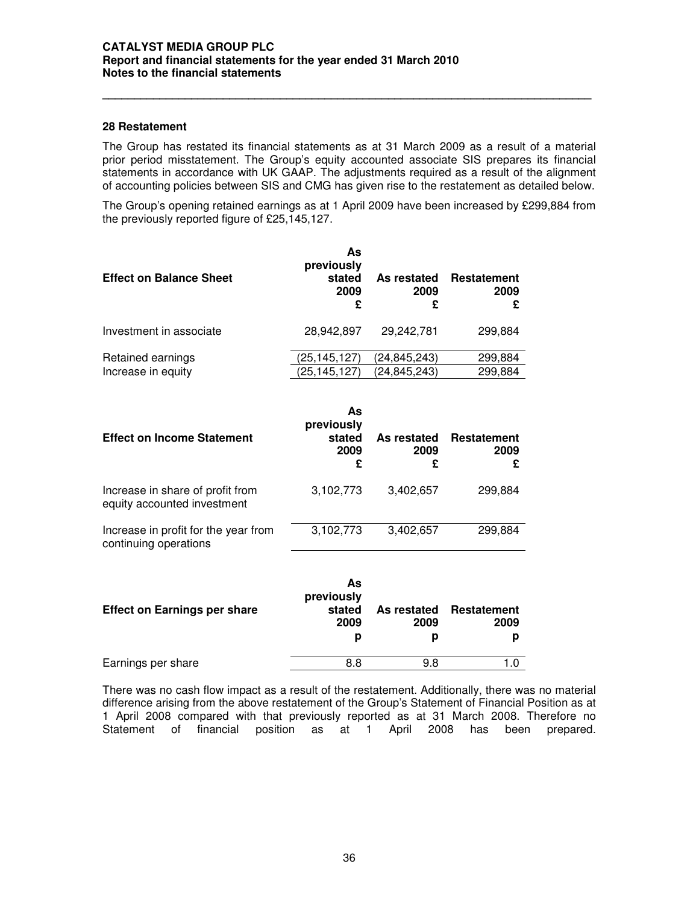## 28 Restatement

The Group has restated its financial statements as at 31 March 2009 as a result of a material prior period misstatement. The Group's equity accounted associate SIS prepares its financial statements in accordance with UK GAAP. The adjustments required as a result of the alignment of accounting policies between SIS and CMG has given rise to the restatement as detailed below.

The Group's opening retained earnings as at 1 April 2009 have been increased by £299,884 from the previously reported figure of £25,145,127.

| Effect on Balance Sheet | As previously stated 2009 £ | As restated 2009 £ | Restatement 2009 £ |
|---|---|---|---|
| Investment in associate | 28,942,897 | 29,242,781 | 299,884 |
| Retained earnings | (25,145,127) | (24,845,243) | 299,884 |
| Increase in equity | (25,145,127) | (24,845,243) | 299,884 |

| Effect on Income Statement | As previously stated 2009 £ | As restated 2009 £ | Restatement 2009 £ |
|---|---|---|---|
| Increase in share of profit from equity accounted investment | 3,102,773 | 3,402,657 | 299,884 |
| Increase in profit for the year from continuing operations | 3,102,773 | 3,402,657 | 299,884 |

| Effect on Earnings per share | As previously stated 2009 p | As restated 2009 p | Restatement 2009 p |
|---|---|---|---|
| Earnings per share | 8.8 | 9.8 | 1.0 |

There was no cash flow impact as a result of the restatement. Additionally, there was no material difference arising from the above restatement of the Group's Statement of Financial Position as at 1 April 2008 compared with that previously reported as at 31 March 2008. Therefore no Statement of financial position as at 1 April 2008 has been prepared.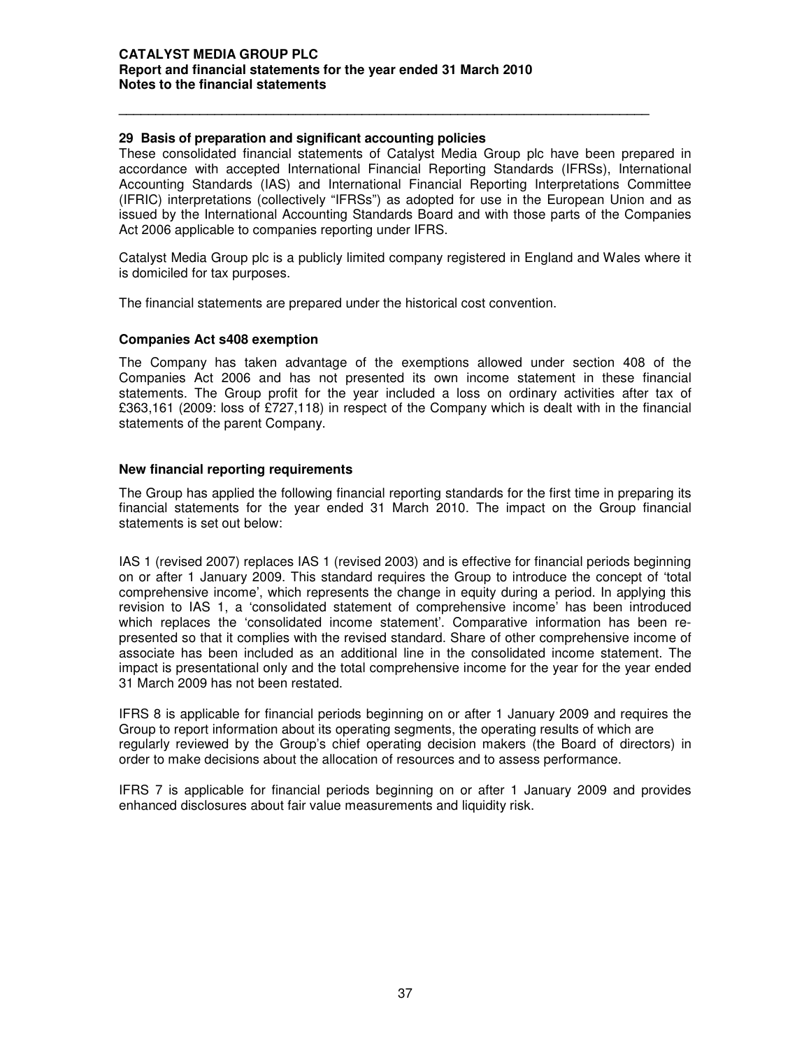## 29 Basis of preparation and significant accounting policies

These consolidated financial statements of Catalyst Media Group plc have been prepared in accordance with accepted International Financial Reporting Standards (IFRSs), International Accounting Standards (IAS) and International Financial Reporting Interpretations Committee (IFRIC) interpretations (collectively "IFRSs") as adopted for use in the European Union and as issued by the International Accounting Standards Board and with those parts of the Companies Act 2006 applicable to companies reporting under IFRS.

Catalyst Media Group plc is a publicly limited company registered in England and Wales where it is domiciled for tax purposes.

The financial statements are prepared under the historical cost convention.

### Companies Act s408 exemption

The Company has taken advantage of the exemptions allowed under section 408 of the Companies Act 2006 and has not presented its own income statement in these financial statements. The Group profit for the year included a loss on ordinary activities after tax of £363,161 (2009: loss of £727,118) in respect of the Company which is dealt with in the financial statements of the parent Company.

### New financial reporting requirements

The Group has applied the following financial reporting standards for the first time in preparing its financial statements for the year ended 31 March 2010. The impact on the Group financial statements is set out below:

IAS 1 (revised 2007) replaces IAS 1 (revised 2003) and is effective for financial periods beginning on or after 1 January 2009. This standard requires the Group to introduce the concept of 'total comprehensive income', which represents the change in equity during a period. In applying this revision to IAS 1, a 'consolidated statement of comprehensive income' has been introduced which replaces the 'consolidated income statement'. Comparative information has been re-presented so that it complies with the revised standard. Share of other comprehensive income of associate has been included as an additional line in the consolidated income statement. The impact is presentational only and the total comprehensive income for the year for the year ended 31 March 2009 has not been restated.

IFRS 8 is applicable for financial periods beginning on or after 1 January 2009 and requires the Group to report information about its operating segments, the operating results of which are regularly reviewed by the Group's chief operating decision makers (the Board of directors) in order to make decisions about the allocation of resources and to assess performance.

IFRS 7 is applicable for financial periods beginning on or after 1 January 2009 and provides enhanced disclosures about fair value measurements and liquidity risk.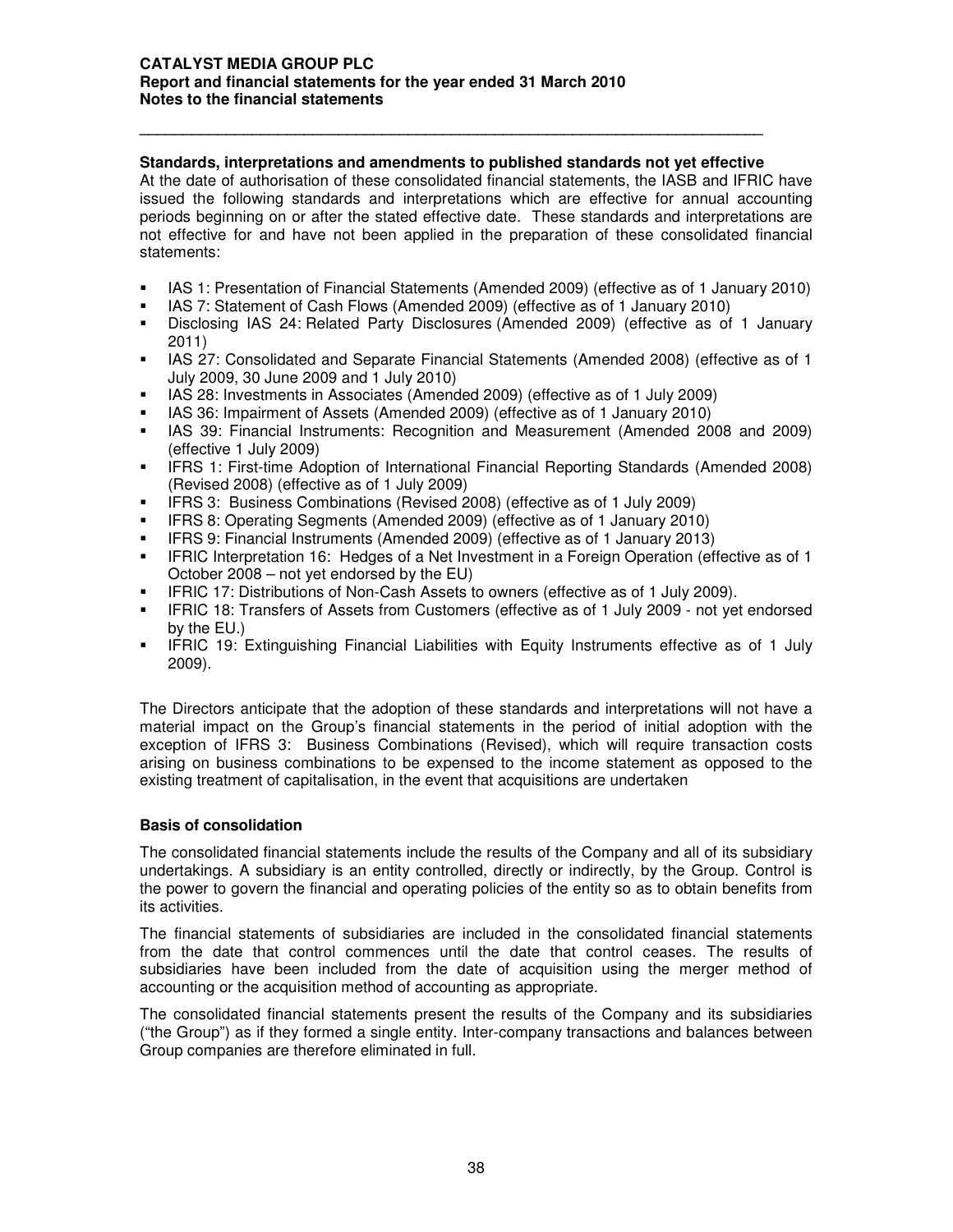### Standards, interpretations and amendments to published standards not yet effective

At the date of authorisation of these consolidated financial statements, the IASB and IFRIC have issued the following standards and interpretations which are effective for annual accounting periods beginning on or after the stated effective date. These standards and interpretations are not effective for and have not been applied in the preparation of these consolidated financial statements:

- IAS 1: Presentation of Financial Statements (Amended 2009) (effective as of 1 January 2010)
- IAS 7: Statement of Cash Flows (Amended 2009) (effective as of 1 January 2010)
- Disclosing IAS 24: Related Party Disclosures (Amended 2009) (effective as of 1 January 2011)
- IAS 27: Consolidated and Separate Financial Statements (Amended 2008) (effective as of 1 July 2009, 30 June 2009 and 1 July 2010)
- IAS 28: Investments in Associates (Amended 2009) (effective as of 1 July 2009)
- IAS 36: Impairment of Assets (Amended 2009) (effective as of 1 January 2010)
- IAS 39: Financial Instruments: Recognition and Measurement (Amended 2008 and 2009) (effective 1 July 2009)
- IFRS 1: First-time Adoption of International Financial Reporting Standards (Amended 2008) (Revised 2008) (effective as of 1 July 2009)
- IFRS 3: Business Combinations (Revised 2008) (effective as of 1 July 2009)
- IFRS 8: Operating Segments (Amended 2009) (effective as of 1 January 2010)
- IFRS 9: Financial Instruments (Amended 2009) (effective as of 1 January 2013)
- IFRIC Interpretation 16: Hedges of a Net Investment in a Foreign Operation (effective as of 1 October 2008 – not yet endorsed by the EU)
- IFRIC 17: Distributions of Non-Cash Assets to owners (effective as of 1 July 2009).
- IFRIC 18: Transfers of Assets from Customers (effective as of 1 July 2009 - not yet endorsed by the EU.)
- IFRIC 19: Extinguishing Financial Liabilities with Equity Instruments effective as of 1 July 2009).

The Directors anticipate that the adoption of these standards and interpretations will not have a material impact on the Group's financial statements in the period of initial adoption with the exception of IFRS 3: Business Combinations (Revised), which will require transaction costs arising on business combinations to be expensed to the income statement as opposed to the existing treatment of capitalisation, in the event that acquisitions are undertaken

### Basis of consolidation

The consolidated financial statements include the results of the Company and all of its subsidiary undertakings. A subsidiary is an entity controlled, directly or indirectly, by the Group. Control is the power to govern the financial and operating policies of the entity so as to obtain benefits from its activities.

The financial statements of subsidiaries are included in the consolidated financial statements from the date that control commences until the date that control ceases. The results of subsidiaries have been included from the date of acquisition using the merger method of accounting or the acquisition method of accounting as appropriate.

The consolidated financial statements present the results of the Company and its subsidiaries ("the Group") as if they formed a single entity. Inter-company transactions and balances between Group companies are therefore eliminated in full.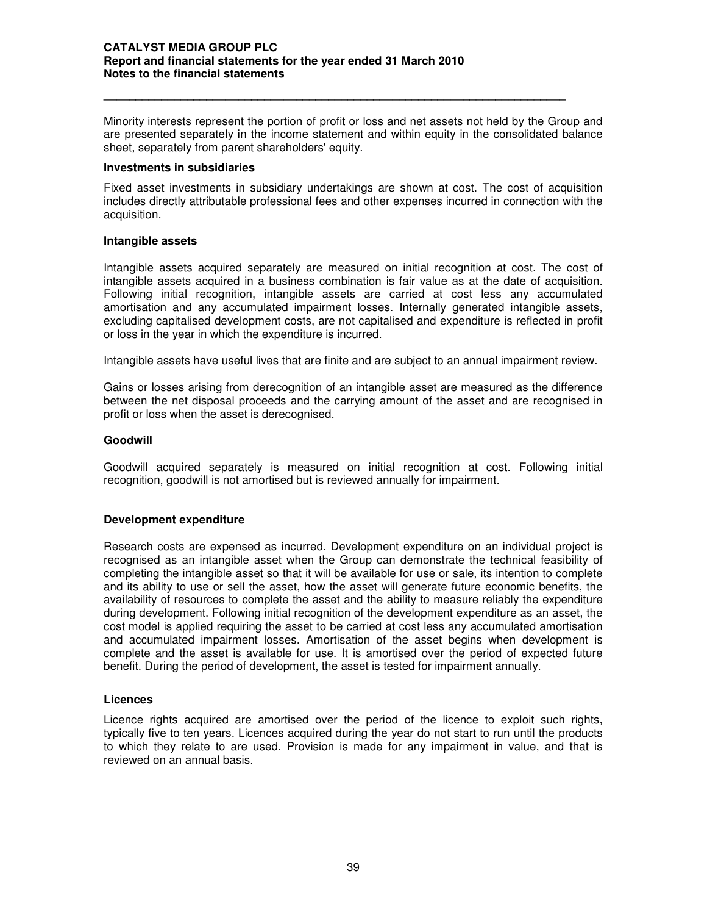Minority interests represent the portion of profit or loss and net assets not held by the Group and are presented separately in the income statement and within equity in the consolidated balance sheet, separately from parent shareholders' equity.

**Investments in subsidiaries**

Fixed asset investments in subsidiary undertakings are shown at cost. The cost of acquisition includes directly attributable professional fees and other expenses incurred in connection with the acquisition.

**Intangible assets**

Intangible assets acquired separately are measured on initial recognition at cost. The cost of intangible assets acquired in a business combination is fair value as at the date of acquisition. Following initial recognition, intangible assets are carried at cost less any accumulated amortisation and any accumulated impairment losses. Internally generated intangible assets, excluding capitalised development costs, are not capitalised and expenditure is reflected in profit or loss in the year in which the expenditure is incurred.

Intangible assets have useful lives that are finite and are subject to an annual impairment review.

Gains or losses arising from derecognition of an intangible asset are measured as the difference between the net disposal proceeds and the carrying amount of the asset and are recognised in profit or loss when the asset is derecognised.

**Goodwill**

Goodwill acquired separately is measured on initial recognition at cost. Following initial recognition, goodwill is not amortised but is reviewed annually for impairment.

**Development expenditure**

Research costs are expensed as incurred. Development expenditure on an individual project is recognised as an intangible asset when the Group can demonstrate the technical feasibility of completing the intangible asset so that it will be available for use or sale, its intention to complete and its ability to use or sell the asset, how the asset will generate future economic benefits, the availability of resources to complete the asset and the ability to measure reliably the expenditure during development. Following initial recognition of the development expenditure as an asset, the cost model is applied requiring the asset to be carried at cost less any accumulated amortisation and accumulated impairment losses. Amortisation of the asset begins when development is complete and the asset is available for use. It is amortised over the period of expected future benefit. During the period of development, the asset is tested for impairment annually.

**Licences**

Licence rights acquired are amortised over the period of the licence to exploit such rights, typically five to ten years. Licences acquired during the year do not start to run until the products to which they relate to are used. Provision is made for any impairment in value, and that is reviewed on an annual basis.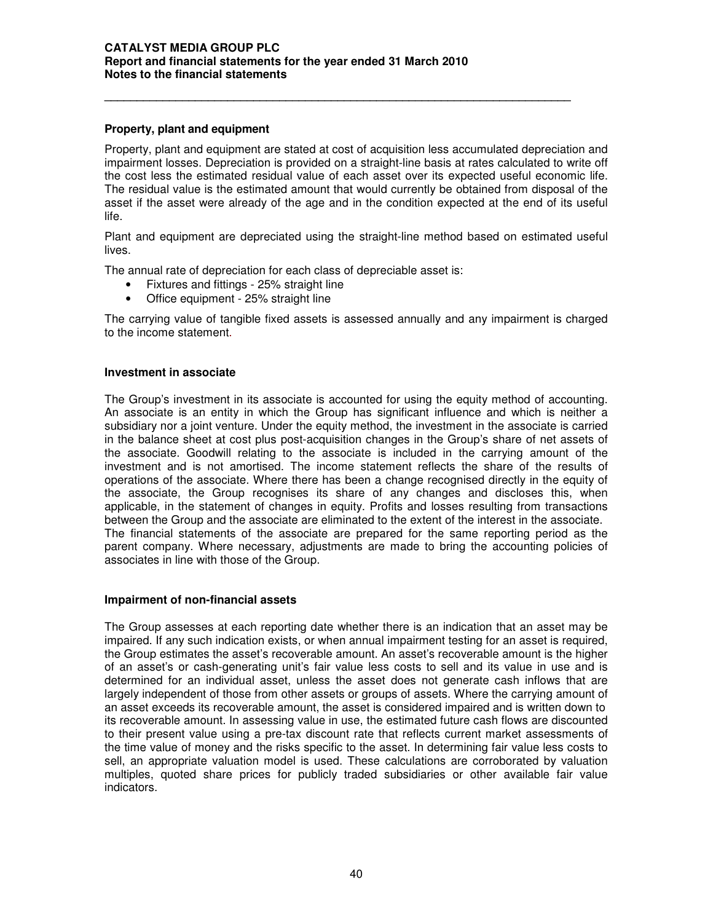### Property, plant and equipment

Property, plant and equipment are stated at cost of acquisition less accumulated depreciation and impairment losses. Depreciation is provided on a straight-line basis at rates calculated to write off the cost less the estimated residual value of each asset over its expected useful economic life. The residual value is the estimated amount that would currently be obtained from disposal of the asset if the asset were already of the age and in the condition expected at the end of its useful life.

Plant and equipment are depreciated using the straight-line method based on estimated useful lives.

The annual rate of depreciation for each class of depreciable asset is:

- Fixtures and fittings - 25% straight line
- Office equipment - 25% straight line

The carrying value of tangible fixed assets is assessed annually and any impairment is charged to the income statement.

### Investment in associate

The Group's investment in its associate is accounted for using the equity method of accounting. An associate is an entity in which the Group has significant influence and which is neither a subsidiary nor a joint venture. Under the equity method, the investment in the associate is carried in the balance sheet at cost plus post-acquisition changes in the Group's share of net assets of the associate. Goodwill relating to the associate is included in the carrying amount of the investment and is not amortised. The income statement reflects the share of the results of operations of the associate. Where there has been a change recognised directly in the equity of the associate, the Group recognises its share of any changes and discloses this, when applicable, in the statement of changes in equity. Profits and losses resulting from transactions between the Group and the associate are eliminated to the extent of the interest in the associate. The financial statements of the associate are prepared for the same reporting period as the parent company. Where necessary, adjustments are made to bring the accounting policies of associates in line with those of the Group.

### Impairment of non-financial assets

The Group assesses at each reporting date whether there is an indication that an asset may be impaired. If any such indication exists, or when annual impairment testing for an asset is required, the Group estimates the asset's recoverable amount. An asset's recoverable amount is the higher of an asset's or cash-generating unit's fair value less costs to sell and its value in use and is determined for an individual asset, unless the asset does not generate cash inflows that are largely independent of those from other assets or groups of assets. Where the carrying amount of an asset exceeds its recoverable amount, the asset is considered impaired and is written down to its recoverable amount. In assessing value in use, the estimated future cash flows are discounted to their present value using a pre-tax discount rate that reflects current market assessments of the time value of money and the risks specific to the asset. In determining fair value less costs to sell, an appropriate valuation model is used. These calculations are corroborated by valuation multiples, quoted share prices for publicly traded subsidiaries or other available fair value indicators.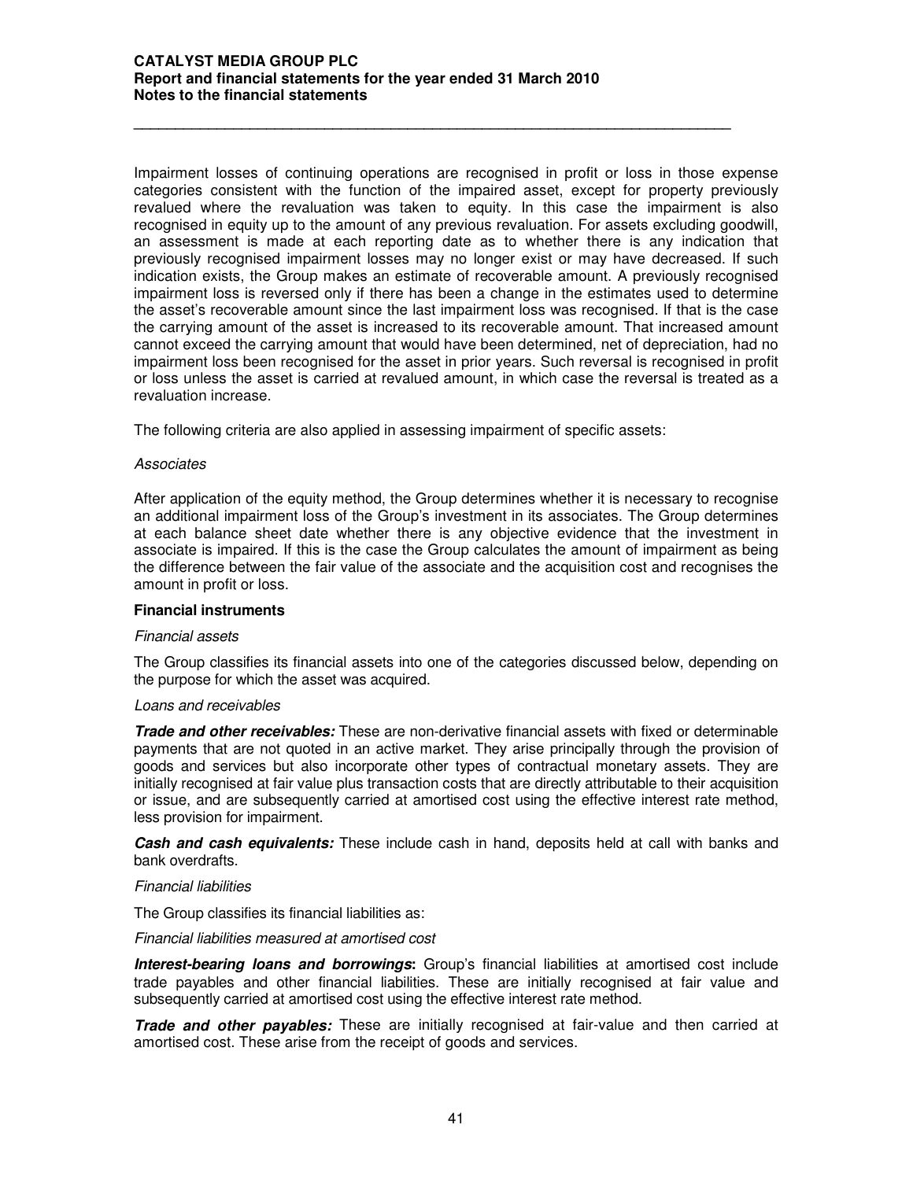Impairment losses of continuing operations are recognised in profit or loss in those expense categories consistent with the function of the impaired asset, except for property previously revalued where the revaluation was taken to equity. In this case the impairment is also recognised in equity up to the amount of any previous revaluation. For assets excluding goodwill, an assessment is made at each reporting date as to whether there is any indication that previously recognised impairment losses may no longer exist or may have decreased. If such indication exists, the Group makes an estimate of recoverable amount. A previously recognised impairment loss is reversed only if there has been a change in the estimates used to determine the asset's recoverable amount since the last impairment loss was recognised. If that is the case the carrying amount of the asset is increased to its recoverable amount. That increased amount cannot exceed the carrying amount that would have been determined, net of depreciation, had no impairment loss been recognised for the asset in prior years. Such reversal is recognised in profit or loss unless the asset is carried at revalued amount, in which case the reversal is treated as a revaluation increase.

The following criteria are also applied in assessing impairment of specific assets:

*Associates*

After application of the equity method, the Group determines whether it is necessary to recognise an additional impairment loss of the Group's investment in its associates. The Group determines at each balance sheet date whether there is any objective evidence that the investment in associate is impaired. If this is the case the Group calculates the amount of impairment as being the difference between the fair value of the associate and the acquisition cost and recognises the amount in profit or loss.

**Financial instruments**

*Financial assets*

The Group classifies its financial assets into one of the categories discussed below, depending on the purpose for which the asset was acquired.

*Loans and receivables*

***Trade and other receivables:*** These are non-derivative financial assets with fixed or determinable payments that are not quoted in an active market. They arise principally through the provision of goods and services but also incorporate other types of contractual monetary assets. They are initially recognised at fair value plus transaction costs that are directly attributable to their acquisition or issue, and are subsequently carried at amortised cost using the effective interest rate method, less provision for impairment.

***Cash and cash equivalents:*** These include cash in hand, deposits held at call with banks and bank overdrafts.

*Financial liabilities*

The Group classifies its financial liabilities as:

*Financial liabilities measured at amortised cost*

***Interest-bearing loans and borrowings*****:** Group's financial liabilities at amortised cost include trade payables and other financial liabilities. These are initially recognised at fair value and subsequently carried at amortised cost using the effective interest rate method.

***Trade and other payables:*** These are initially recognised at fair-value and then carried at amortised cost. These arise from the receipt of goods and services.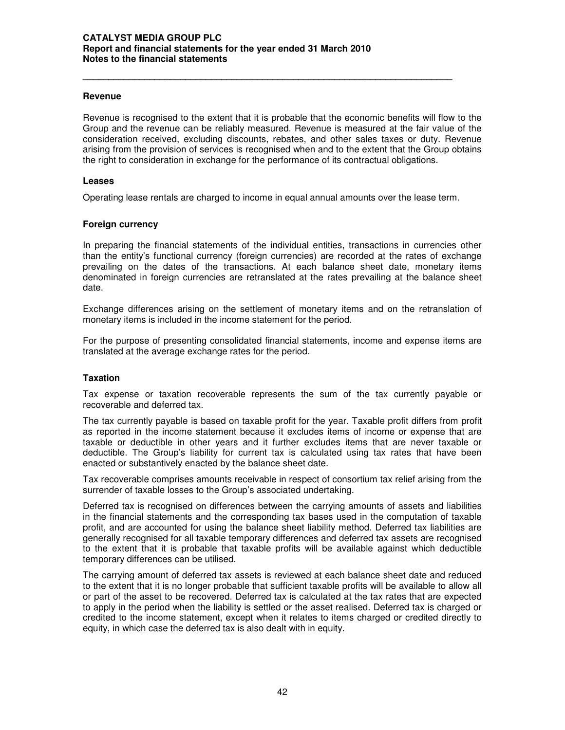## Revenue

Revenue is recognised to the extent that it is probable that the economic benefits will flow to the Group and the revenue can be reliably measured. Revenue is measured at the fair value of the consideration received, excluding discounts, rebates, and other sales taxes or duty. Revenue arising from the provision of services is recognised when and to the extent that the Group obtains the right to consideration in exchange for the performance of its contractual obligations.

## Leases

Operating lease rentals are charged to income in equal annual amounts over the lease term.

## Foreign currency

In preparing the financial statements of the individual entities, transactions in currencies other than the entity's functional currency (foreign currencies) are recorded at the rates of exchange prevailing on the dates of the transactions. At each balance sheet date, monetary items denominated in foreign currencies are retranslated at the rates prevailing at the balance sheet date.

Exchange differences arising on the settlement of monetary items and on the retranslation of monetary items is included in the income statement for the period.

For the purpose of presenting consolidated financial statements, income and expense items are translated at the average exchange rates for the period.

## Taxation

Tax expense or taxation recoverable represents the sum of the tax currently payable or recoverable and deferred tax.

The tax currently payable is based on taxable profit for the year. Taxable profit differs from profit as reported in the income statement because it excludes items of income or expense that are taxable or deductible in other years and it further excludes items that are never taxable or deductible. The Group's liability for current tax is calculated using tax rates that have been enacted or substantively enacted by the balance sheet date.

Tax recoverable comprises amounts receivable in respect of consortium tax relief arising from the surrender of taxable losses to the Group's associated undertaking.

Deferred tax is recognised on differences between the carrying amounts of assets and liabilities in the financial statements and the corresponding tax bases used in the computation of taxable profit, and are accounted for using the balance sheet liability method. Deferred tax liabilities are generally recognised for all taxable temporary differences and deferred tax assets are recognised to the extent that it is probable that taxable profits will be available against which deductible temporary differences can be utilised.

The carrying amount of deferred tax assets is reviewed at each balance sheet date and reduced to the extent that it is no longer probable that sufficient taxable profits will be available to allow all or part of the asset to be recovered. Deferred tax is calculated at the tax rates that are expected to apply in the period when the liability is settled or the asset realised. Deferred tax is charged or credited to the income statement, except when it relates to items charged or credited directly to equity, in which case the deferred tax is also dealt with in equity.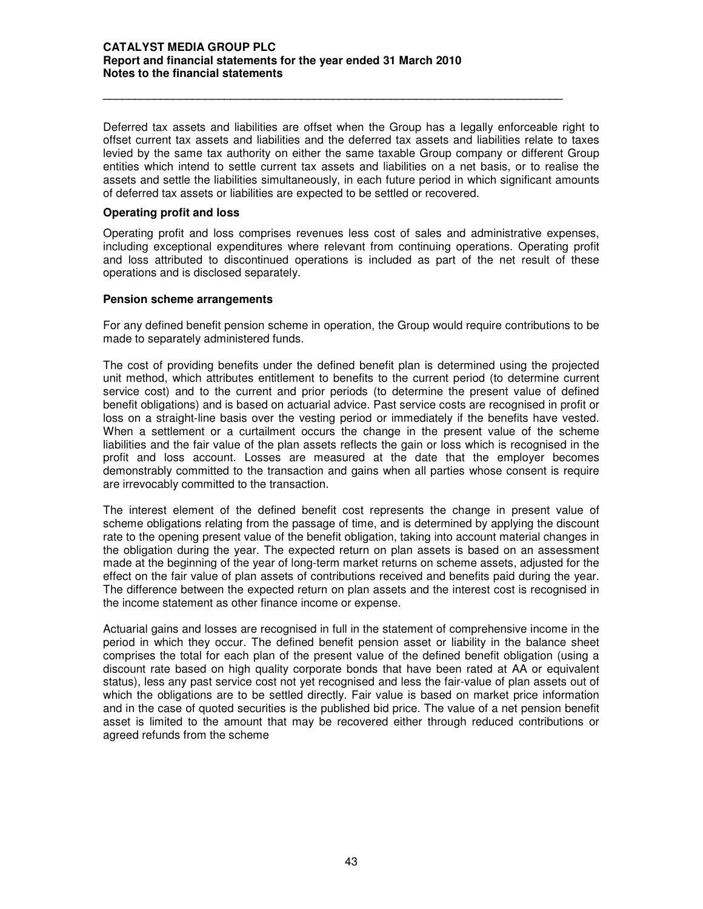Deferred tax assets and liabilities are offset when the Group has a legally enforceable right to offset current tax assets and liabilities and the deferred tax assets and liabilities relate to taxes levied by the same tax authority on either the same taxable Group company or different Group entities which intend to settle current tax assets and liabilities on a net basis, or to realise the assets and settle the liabilities simultaneously, in each future period in which significant amounts of deferred tax assets or liabilities are expected to be settled or recovered.

**Operating profit and loss**

Operating profit and loss comprises revenues less cost of sales and administrative expenses, including exceptional expenditures where relevant from continuing operations. Operating profit and loss attributed to discontinued operations is included as part of the net result of these operations and is disclosed separately.

**Pension scheme arrangements**

For any defined benefit pension scheme in operation, the Group would require contributions to be made to separately administered funds.

The cost of providing benefits under the defined benefit plan is determined using the projected unit method, which attributes entitlement to benefits to the current period (to determine current service cost) and to the current and prior periods (to determine the present value of defined benefit obligations) and is based on actuarial advice. Past service costs are recognised in profit or loss on a straight-line basis over the vesting period or immediately if the benefits have vested. When a settlement or a curtailment occurs the change in the present value of the scheme liabilities and the fair value of the plan assets reflects the gain or loss which is recognised in the profit and loss account. Losses are measured at the date that the employer becomes demonstrably committed to the transaction and gains when all parties whose consent is require are irrevocably committed to the transaction.

The interest element of the defined benefit cost represents the change in present value of scheme obligations relating from the passage of time, and is determined by applying the discount rate to the opening present value of the benefit obligation, taking into account material changes in the obligation during the year. The expected return on plan assets is based on an assessment made at the beginning of the year of long-term market returns on scheme assets, adjusted for the effect on the fair value of plan assets of contributions received and benefits paid during the year. The difference between the expected return on plan assets and the interest cost is recognised in the income statement as other finance income or expense.

Actuarial gains and losses are recognised in full in the statement of comprehensive income in the period in which they occur. The defined benefit pension asset or liability in the balance sheet comprises the total for each plan of the present value of the defined benefit obligation (using a discount rate based on high quality corporate bonds that have been rated at AA or equivalent status), less any past service cost not yet recognised and less the fair-value of plan assets out of which the obligations are to be settled directly. Fair value is based on market price information and in the case of quoted securities is the published bid price. The value of a net pension benefit asset is limited to the amount that may be recovered either through reduced contributions or agreed refunds from the scheme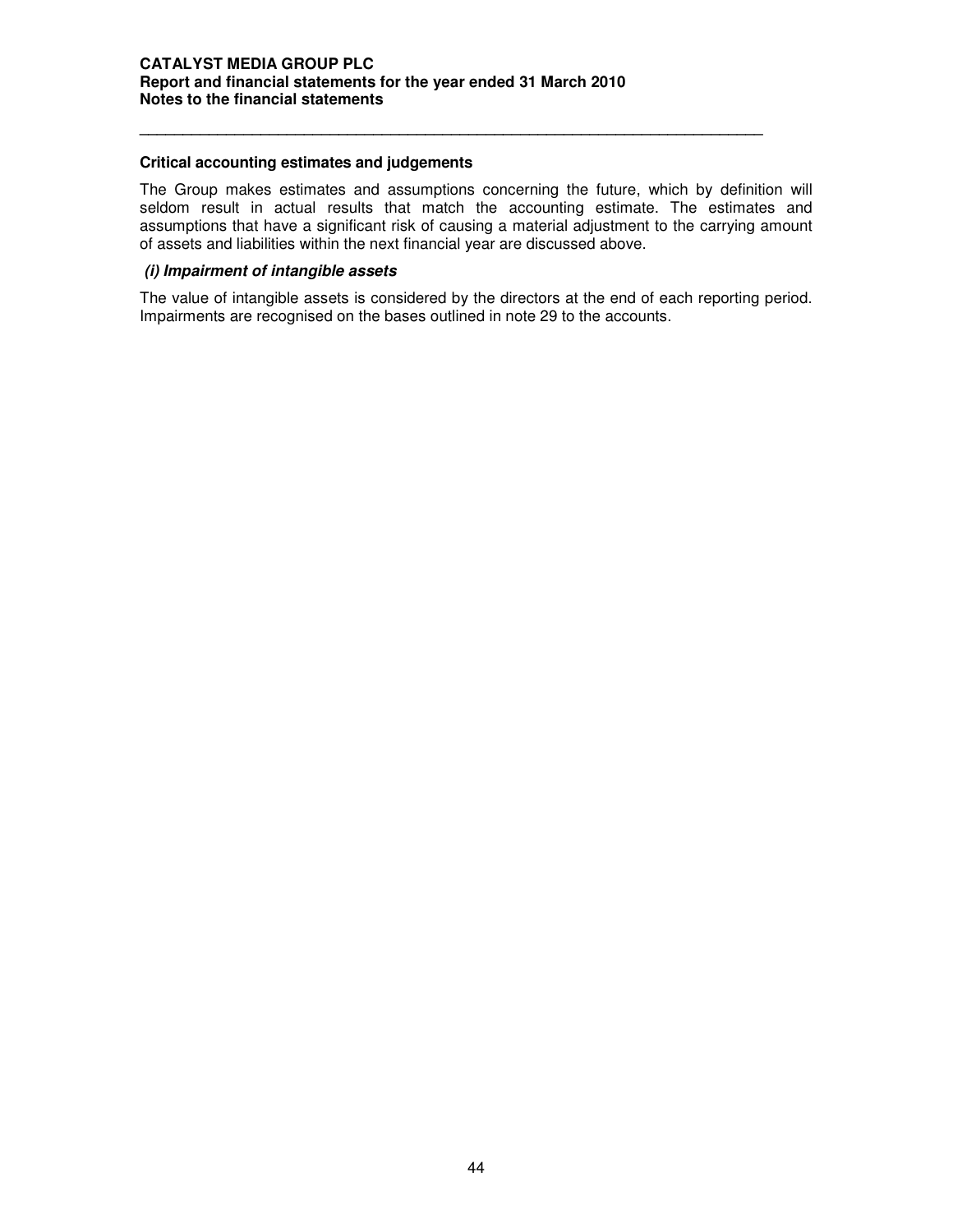## Critical accounting estimates and judgements

The Group makes estimates and assumptions concerning the future, which by definition will seldom result in actual results that match the accounting estimate. The estimates and assumptions that have a significant risk of causing a material adjustment to the carrying amount of assets and liabilities within the next financial year are discussed above.

***(i) Impairment of intangible assets***

The value of intangible assets is considered by the directors at the end of each reporting period. Impairments are recognised on the bases outlined in note 29 to the accounts.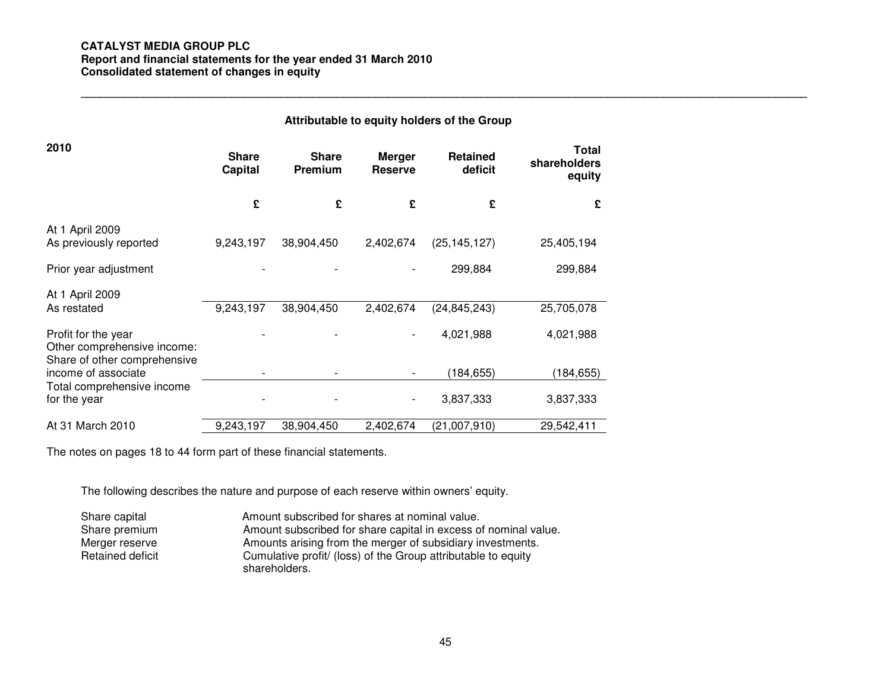**CATALYST MEDIA GROUP PLC**
**Report and financial statements for the year ended 31 March 2010**
**Consolidated statement of changes in equity**

**Attributable to equity holders of the Group**

| **2010** | **Share Capital** | **Share Premium** | **Merger Reserve** | **Retained deficit** | **Total shareholders equity** |
|---|---|---|---|---|---|
| | **£** | **£** | **£** | **£** | **£** |
| At 1 April 2009 As previously reported | 9,243,197 | 38,904,450 | 2,402,674 | (25,145,127) | 25,405,194 |
| Prior year adjustment | - | - | - | 299,884 | 299,884 |
| At 1 April 2009 As restated | 9,243,197 | 38,904,450 | 2,402,674 | (24,845,243) | 25,705,078 |
| Profit for the year | - | - | - | 4,021,988 | 4,021,988 |
| Other comprehensive income: Share of other comprehensive income of associate | - | - | - | (184,655) | (184,655) |
| Total comprehensive income for the year | - | - | - | 3,837,333 | 3,837,333 |
| At 31 March 2010 | 9,243,197 | 38,904,450 | 2,402,674 | (21,007,910) | 29,542,411 |

The notes on pages 18 to 44 form part of these financial statements.

The following describes the nature and purpose of each reserve within owners' equity.

| | |
|---|---|
| Share capital | Amount subscribed for shares at nominal value. |
| Share premium | Amount subscribed for share capital in excess of nominal value. |
| Merger reserve | Amounts arising from the merger of subsidiary investments. |
| Retained deficit | Cumulative profit/ (loss) of the Group attributable to equity shareholders. |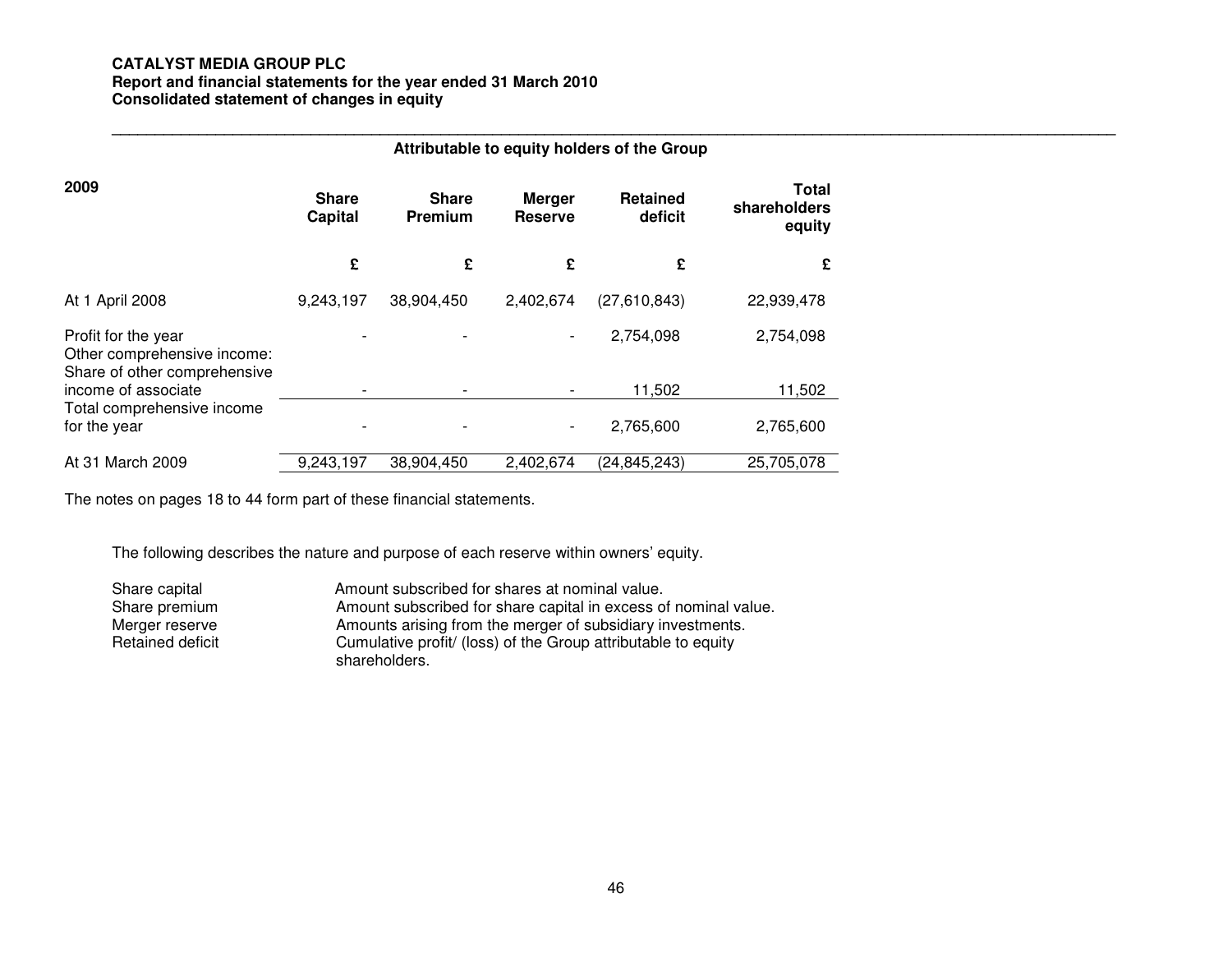**CATALYST MEDIA GROUP PLC**
**Report and financial statements for the year ended 31 March 2010**
**Consolidated statement of changes in equity**

| 2009 | Attributable to equity holders of the Group | | | | |
|---|---|---|---|---|---|
| | **Share Capital** | **Share Premium** | **Merger Reserve** | **Retained deficit** | **Total shareholders equity** |
| | **£** | **£** | **£** | **£** | **£** |
| At 1 April 2008 | 9,243,197 | 38,904,450 | 2,402,674 | (27,610,843) | 22,939,478 |
| Profit for the year | - | - | - | 2,754,098 | 2,754,098 |
| Other comprehensive income: | | | | | |
| Share of other comprehensive income of associate | - | - | - | 11,502 | 11,502 |
| Total comprehensive income for the year | - | - | - | 2,765,600 | 2,765,600 |
| At 31 March 2009 | 9,243,197 | 38,904,450 | 2,402,674 | (24,845,243) | 25,705,078 |

The notes on pages 18 to 44 form part of these financial statements.

The following describes the nature and purpose of each reserve within owners' equity.

| | |
|---|---|
| Share capital | Amount subscribed for shares at nominal value. |
| Share premium | Amount subscribed for share capital in excess of nominal value. |
| Merger reserve | Amounts arising from the merger of subsidiary investments. |
| Retained deficit | Cumulative profit/ (loss) of the Group attributable to equity shareholders. |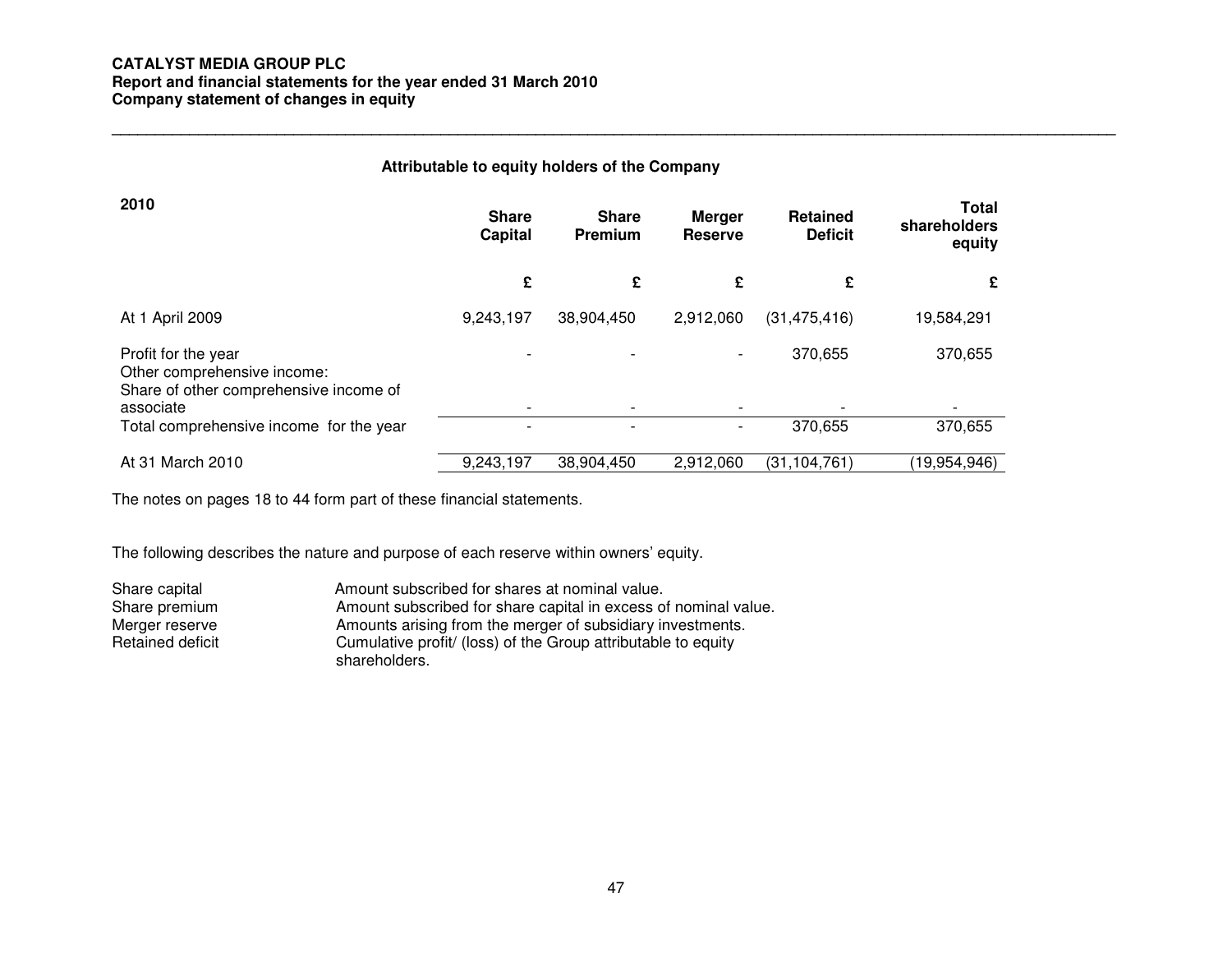**CATALYST MEDIA GROUP PLC**
**Report and financial statements for the year ended 31 March 2010**
**Company statement of changes in equity**

**Attributable to equity holders of the Company**

| 2010 | Share Capital | Share Premium | Merger Reserve | Retained Deficit | Total shareholders equity |
|---|---|---|---|---|---|
| | £ | £ | £ | £ | £ |
| At 1 April 2009 | 9,243,197 | 38,904,450 | 2,912,060 | (31,475,416) | 19,584,291 |
| Profit for the year | - | - | - | 370,655 | 370,655 |
| Other comprehensive income: | | | | | |
| Share of other comprehensive income of associate | - | - | - | - | - |
| Total comprehensive income for the year | - | - | - | 370,655 | 370,655 |
| At 31 March 2010 | 9,243,197 | 38,904,450 | 2,912,060 | (31,104,761) | (19,954,946) |

The notes on pages 18 to 44 form part of these financial statements.

The following describes the nature and purpose of each reserve within owners' equity.

| | |
|---|---|
| Share capital | Amount subscribed for shares at nominal value. |
| Share premium | Amount subscribed for share capital in excess of nominal value. |
| Merger reserve | Amounts arising from the merger of subsidiary investments. |
| Retained deficit | Cumulative profit/ (loss) of the Group attributable to equity shareholders. |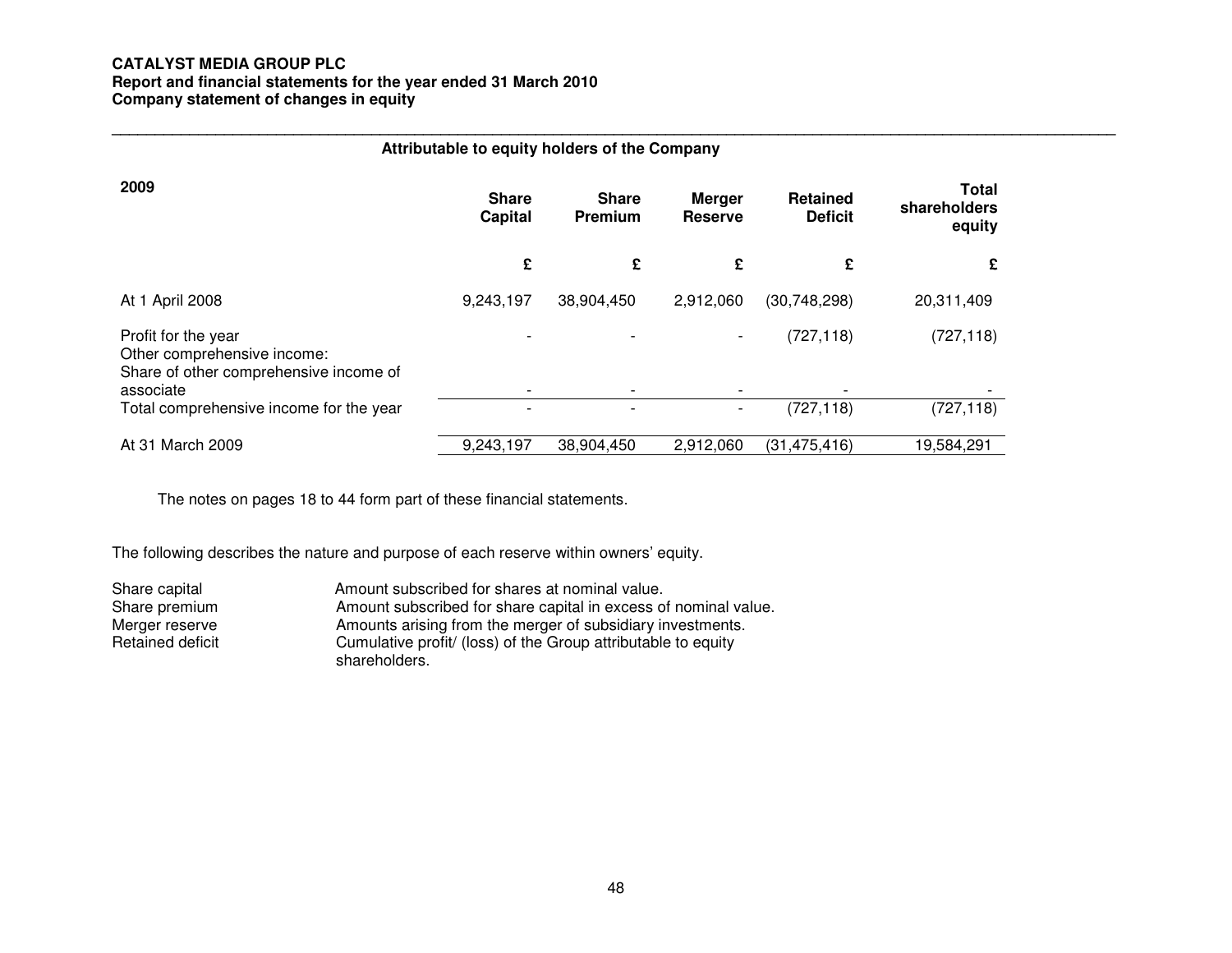**CATALYST MEDIA GROUP PLC**
**Report and financial statements for the year ended 31 March 2010**
**Company statement of changes in equity**

| | Attributable to equity holders of the Company | | | | |
|---|---|---|---|---|---|
| **2009** | **Share Capital** | **Share Premium** | **Merger Reserve** | **Retained Deficit** | **Total shareholders equity** |
| | **£** | **£** | **£** | **£** | **£** |
| At 1 April 2008 | 9,243,197 | 38,904,450 | 2,912,060 | (30,748,298) | 20,311,409 |
| Profit for the year | - | - | - | (727,118) | (727,118) |
| Other comprehensive income: | | | | | |
| Share of other comprehensive income of associate | - | - | - | - | - |
| Total comprehensive income for the year | - | - | - | (727,118) | (727,118) |
| At 31 March 2009 | 9,243,197 | 38,904,450 | 2,912,060 | (31,475,416) | 19,584,291 |

The notes on pages 18 to 44 form part of these financial statements.

The following describes the nature and purpose of each reserve within owners' equity.

| | |
|---|---|
| Share capital | Amount subscribed for shares at nominal value. |
| Share premium | Amount subscribed for share capital in excess of nominal value. |
| Merger reserve | Amounts arising from the merger of subsidiary investments. |
| Retained deficit | Cumulative profit/ (loss) of the Group attributable to equity shareholders. |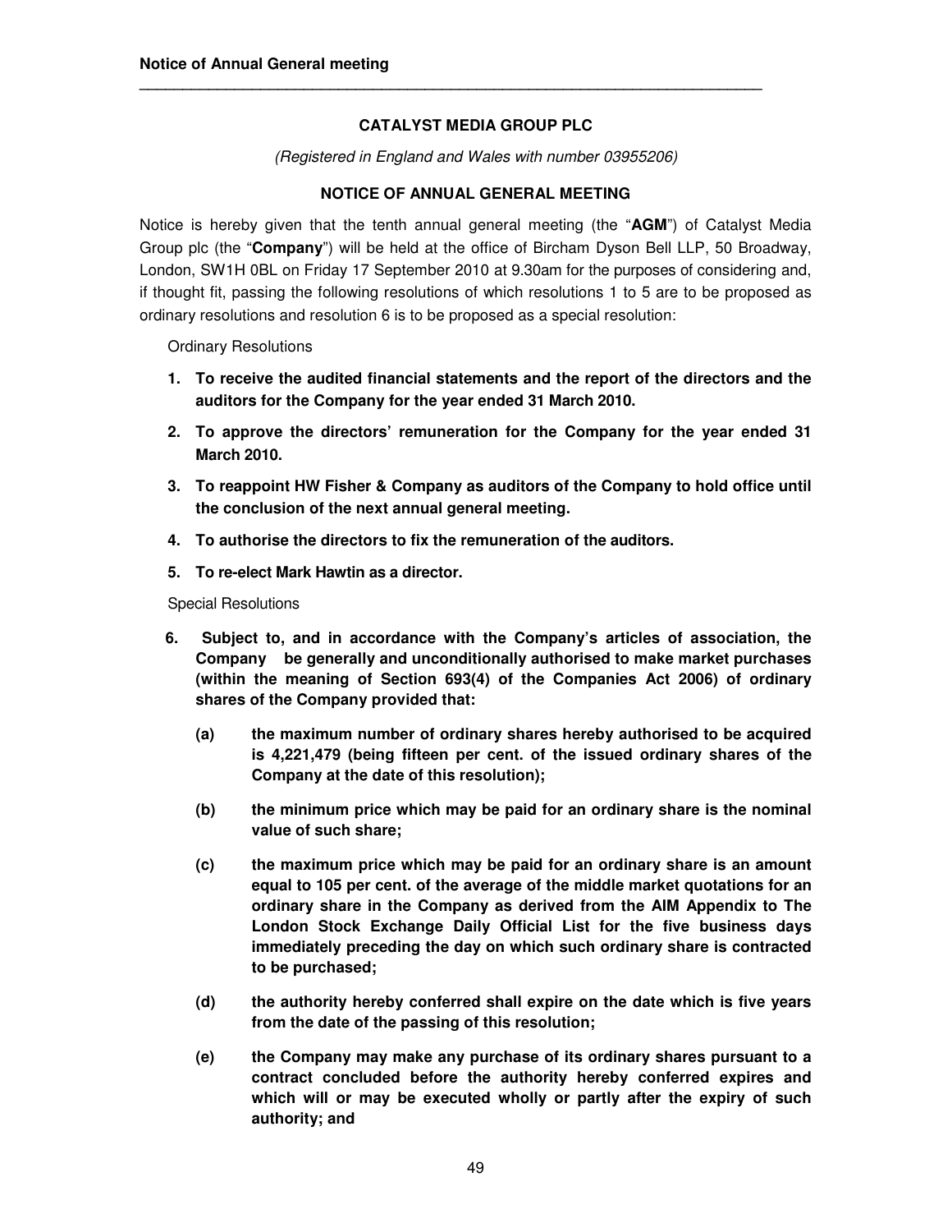**CATALYST MEDIA GROUP PLC**

*(Registered in England and Wales with number 03955206)*

**NOTICE OF ANNUAL GENERAL MEETING**

Notice is hereby given that the tenth annual general meeting (the "**AGM**") of Catalyst Media Group plc (the "**Company**") will be held at the office of Bircham Dyson Bell LLP, 50 Broadway, London, SW1H 0BL on Friday 17 September 2010 at 9.30am for the purposes of considering and, if thought fit, passing the following resolutions of which resolutions 1 to 5 are to be proposed as ordinary resolutions and resolution 6 is to be proposed as a special resolution:

Ordinary Resolutions

1. **To receive the audited financial statements and the report of the directors and the auditors for the Company for the year ended 31 March 2010.**
2. **To approve the directors' remuneration for the Company for the year ended 31 March 2010.**
3. **To reappoint HW Fisher & Company as auditors of the Company to hold office until the conclusion of the next annual general meeting.**
4. **To authorise the directors to fix the remuneration of the auditors.**
5. **To re-elect Mark Hawtin as a director.**

Special Resolutions

6. **Subject to, and in accordance with the Company's articles of association, the Company be generally and unconditionally authorised to make market purchases (within the meaning of Section 693(4) of the Companies Act 2006) of ordinary shares of the Company provided that:**

   **(a) the maximum number of ordinary shares hereby authorised to be acquired is 4,221,479 (being fifteen per cent. of the issued ordinary shares of the Company at the date of this resolution);**

   **(b) the minimum price which may be paid for an ordinary share is the nominal value of such share;**

   **(c) the maximum price which may be paid for an ordinary share is an amount equal to 105 per cent. of the average of the middle market quotations for an ordinary share in the Company as derived from the AIM Appendix to The London Stock Exchange Daily Official List for the five business days immediately preceding the day on which such ordinary share is contracted to be purchased;**

   **(d) the authority hereby conferred shall expire on the date which is five years from the date of the passing of this resolution;**

   **(e) the Company may make any purchase of its ordinary shares pursuant to a contract concluded before the authority hereby conferred expires and which will or may be executed wholly or partly after the expiry of such authority; and**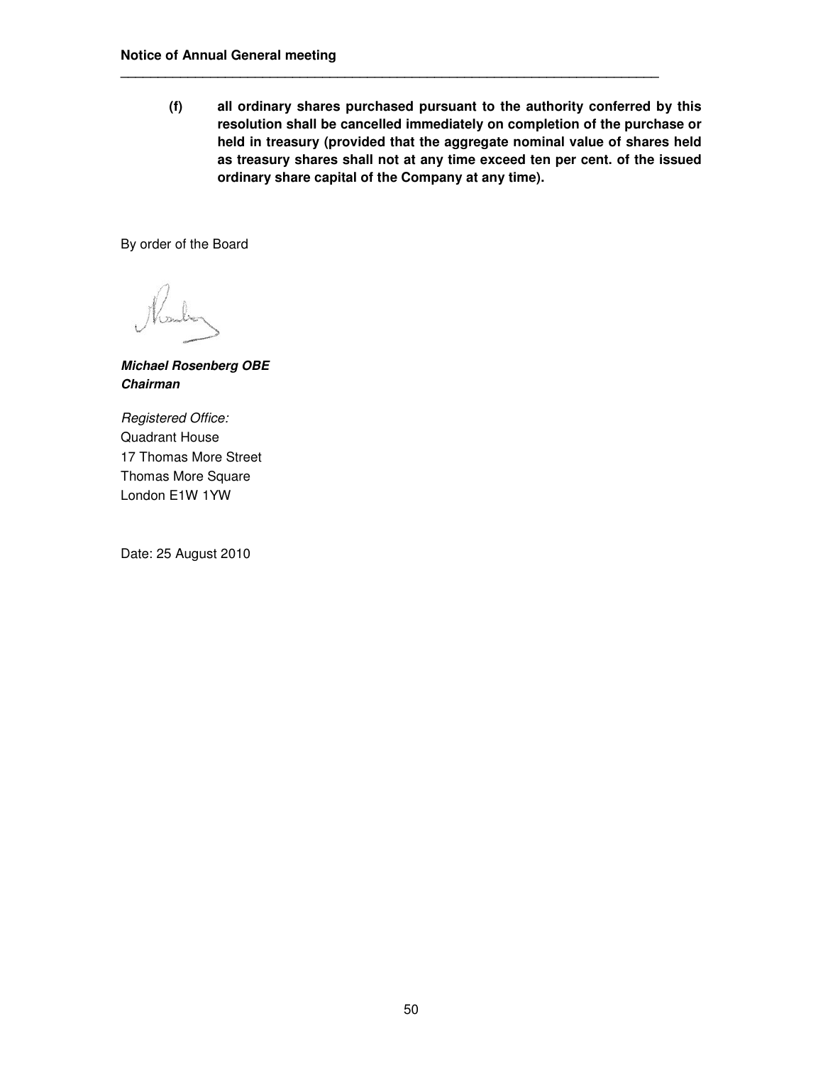**(f) all ordinary shares purchased pursuant to the authority conferred by this resolution shall be cancelled immediately on completion of the purchase or held in treasury (provided that the aggregate nominal value of shares held as treasury shares shall not at any time exceed ten per cent. of the issued ordinary share capital of the Company at any time).**

By order of the Board

***Michael Rosenberg OBE***
***Chairman***

*Registered Office:*
Quadrant House
17 Thomas More Street
Thomas More Square
London E1W 1YW

Date: 25 August 2010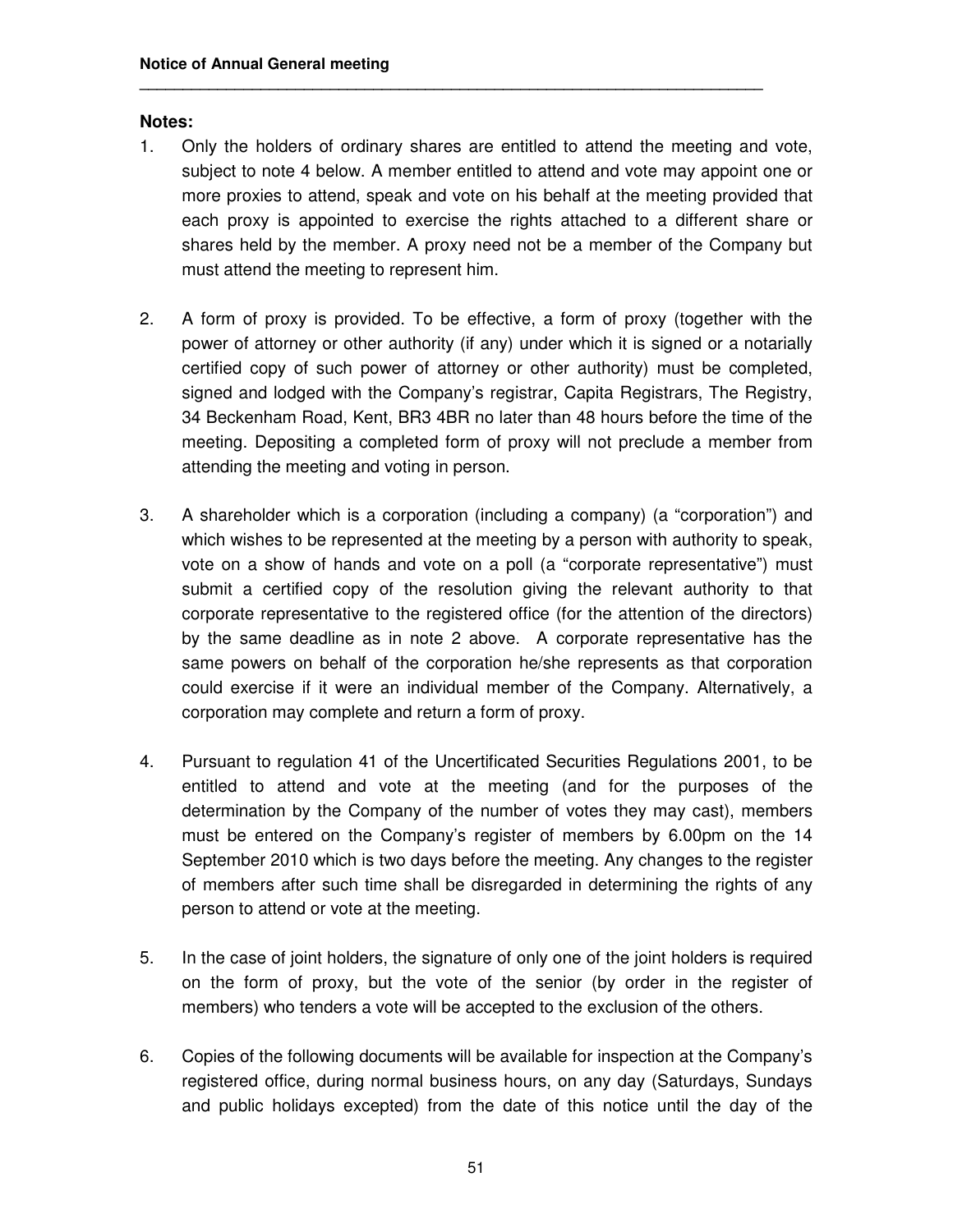**Notes:**

1. Only the holders of ordinary shares are entitled to attend the meeting and vote, subject to note 4 below. A member entitled to attend and vote may appoint one or more proxies to attend, speak and vote on his behalf at the meeting provided that each proxy is appointed to exercise the rights attached to a different share or shares held by the member. A proxy need not be a member of the Company but must attend the meeting to represent him.

2. A form of proxy is provided. To be effective, a form of proxy (together with the power of attorney or other authority (if any) under which it is signed or a notarially certified copy of such power of attorney or other authority) must be completed, signed and lodged with the Company's registrar, Capita Registrars, The Registry, 34 Beckenham Road, Kent, BR3 4BR no later than 48 hours before the time of the meeting. Depositing a completed form of proxy will not preclude a member from attending the meeting and voting in person.

3. A shareholder which is a corporation (including a company) (a "corporation") and which wishes to be represented at the meeting by a person with authority to speak, vote on a show of hands and vote on a poll (a "corporate representative") must submit a certified copy of the resolution giving the relevant authority to that corporate representative to the registered office (for the attention of the directors) by the same deadline as in note 2 above. A corporate representative has the same powers on behalf of the corporation he/she represents as that corporation could exercise if it were an individual member of the Company. Alternatively, a corporation may complete and return a form of proxy.

4. Pursuant to regulation 41 of the Uncertificated Securities Regulations 2001, to be entitled to attend and vote at the meeting (and for the purposes of the determination by the Company of the number of votes they may cast), members must be entered on the Company's register of members by 6.00pm on the 14 September 2010 which is two days before the meeting. Any changes to the register of members after such time shall be disregarded in determining the rights of any person to attend or vote at the meeting.

5. In the case of joint holders, the signature of only one of the joint holders is required on the form of proxy, but the vote of the senior (by order in the register of members) who tenders a vote will be accepted to the exclusion of the others.

6. Copies of the following documents will be available for inspection at the Company's registered office, during normal business hours, on any day (Saturdays, Sundays and public holidays excepted) from the date of this notice until the day of the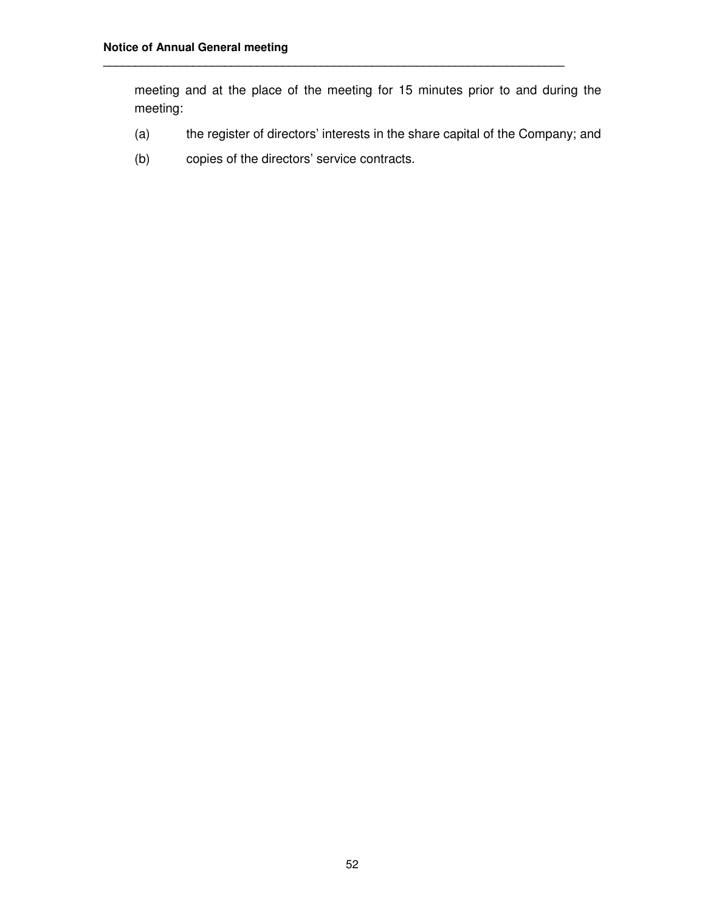meeting and at the place of the meeting for 15 minutes prior to and during the meeting:

(a) the register of directors’ interests in the share capital of the Company; and

(b) copies of the directors’ service contracts.